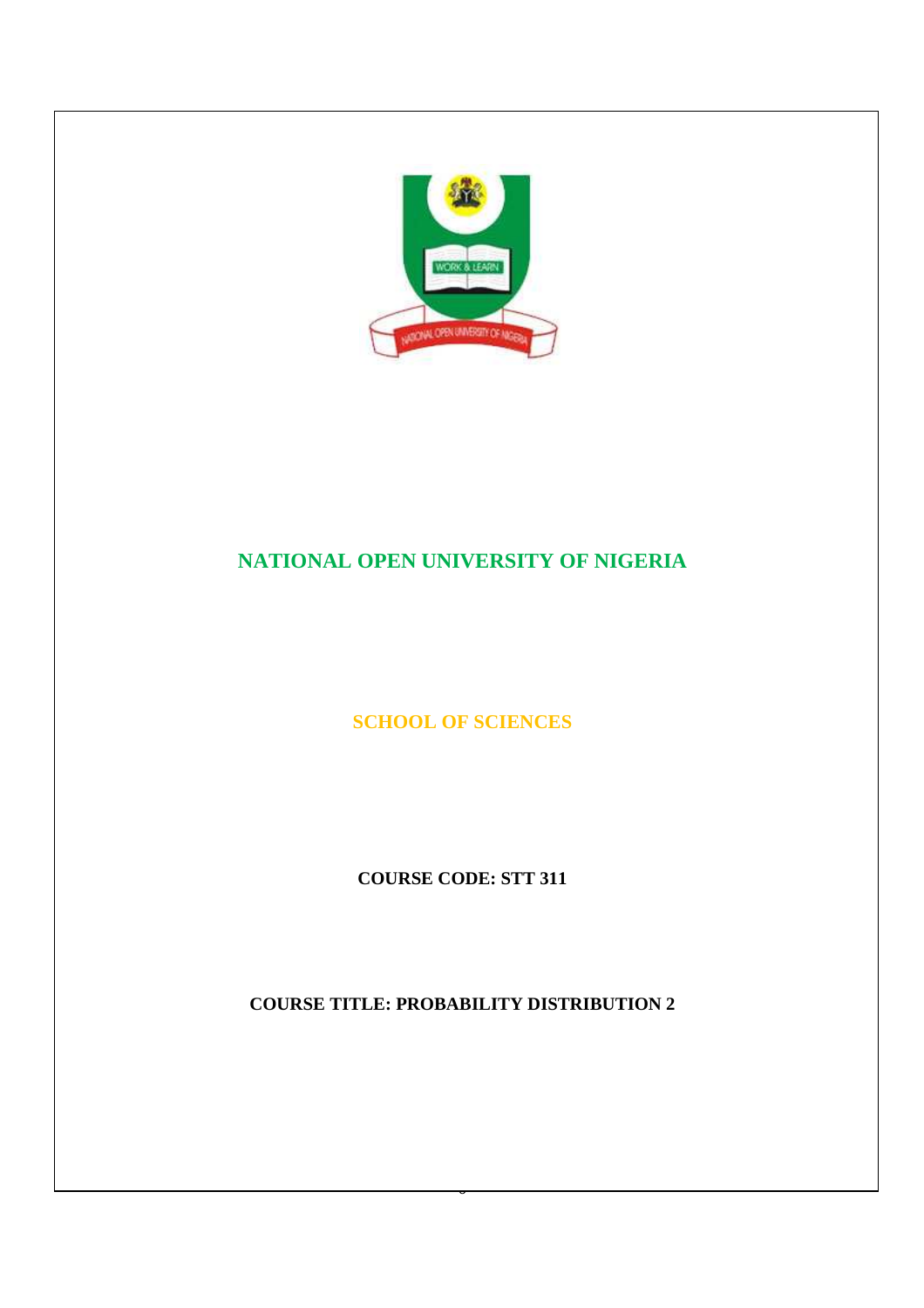# NATIONAL OPEN UNIVERSITY OF NIGERIA

## SCHOOL OF SCIENCES

**COURSE CODE: STT 311**

**COURSE TITLE: PROBABILITY DISTRIBUTION 2**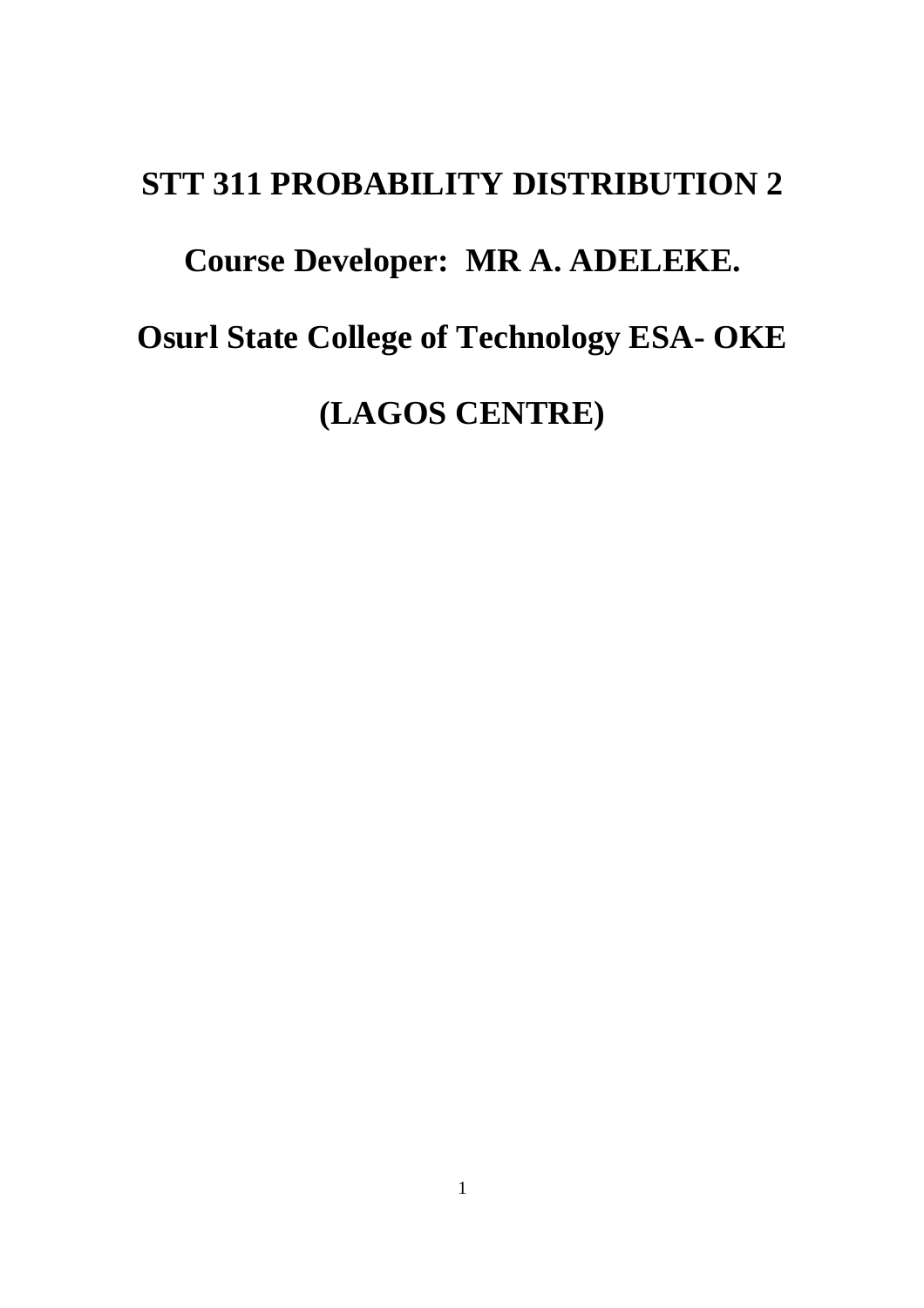# STT 311 PROBABILITY DISTRIBUTION 2

# Course Developer: MR A. ADELEKE.

# Osurl State College of Technology ESA- OKE

# (LAGOS CENTRE)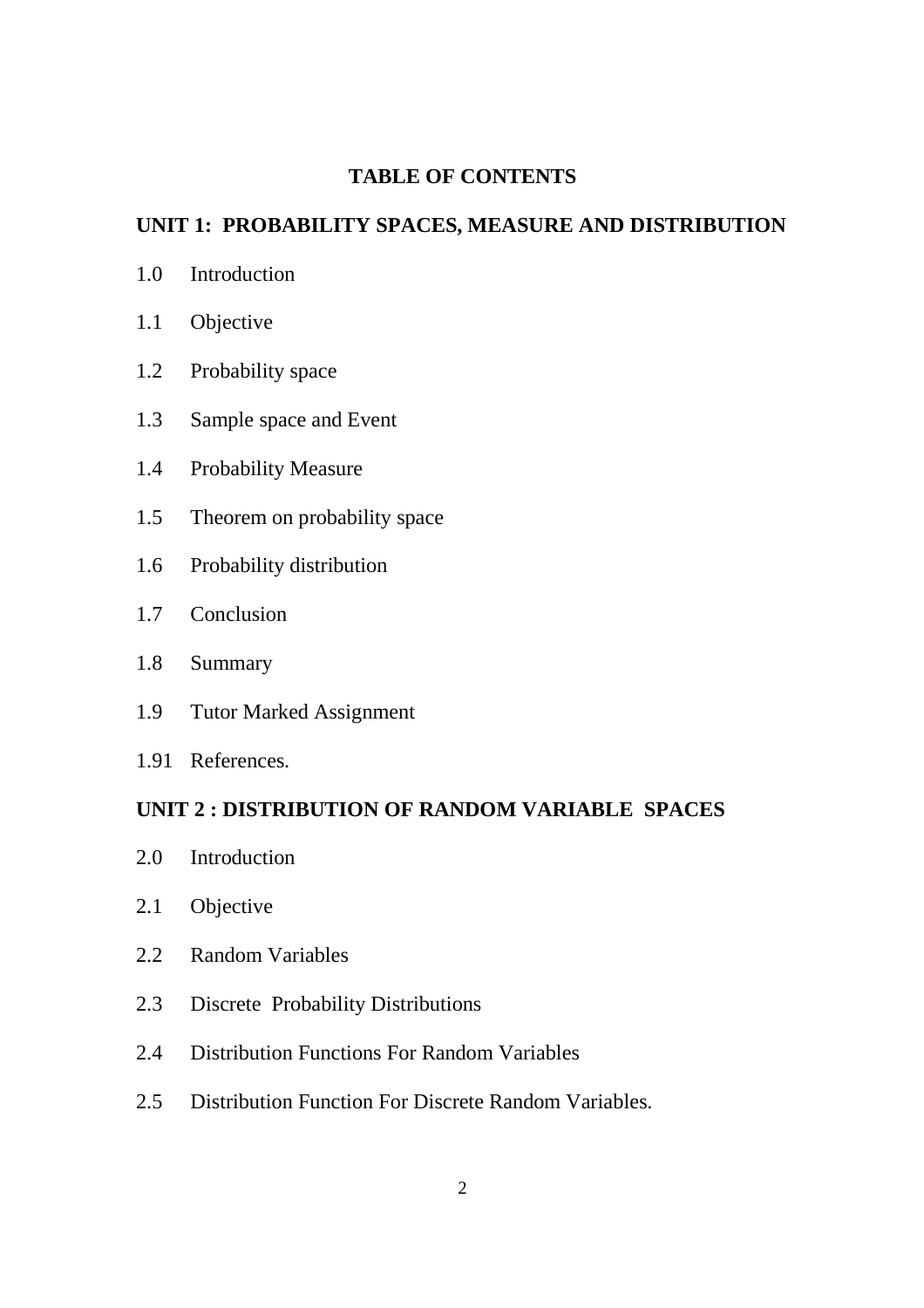# TABLE OF CONTENTS

## UNIT 1: PROBABILITY SPACES, MEASURE AND DISTRIBUTION

1.0 Introduction

1.1 Objective

1.2 Probability space

1.3 Sample space and Event

1.4 Probability Measure

1.5 Theorem on probability space

1.6 Probability distribution

1.7 Conclusion

1.8 Summary

1.9 Tutor Marked Assignment

1.91 References.

## UNIT 2 : DISTRIBUTION OF RANDOM VARIABLE SPACES

2.0 Introduction

2.1 Objective

2.2 Random Variables

2.3 Discrete Probability Distributions

2.4 Distribution Functions For Random Variables

2.5 Distribution Function For Discrete Random Variables.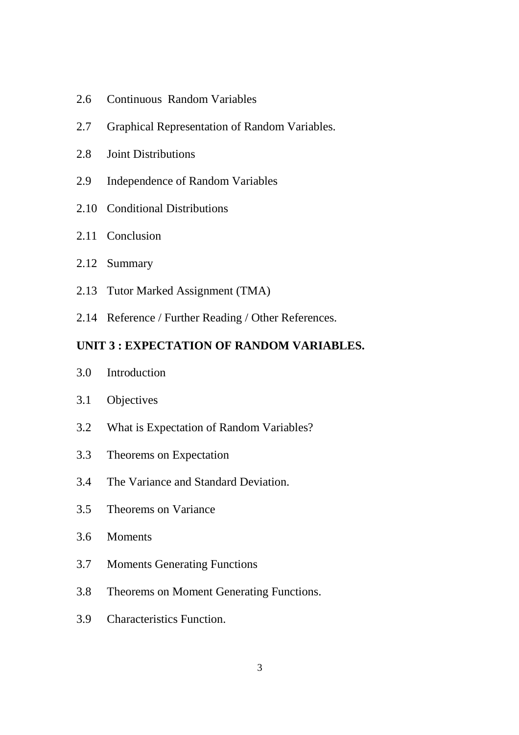2.6 Continuous Random Variables

2.7 Graphical Representation of Random Variables.

2.8 Joint Distributions

2.9 Independence of Random Variables

2.10 Conditional Distributions

2.11 Conclusion

2.12 Summary

2.13 Tutor Marked Assignment (TMA)

2.14 Reference / Further Reading / Other References.

**UNIT 3 : EXPECTATION OF RANDOM VARIABLES.**

3.0 Introduction

3.1 Objectives

3.2 What is Expectation of Random Variables?

3.3 Theorems on Expectation

3.4 The Variance and Standard Deviation.

3.5 Theorems on Variance

3.6 Moments

3.7 Moments Generating Functions

3.8 Theorems on Moment Generating Functions.

3.9 Characteristics Function.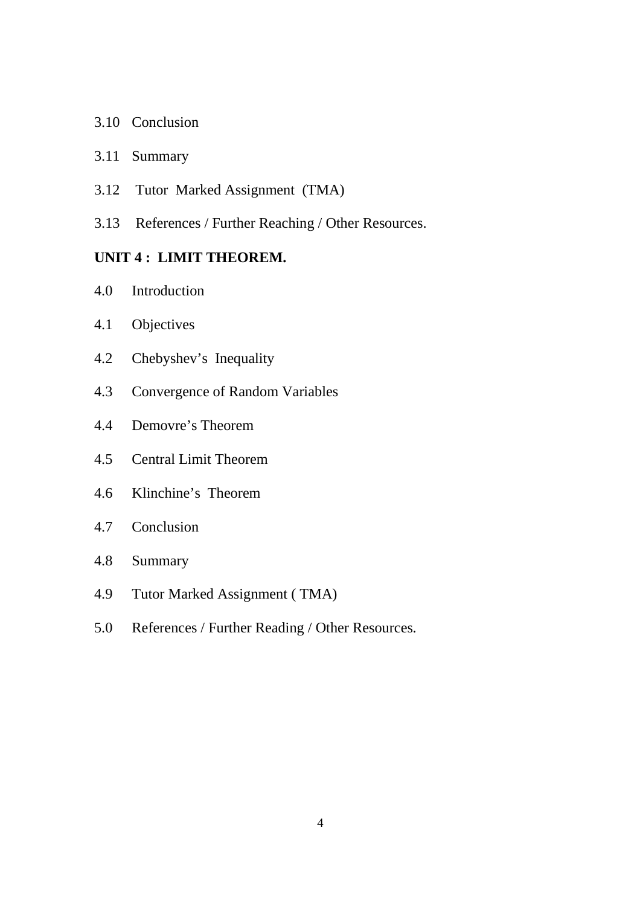3.10 Conclusion

3.11 Summary

3.12 Tutor Marked Assignment (TMA)

3.13 References / Further Reaching / Other Resources.

**UNIT 4 : LIMIT THEOREM.**

4.0 Introduction

4.1 Objectives

4.2 Chebyshev's Inequality

4.3 Convergence of Random Variables

4.4 Demovre's Theorem

4.5 Central Limit Theorem

4.6 Klinchine's Theorem

4.7 Conclusion

4.8 Summary

4.9 Tutor Marked Assignment ( TMA)

5.0 References / Further Reading / Other Resources.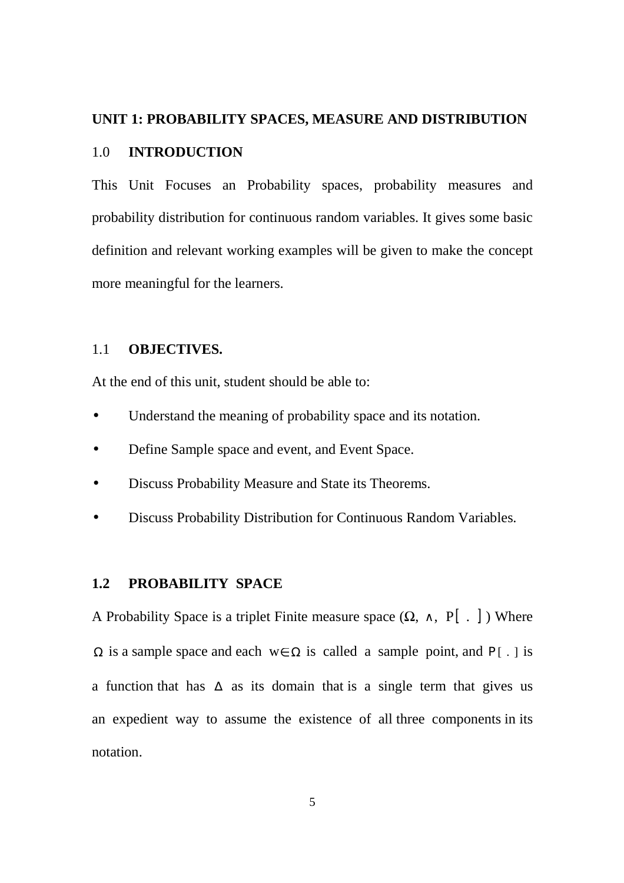## UNIT 1: PROBABILITY SPACES, MEASURE AND DISTRIBUTION

### 1.0 INTRODUCTION

This Unit Focuses an Probability spaces, probability measures and probability distribution for continuous random variables. It gives some basic definition and relevant working examples will be given to make the concept more meaningful for the learners.

### 1.1 OBJECTIVES.

At the end of this unit, student should be able to:

- Understand the meaning of probability space and its notation.
- Define Sample space and event, and Event Space.
- Discuss Probability Measure and State its Theorems.
- Discuss Probability Distribution for Continuous Random Variables.

### 1.2 PROBABILITY SPACE

A Probability Space is a triplet Finite measure space ($\Omega$, $\wedge$, $P[\ .\ ]$) Where $\Omega$ is a sample space and each $w \in \Omega$ is called a sample point, and $P[\ .\ ]$ is a function that has $\Delta$ as its domain that is a single term that gives us an expedient way to assume the existence of all three components in its notation.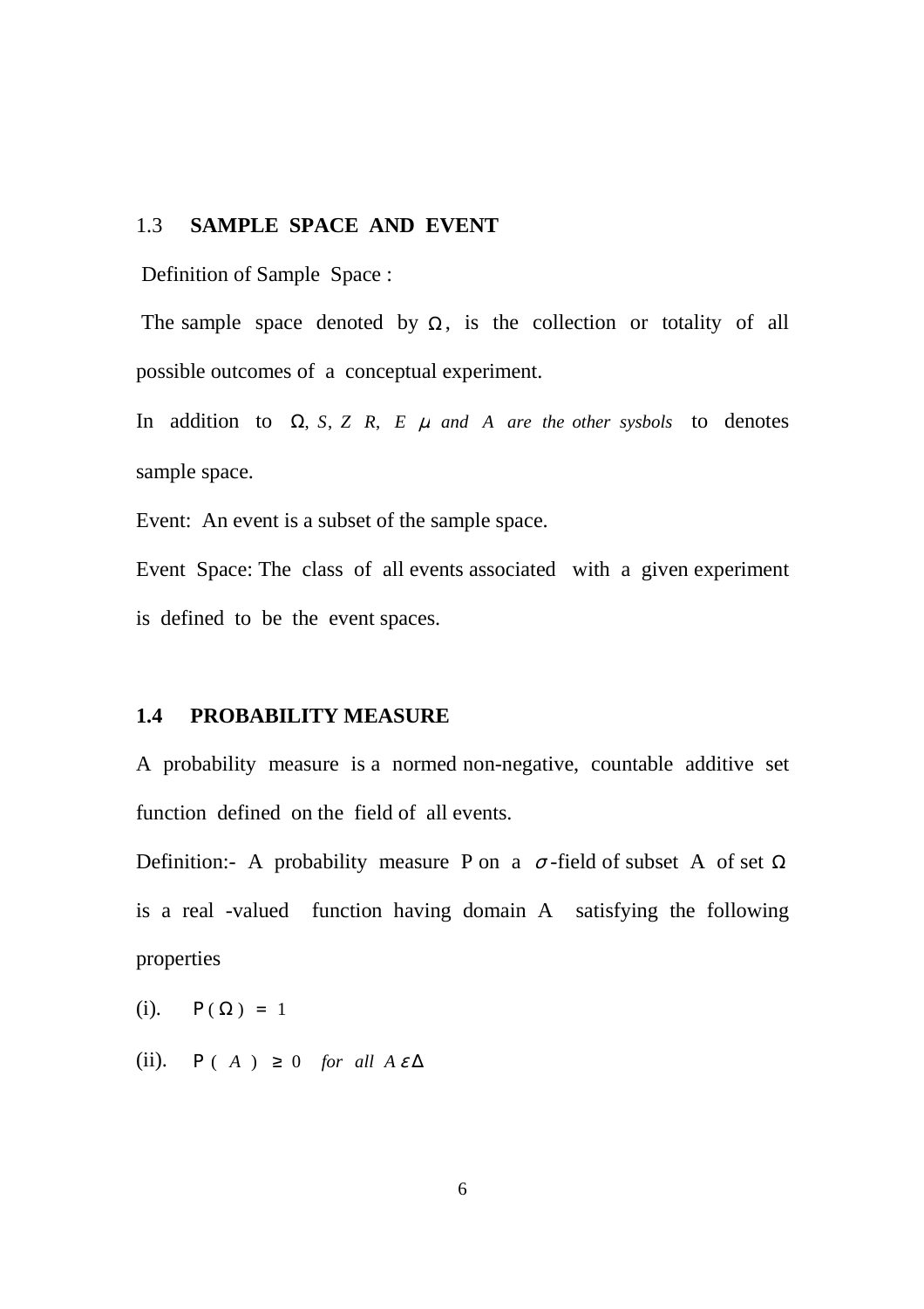## 1.3 SAMPLE SPACE AND EVENT

Definition of Sample Space :

The sample space denoted by $\Omega$, is the collection or totality of all possible outcomes of a conceptual experiment.

In addition to $\Omega$, *S, Z R, E $\mu$ and A are the other sysbols* to denotes sample space.

Event: An event is a subset of the sample space.

Event Space: The class of all events associated with a given experiment is defined to be the event spaces.

## 1.4 PROBABILITY MEASURE

A probability measure is a normed non-negative, countable additive set function defined on the field of all events.

Definition:- A probability measure P on a $\sigma$-field of subset A of set $\Omega$ is a real -valued function having domain A satisfying the following properties

(i). $P(\Omega) = 1$

(ii). $P(A) \geq 0$ *for all* $A \,\varepsilon\, \Delta$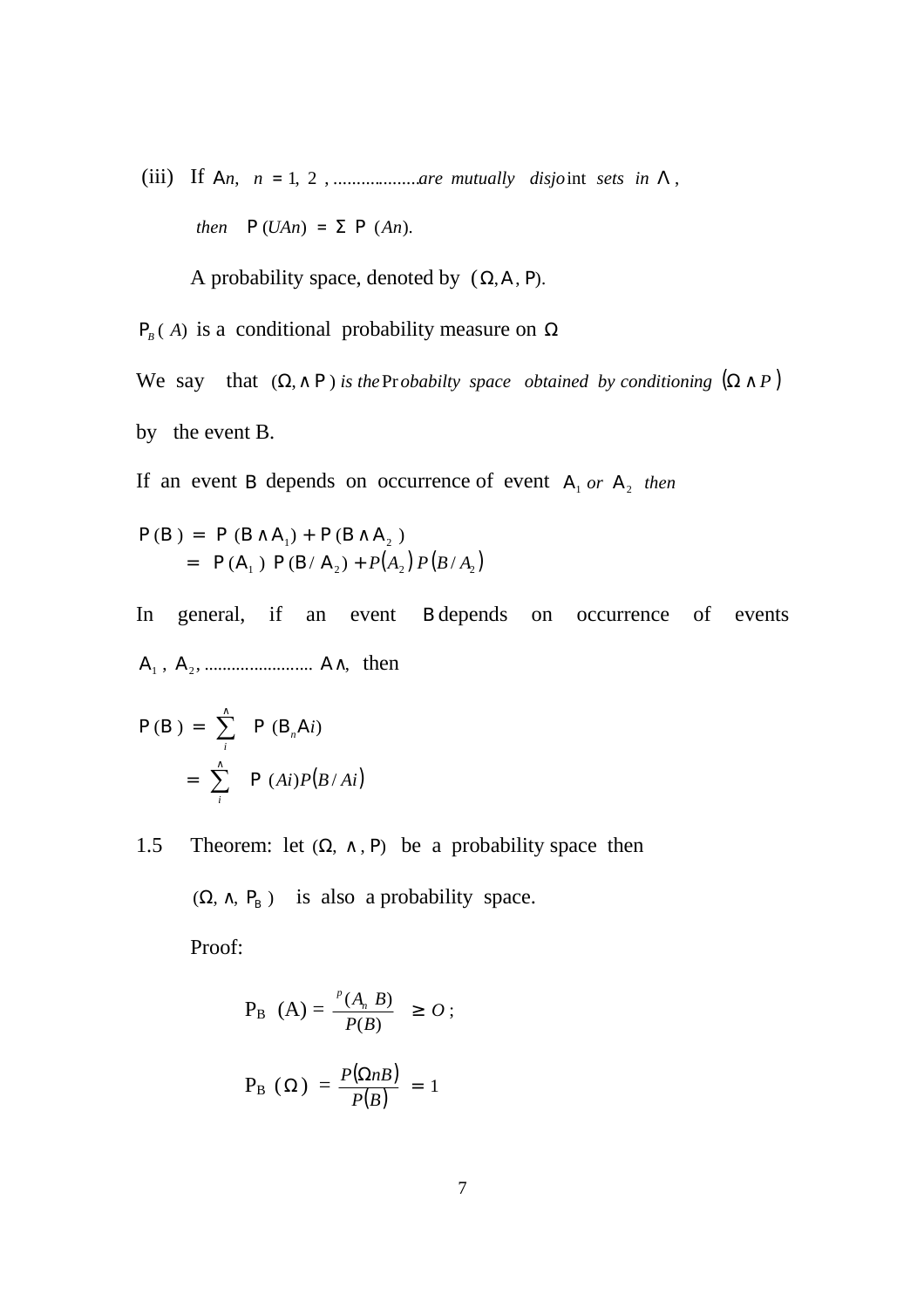(iii) If $A_n$, $n = 1, 2, \ldots\ldots\ldots\ldots\ldots$ are mutually disjoint sets in $\Lambda$,

then $P(UA_n) = \Sigma\, P(A_n)$.

A probability space, denoted by $(\Omega, A, P)$.

$P_B(A)$ is a conditional probability measure on $\Omega$

We say that $(\Omega, \wedge P)$ *is the Probabilty space obtained by conditioning* $(\Omega \wedge P)$ by the event B.

If an event B depends on occurrence of event $A_1$ *or* $A_2$ *then*

$$P(B) = P(B \wedge A_1) + P(B \wedge A_2)$$
$$= P(A_1)\, P(B / A_2) + P(A_2)\, P(B / A_2)$$

In general, if an event B depends on occurrence of events $A_1, A_2, \ldots\ldots\ldots\ldots\ldots\ldots\ldots\ldots A\wedge$, then

$$P(B) = \sum_i^{\wedge} P(B_n A i)$$
$$= \sum_i^{\wedge} P(Ai) P(B / Ai)$$

1.5 Theorem: let $(\Omega, \wedge, P)$ be a probability space then $(\Omega, \wedge, P_B)$ is also a probability space.

Proof:

$$P_B(A) = \frac{P(A_n B)}{P(B)} \geq O;$$

$$P_B(\Omega) = \frac{P(\Omega n B)}{P(B)} = 1$$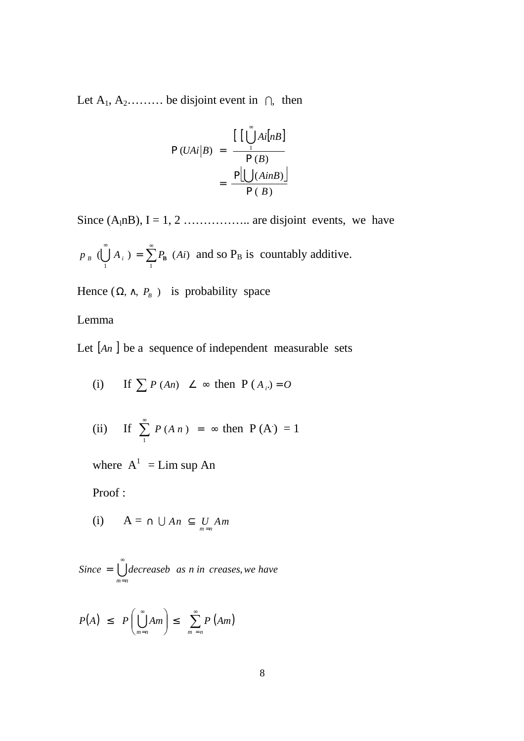Let $A_1, A_2$……… be disjoint event in $\cap$, then

$$P(UAi|B) = \frac{[\,[\bigcup_{1}^{\infty} Ai[nB]}{P(B)}$$

$$= \frac{P\lfloor \bigcup (AinB) \rfloor}{P(B)}$$

Since $(A_l nB)$, I = 1, 2 …………….. are disjoint events, we have

$p_B (\bigcup_{1}^{\infty} A_i) = \sum_{1}^{\infty} P_B \ (Ai)$ and so $P_B$ is countably additive.

Hence $(\Omega, \wedge, P_B)$ is probability space

Lemma

Let $[An]$ be a sequence of independent measurable sets

(i) If $\sum P(An) \angle \infty$ then $P(A_{i'}) = O$

(ii) If $\sum_{1}^{\infty} P(An) = \infty$ then $P(A') = 1$

where $A^1$ = Lim sup An

Proof :

(i) $A = \cap \bigcup An \subseteq \underset{m=n}{U} Am$

$Since = \bigcup_{m=n}^{\infty} decreaseb \ \ as\ n\ in\ creases, we\ have$

$$P(A) \leq P\left(\bigcup_{m=n}^{\infty} Am\right) \leq \sum_{m=n}^{\infty} P(Am)$$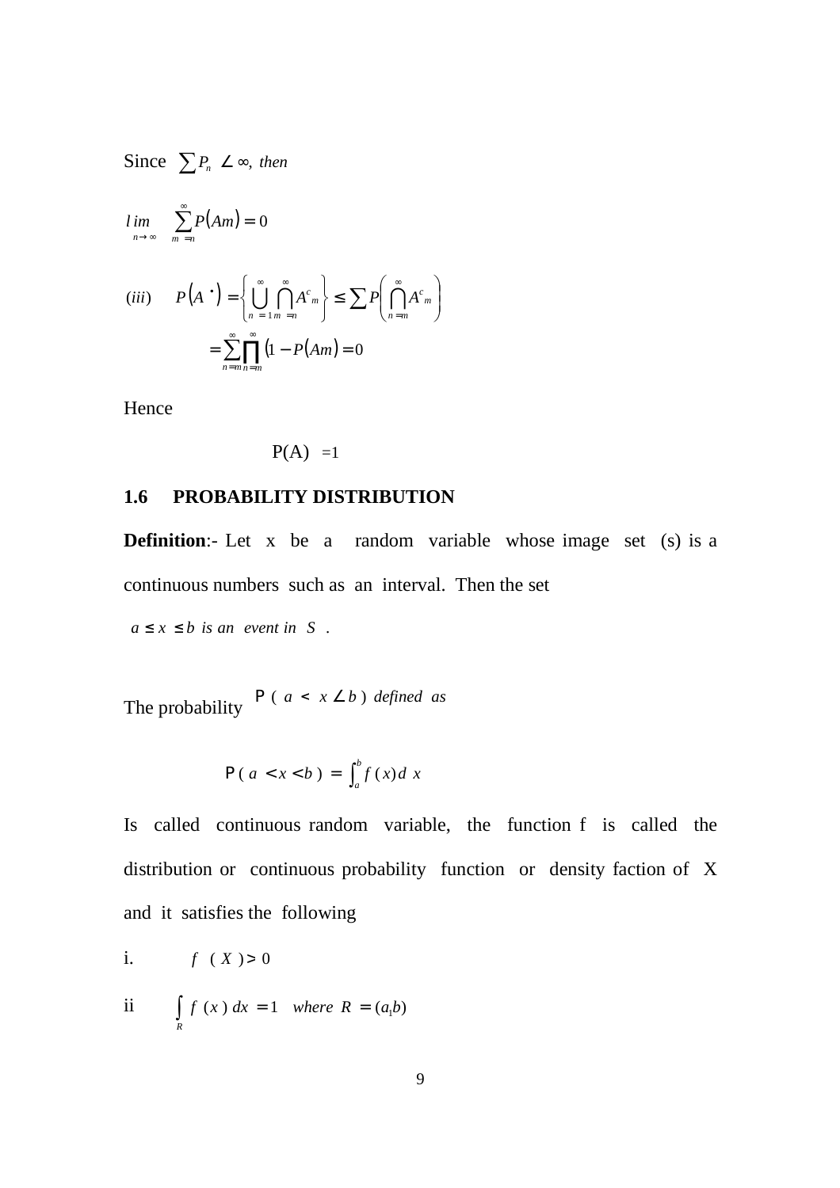Since $\sum P_n \angle \infty$, *then*

$$\lim_{n \to \infty} \sum_{m=n}^{\infty} P(Am) = 0$$

$$(iii) \quad P(A^{\bullet}) = \left\{ \bigcup_{n=1}^{\infty} \bigcap_{m=n}^{\infty} A^{c}{}_{m} \right\} \leq \sum P\left( \bigcap_{n=m}^{\infty} A^{c}{}_{m} \right)$$

$$= \sum_{n=m}^{\infty} \prod_{n=m}^{\infty} (1 - P(Am) = 0$$

Hence

$$P(A) = 1$$

## 1.6 PROBABILITY DISTRIBUTION

**Definition**:- Let x be a random variable whose image set (s) is a continuous numbers such as an interval. Then the set

$a \leq x \leq b$ *is an event in* $S$ .

The probability $P(a < x \angle b)$ *defined as*

$$P(a < x < b) = \int_a^b f(x) d\, x$$

Is called continuous random variable, the function f is called the distribution or continuous probability function or density faction of X and it satisfies the following

i. $f(X) > 0$

ii $\int_R f(x)\, dx = 1$ *where* $R = (a_1 b)$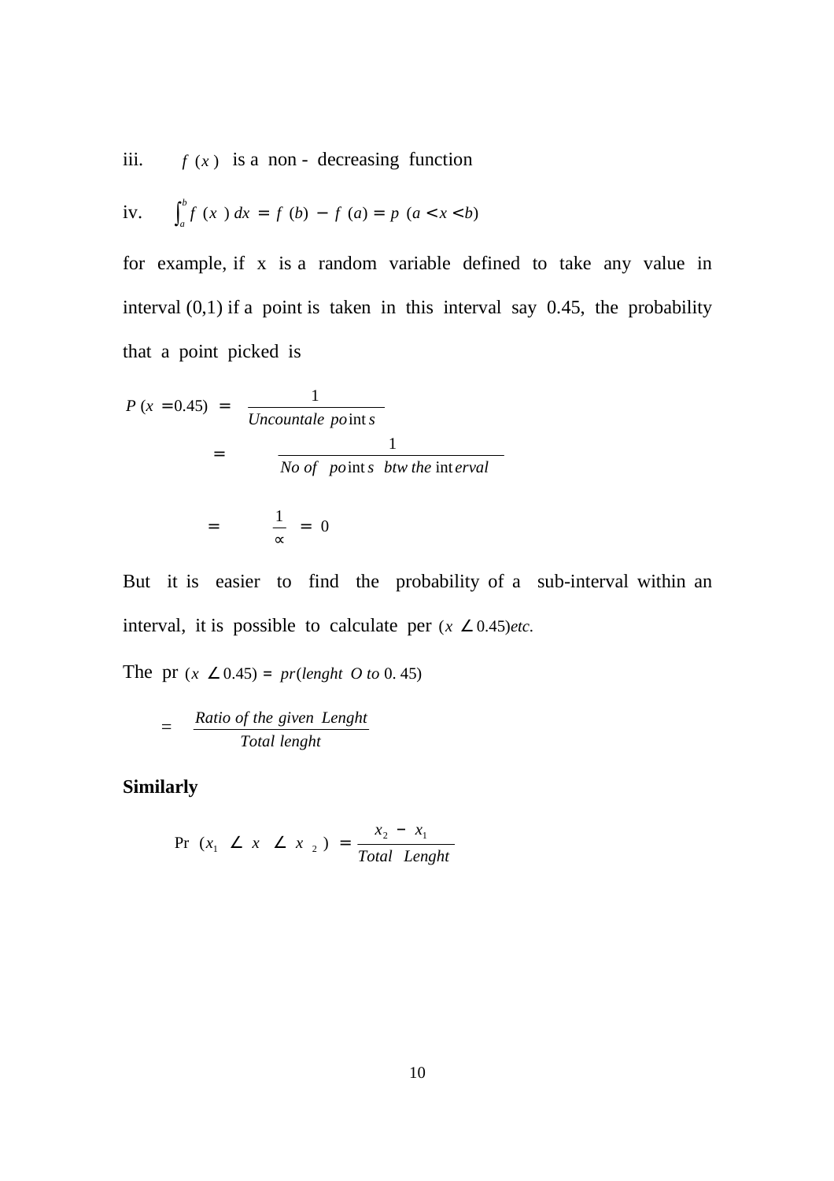iii. $f(x)$ is a non - decreasing function

iv. $\int_a^b f(x)\,dx = f(b) - f(a) = p\,(a < x < b)$

for example, if x is a random variable defined to take any value in interval (0,1) if a point is taken in this interval say 0.45, the probability that a point picked is

$$P(x = 0.45) = \frac{1}{Uncountale\ points}$$

$$= \frac{1}{No\ of\ points\ btw\ the\ interval}$$

$$= \frac{1}{\propto} = 0$$

But it is easier to find the probability of a sub-interval within an interval, it is possible to calculate per $(x \angle 0.45) etc.$

The pr $(x \angle 0.45) = pr(lenght\ O\ to\ 0.45)$

$$= \frac{Ratio\ of\ the\ given\ Lenght}{Total\ lenght}$$

**Similarly**

$$\Pr\,(x_1 \angle x \angle x_2) = \frac{x_2 - x_1}{Total\ Lenght}$$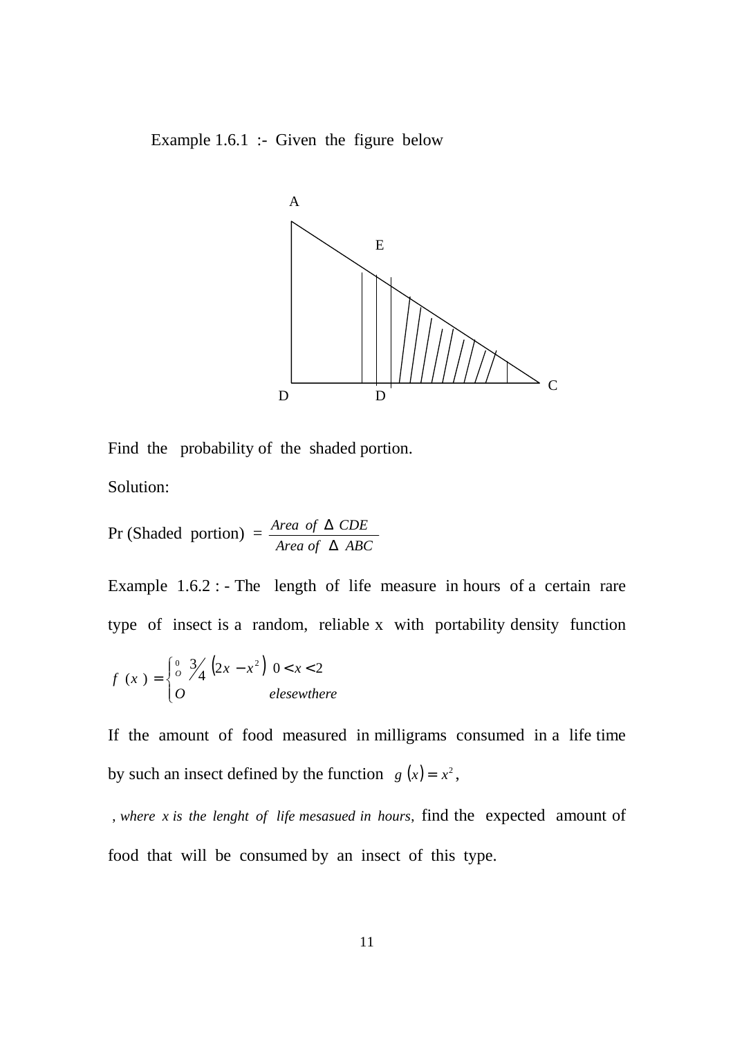Example 1.6.1 :- Given the figure below

Find the probability of the shaded portion.

Solution:

$$\text{Pr (Shaded portion)} = \frac{Area\ of\ \Delta\ CDE}{Area\ of\ \Delta\ ABC}$$

Example 1.6.2 : - The length of life measure in hours of a certain rare type of insect is a random, reliable x with portability density function

$$f(x) = \begin{cases} \frac{3}{4}\left(2x - x^2\right) & 0 < x < 2 \\ O & elesewthere \end{cases}$$

If the amount of food measured in milligrams consumed in a life time by such an insect defined by the function $g(x) = x^2$,

, *where x is the lenght of life mesasued in hours,* find the expected amount of food that will be consumed by an insect of this type.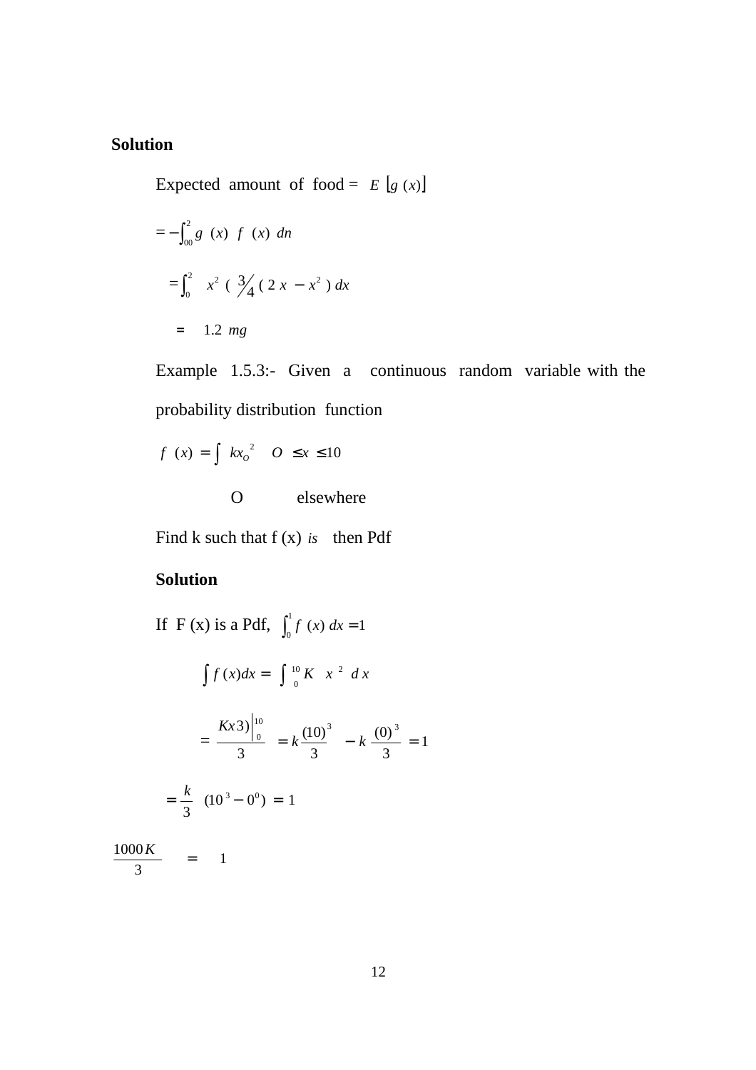**Solution**

Expected amount of food = $E\ [g\ (x)]$

$$= -\int_{00}^{2} g\ (x)\ f\ (x)\ dn$$

$$= \int_{0}^{2} x^2\ (\ 3\!/\!4\ (\ 2\ x\ -x^2\ )\ dx$$

$$= \quad 1.2\ mg$$

Example 1.5.3:- Given a continuous random variable with the probability distribution function

$$f\ (x)\ = \int\ kx_O^{\ 2} \quad O\ \leq x\ \leq 10$$

O elsewhere

Find k such that f (x) *is* then Pdf

**Solution**

If F (x) is a Pdf, $\int_0^1 f\ (x)\ dx = 1$

$$\int f\ (x)dx = \int_{0}^{10} K\ \ x^{\ 2}\ \ d\ x$$

$$= \frac{Kx3)\Big|_0^{10}}{3} = k\frac{(10)^3}{3} - k\ \frac{(0)^3}{3} = 1$$

$$= \frac{k}{3}\ \ (10^3 - 0^0)\ = 1$$

$$\frac{1000K}{3} \quad = \quad 1$$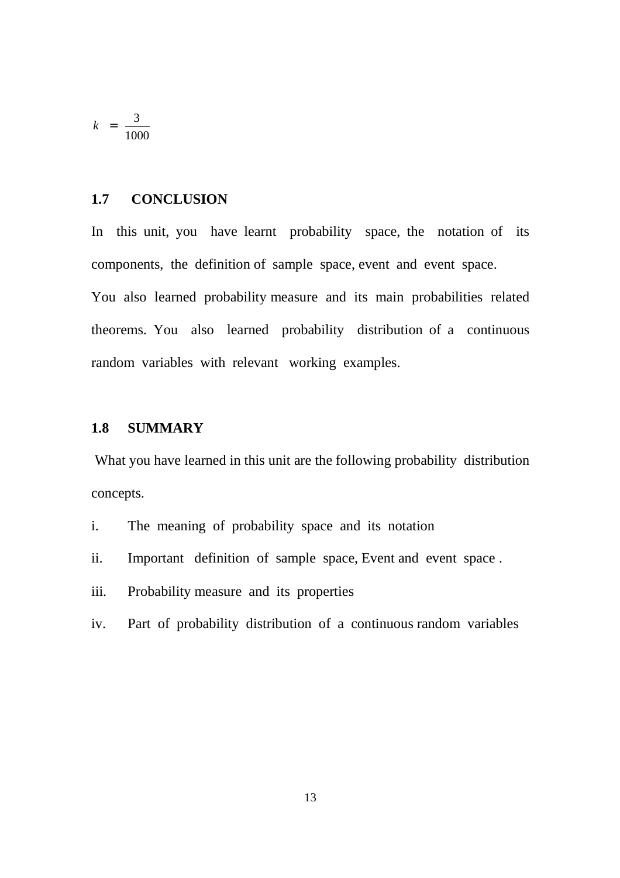$$k = \frac{3}{1000}$$

## 1.7 CONCLUSION

In this unit, you have learnt probability space, the notation of its components, the definition of sample space, event and event space. You also learned probability measure and its main probabilities related theorems. You also learned probability distribution of a continuous random variables with relevant working examples.

## 1.8 SUMMARY

What you have learned in this unit are the following probability distribution concepts.

i. The meaning of probability space and its notation

ii. Important definition of sample space, Event and event space .

iii. Probability measure and its properties

iv. Part of probability distribution of a continuous random variables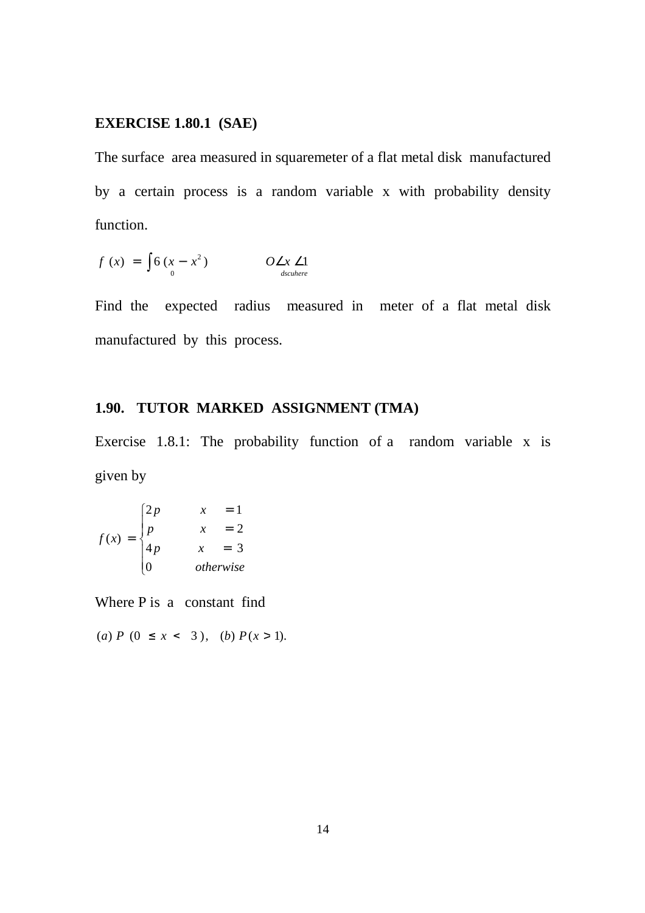**EXERCISE 1.80.1 (SAE)**

The surface area measured in squaremeter of a flat metal disk manufactured by a certain process is a random variable x with probability density function.

$$f(x) = \int_0 6(x - x^2) \qquad O\angle x \angle 1 \quad \text{dscuhere}$$

Find the expected radius measured in meter of a flat metal disk manufactured by this process.

## 1.90. TUTOR MARKED ASSIGNMENT (TMA)

Exercise 1.8.1: The probability function of a random variable x is given by

$$f(x) = \begin{cases} 2p & x = 1 \\ p & x = 2 \\ 4p & x = 3 \\ 0 & otherwise \end{cases}$$

Where P is a constant find

$(a)\ P\ (0 \le x < 3),\quad (b)\ P(x > 1).$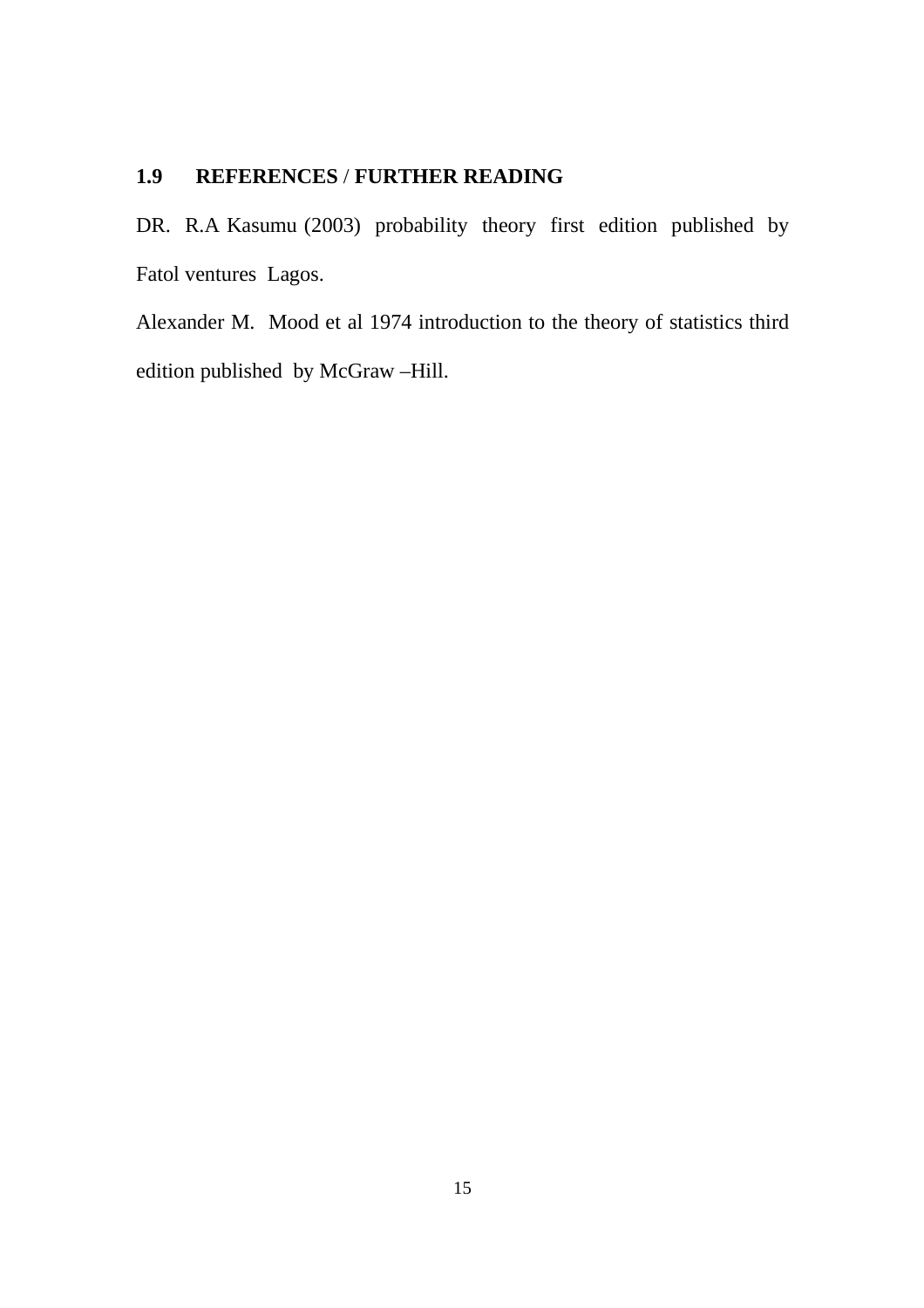## 1.9 REFERENCES / FURTHER READING

DR. R.A Kasumu (2003) probability theory first edition published by Fatol ventures Lagos.

Alexander M. Mood et al 1974 introduction to the theory of statistics third edition published by McGraw –Hill.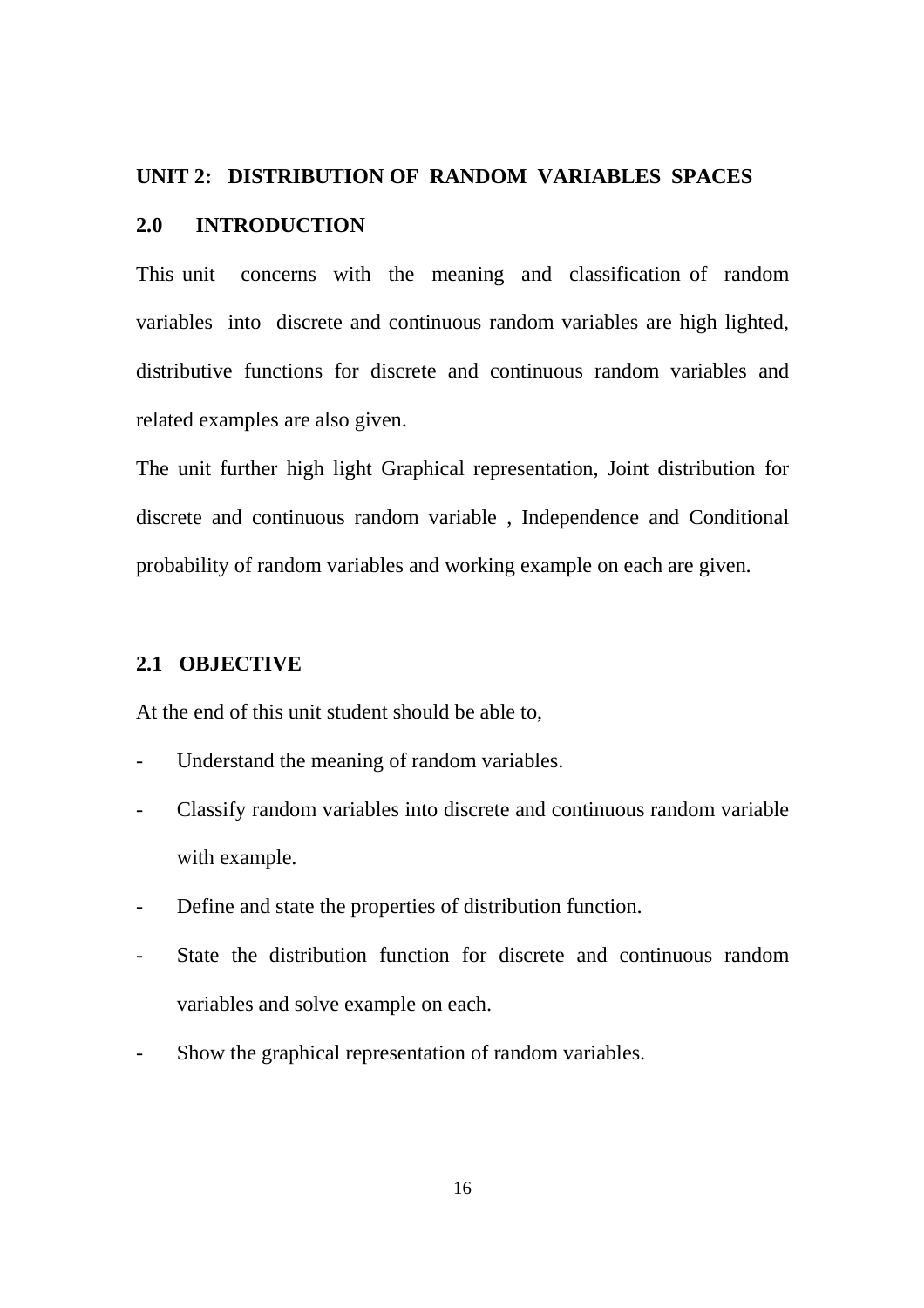## UNIT 2: DISTRIBUTION OF RANDOM VARIABLES SPACES

### 2.0 INTRODUCTION

This unit concerns with the meaning and classification of random variables into discrete and continuous random variables are high lighted, distributive functions for discrete and continuous random variables and related examples are also given.

The unit further high light Graphical representation, Joint distribution for discrete and continuous random variable , Independence and Conditional probability of random variables and working example on each are given.

### 2.1 OBJECTIVE

At the end of this unit student should be able to,

- Understand the meaning of random variables.
- Classify random variables into discrete and continuous random variable with example.
- Define and state the properties of distribution function.
- State the distribution function for discrete and continuous random variables and solve example on each.
- Show the graphical representation of random variables.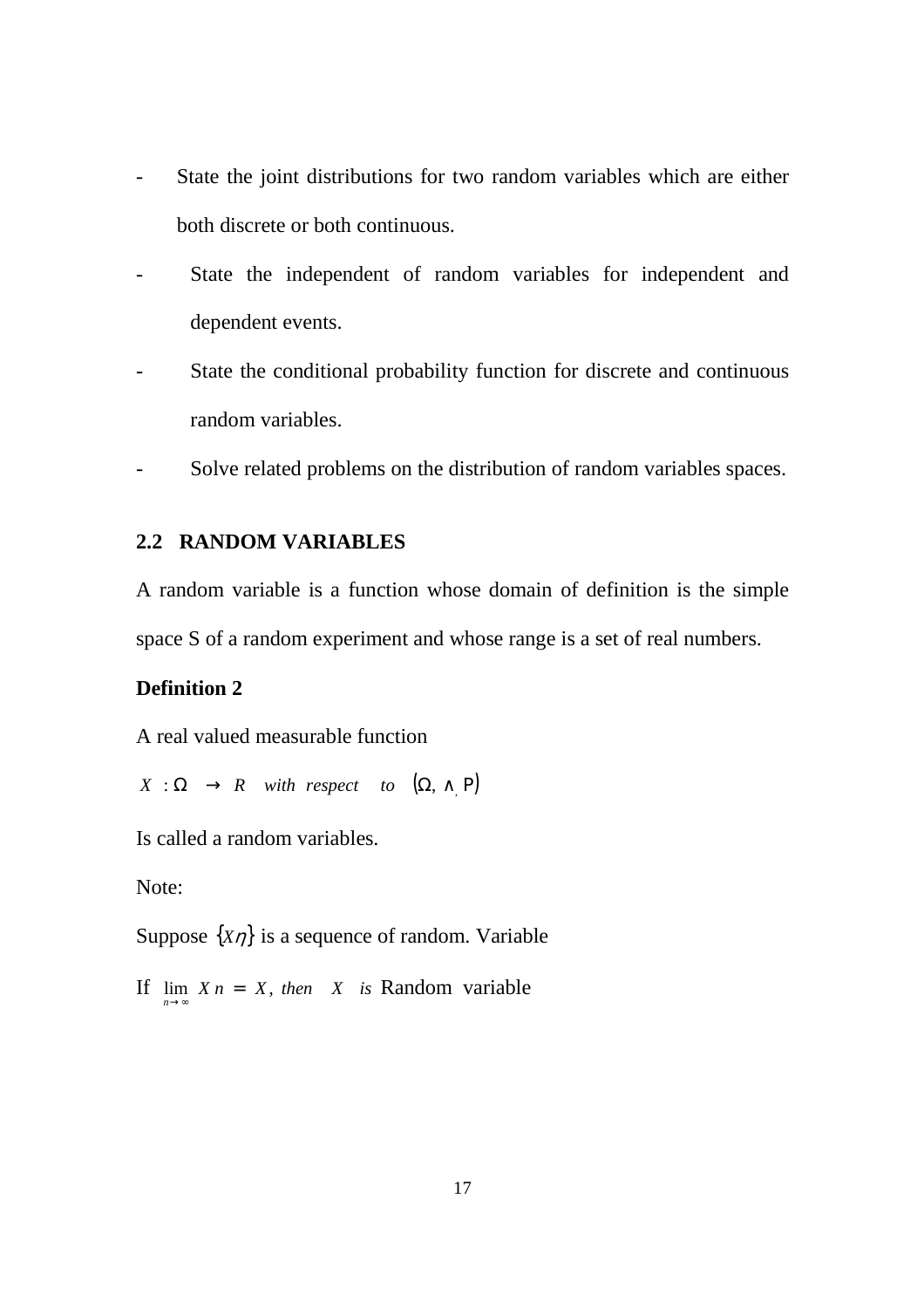- State the joint distributions for two random variables which are either both discrete or both continuous.
- State the independent of random variables for independent and dependent events.
- State the conditional probability function for discrete and continuous random variables.
- Solve related problems on the distribution of random variables spaces.

## 2.2 RANDOM VARIABLES

A random variable is a function whose domain of definition is the simple space S of a random experiment and whose range is a set of real numbers.

**Definition 2**

A real valued measurable function

$X : \Omega \rightarrow R \quad \text{with respect to} \quad (\Omega, \wedge, P)$

Is called a random variables.

Note:

Suppose $\{X\eta\}$ is a sequence of random. Variable

If $\lim_{n \to \infty} X n = X$, *then* $X$ *is* Random variable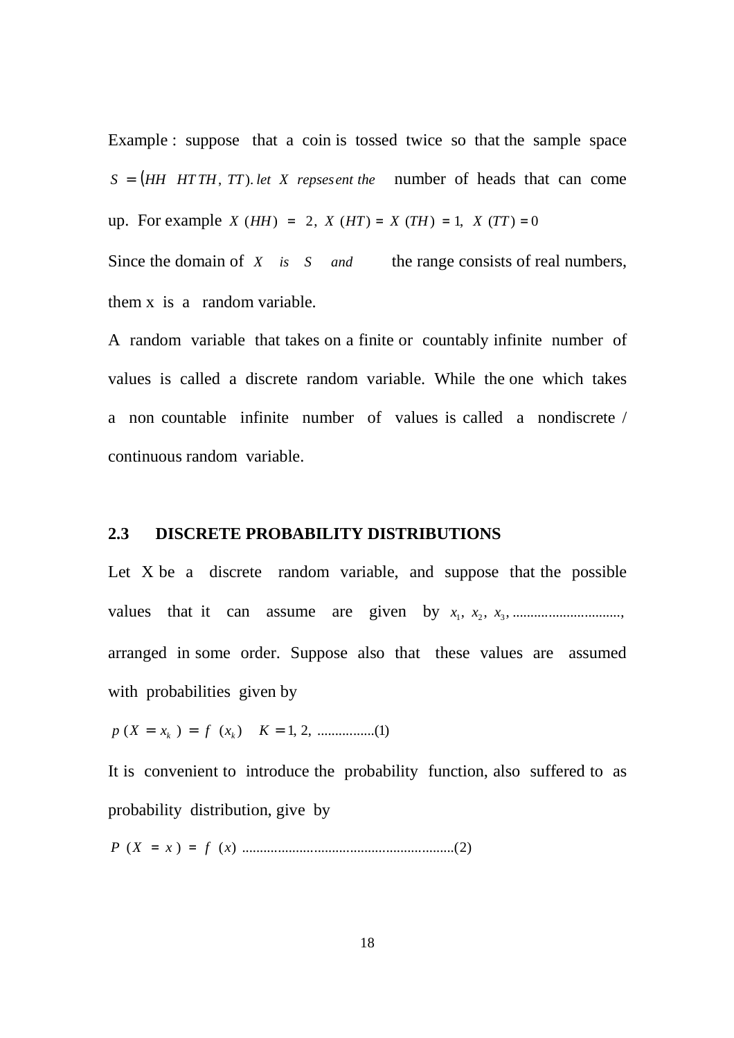Example : suppose that a coin is tossed twice so that the sample space $S = (HH \quad HT\, TH,\ TT).\ let\ X\ repsesent\ the$ number of heads that can come up. For example $X\ (HH) = 2,\ X\ (HT) = X\ (TH) = 1,\ X\ (TT) = 0$

Since the domain of $X \quad is \quad S \quad and$ the range consists of real numbers, them x is a random variable.

A random variable that takes on a finite or countably infinite number of values is called a discrete random variable. While the one which takes a non countable infinite number of values is called a nondiscrete / continuous random variable.

## 2.3 DISCRETE PROBABILITY DISTRIBUTIONS

Let X be a discrete random variable, and suppose that the possible values that it can assume are given by $x_1,\ x_2,\ x_3, \ldots\ldots\ldots\ldots\ldots\ldots\ldots\ldots\ldots,$ arranged in some order. Suppose also that these values are assumed with probabilities given by

$$p\ (X = x_k) = f\ (x_k) \quad K = 1,\ 2,\ \ldots\ldots\ldots\ldots\ldots(1)$$

It is convenient to introduce the probability function, also suffered to as probability distribution, give by

$$P\ (X = x) = f\ (x)\ \ldots\ldots\ldots\ldots\ldots\ldots\ldots\ldots\ldots\ldots\ldots\ldots\ldots\ldots\ldots\ldots\ldots\ldots(2)$$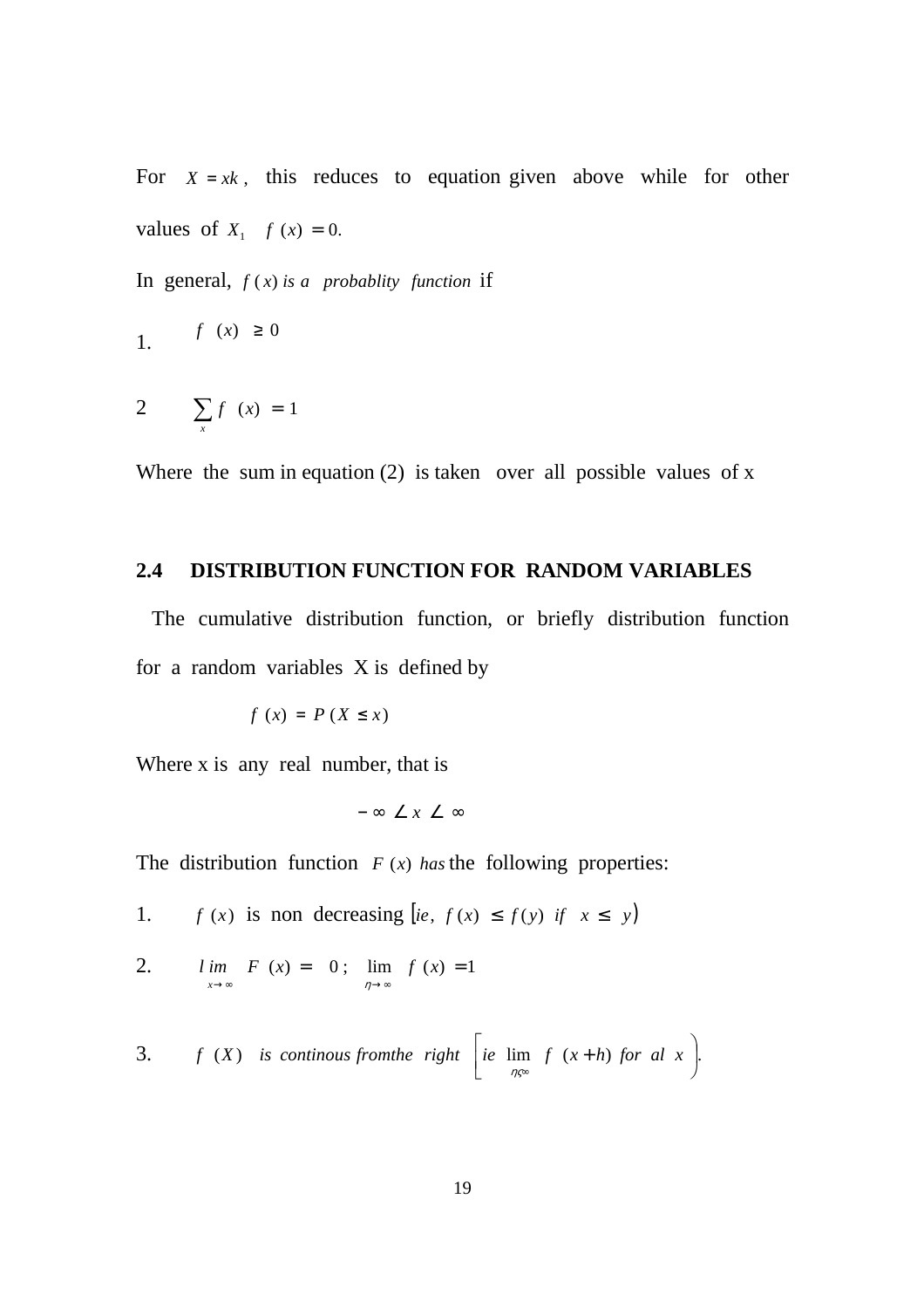For $X = xk$, this reduces to equation given above while for other values of $X_1 \quad f(x) = 0.$

In general, $f(x)$ *is a probablity function* if

1. $f(x) \geq 0$

2 $\sum_x f(x) = 1$

Where the sum in equation (2) is taken over all possible values of x

## 2.4 DISTRIBUTION FUNCTION FOR RANDOM VARIABLES

The cumulative distribution function, or briefly distribution function for a random variables X is defined by

$$f(x) = P(X \leq x)$$

Where x is any real number, that is

$$-\infty \angle x \angle \infty$$

The distribution function $F(x)$ *has* the following properties:

1. $f(x)$ is non decreasing $[ie, \ f(x) \leq f(y) \ if \ x \leq y)$

2. $\lim_{x \to \infty} F(x) = 0; \ \lim_{\eta \to \infty} f(x) = 1$

3. $f(X)$ *is continous fromthe right* $\left[ie \ \lim_{\eta \varsigma \infty} f(x+h) \ for \ al \ x\right).$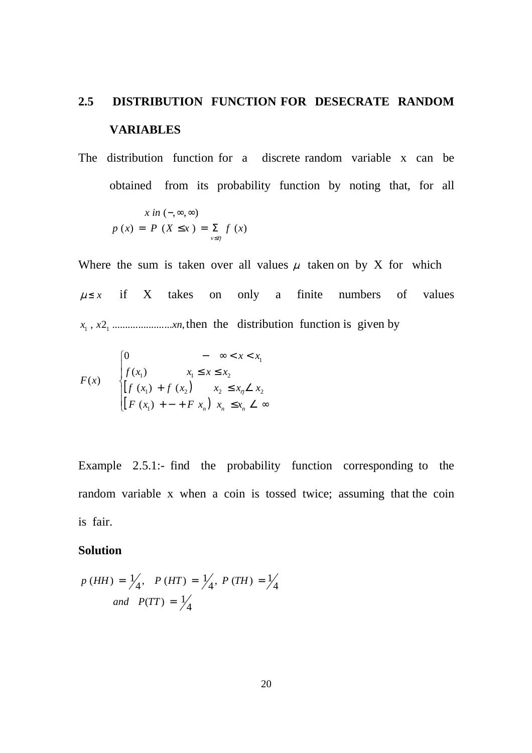## 2.5 DISTRIBUTION FUNCTION FOR DESECRATE RANDOM VARIABLES

The distribution function for a discrete random variable x can be obtained from its probability function by noting that, for all

$$x \; in \; (-, \infty, \infty)$$
$$p\,(x) = P\,(X \leq x) = \sum_{v \leq \eta} f\,(x)$$

Where the sum is taken over all values $\mu$ taken on by X for which $\mu \leq x$ if X takes on only a finite numbers of values $x_1, x2_1 \ldots\ldots\ldots\ldots\ldots\ldots xn,$ then the distribution function is given by

$$F(x) \quad \begin{cases} 0 & -\infty < x < x_1 \\ f(x_1) & x_1 \leq x \leq x_2 \\ \left[ f\,(x_1) + f\,(x_2) \right) & x_2 \leq x_\eta \angle\, x_2 \\ \left[ F\,(x_1) + - + F\;x_n \right)\; x_n \leq x_n \angle\, \infty \end{cases}$$

Example 2.5.1:- find the probability function corresponding to the random variable x when a coin is tossed twice; assuming that the coin is fair.

**Solution**

$$p\,(HH) = \tfrac{1}{4}, \quad P\,(HT) = \tfrac{1}{4}, \; P\,(TH) = \tfrac{1}{4}$$
$$and \quad P(TT) = \tfrac{1}{4}$$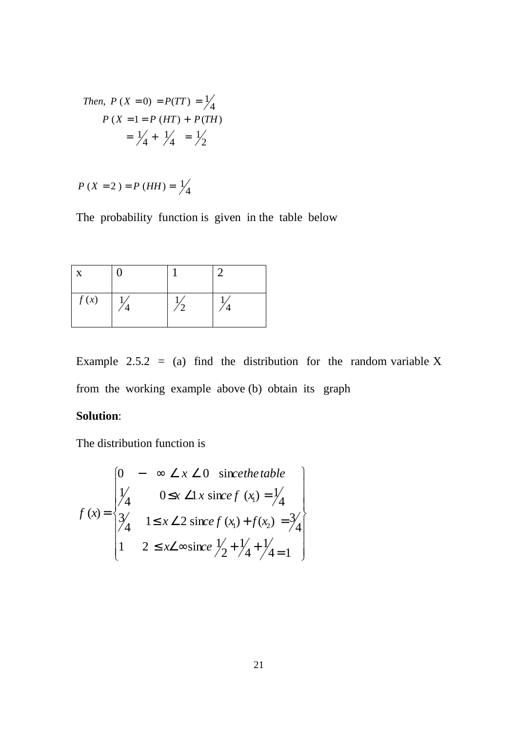$$Then,\ P(X=0)=P(TT)=\tfrac{1}{4}$$

$$P(X=1=P(HT)+P(TH)$$

$$=\tfrac{1}{4}+\tfrac{1}{4}=\tfrac{1}{2}$$

$$P(X=2)=P(HH)=\tfrac{1}{4}$$

The probability function is given in the table below

| x | 0 | 1 | 2 |
|---|---|---|---|
| $f(x)$ | $\frac{1}{4}$ | $\frac{1}{2}$ | $\frac{1}{4}$ |

Example 2.5.2 = (a) find the distribution for the random variable X from the working example above (b) obtain its graph

**Solution**:

The distribution function is

$$f(x)=\begin{cases} 0 & -\infty \angle x \angle 0 \quad \text{since the table} \\ \tfrac{1}{4} & 0 \le x \angle 1 x \text{ since } f(x_1)=\tfrac{1}{4} \\ \tfrac{3}{4} & 1 \le x \angle 2 \text{ since } f(x_1)+f(x_2)=\tfrac{3}{4} \\ 1 & 2 \le x \angle \infty \text{ since } \tfrac{1}{2}+\tfrac{1}{4}+\tfrac{1}{4}=1 \end{cases}$$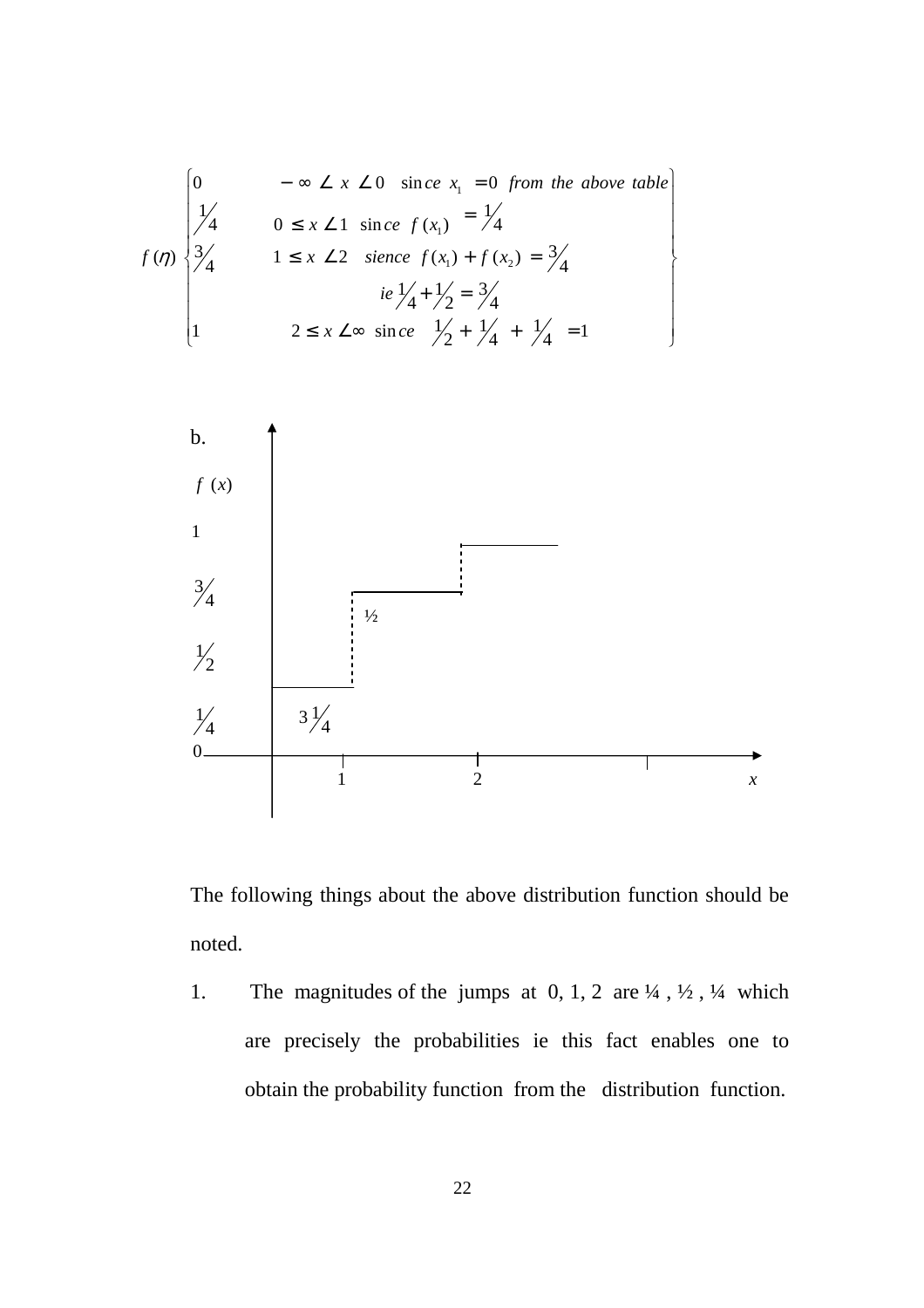$$
f(\eta)\begin{cases}
0 & -\infty \angle\, x \,\angle\, 0 \quad \text{since } x_1 = 0 \text{ from the above table} \\
\frac{1}{4} & 0 \leq x \,\angle\, 1 \quad \text{since } f(x_1) = \frac{1}{4} \\
\frac{3}{4} & 1 \leq x \,\angle\, 2 \quad \text{sience } f(x_1) + f(x_2) = \frac{3}{4} \\
 & \qquad \text{ie } \frac{1}{4} + \frac{1}{2} = \frac{3}{4} \\
1 & 2 \leq x \,\angle\, \infty \quad \text{since } \frac{1}{2} + \frac{1}{4} + \frac{1}{4} = 1
\end{cases}
$$

b.

The following things about the above distribution function should be noted.

1. The magnitudes of the jumps at 0, 1, 2 are ¼ , ½ , ¼ which are precisely the probabilities ie this fact enables one to obtain the probability function from the distribution function.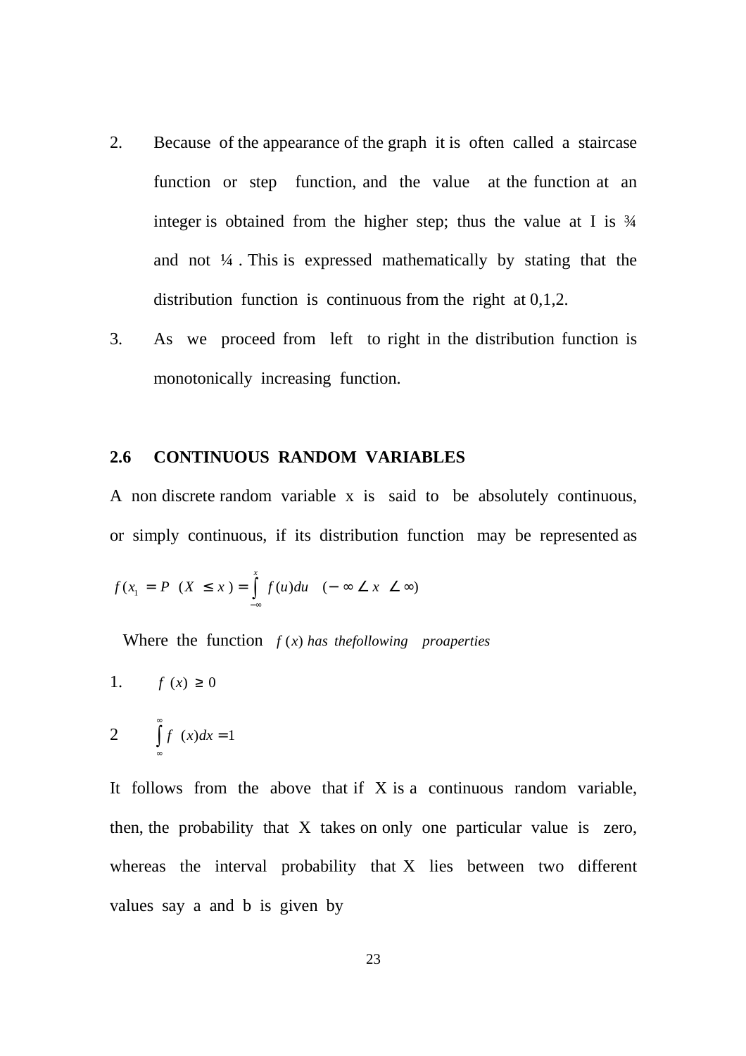2. Because of the appearance of the graph it is often called a staircase function or step function, and the value at the function at an integer is obtained from the higher step; thus the value at I is ¾ and not ¼ . This is expressed mathematically by stating that the distribution function is continuous from the right at 0,1,2.

3. As we proceed from left to right in the distribution function is monotonically increasing function.

## 2.6 CONTINUOUS RANDOM VARIABLES

A non discrete random variable x is said to be absolutely continuous, or simply continuous, if its distribution function may be represented as

$$f(x_1 = P\ (X \leq x) = \int_{-\infty}^{x} f(u)du \quad (-\infty \angle x \angle \infty)$$

Where the function $f(x)$ *has thefollowing proaperties*

1. $f(x) \geq 0$

2 $\int_{\infty}^{\infty} f(x)dx = 1$

It follows from the above that if X is a continuous random variable, then, the probability that X takes on only one particular value is zero, whereas the interval probability that X lies between two different values say a and b is given by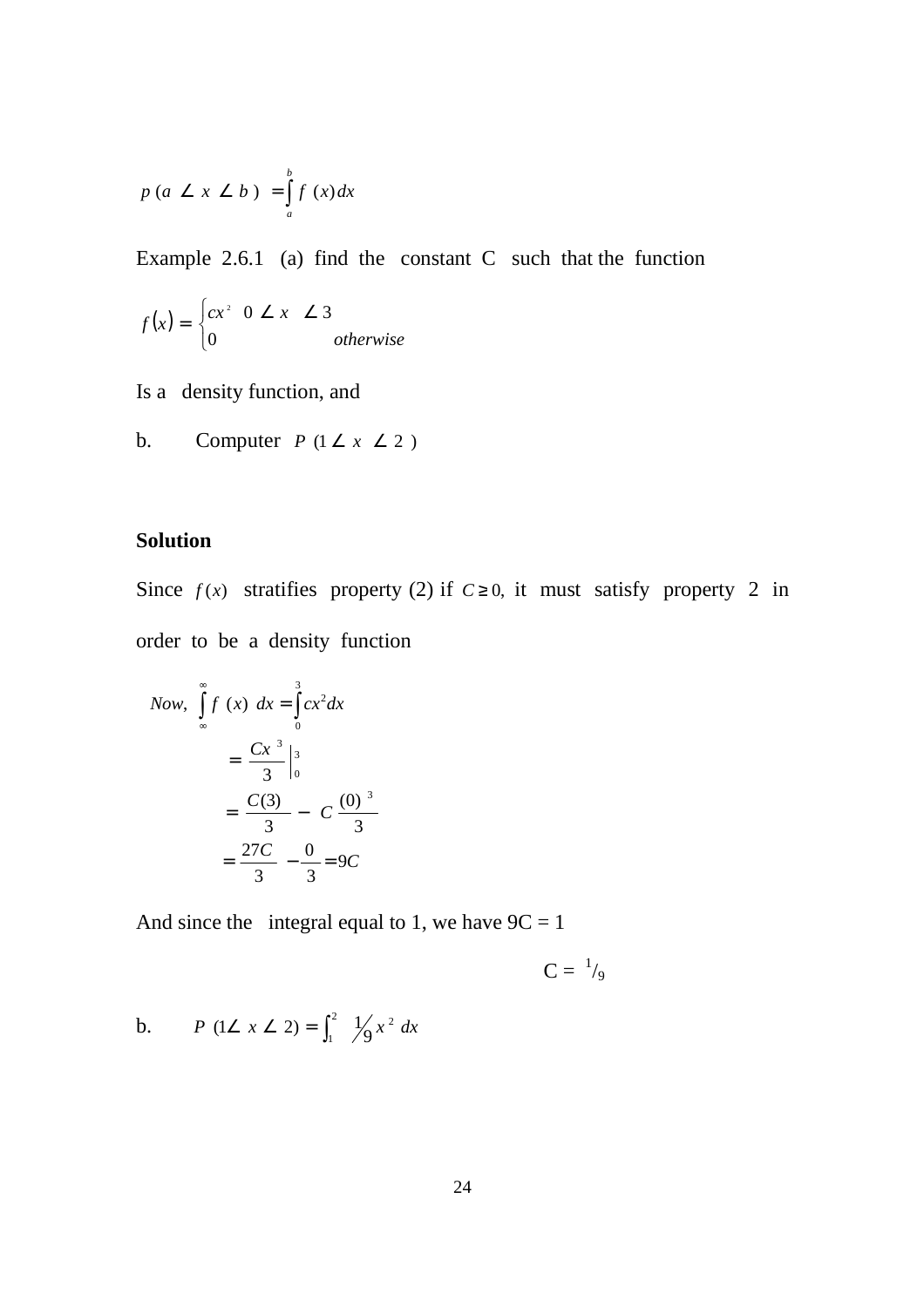$$p\,(a \angle x \angle b) = \int_a^b f\,(x)\,dx$$

Example 2.6.1 (a) find the constant C such that the function

$$f(x) = \begin{cases} cx^2 & 0 \angle x \angle 3 \\ 0 & otherwise \end{cases}$$

Is a density function, and

b. Computer $P\,(1 \angle x \angle 2)$

**Solution**

Since $f(x)$ stratifies property (2) if $C \geq 0$, it must satisfy property 2 in order to be a density function

$$Now,\ \int_{\infty}^{\infty} f\,(x)\,dx = \int_0^3 cx^2 dx$$

$$= \frac{Cx^3}{3}\Big|_0^3$$

$$= \frac{C(3)}{3} - C\,\frac{(0)^3}{3}$$

$$= \frac{27C}{3} - \frac{0}{3} = 9C$$

And since the integral equal to 1, we have 9C = 1

C = $^1/_9$

b. $P\,(1 \angle x \angle 2) = \int_1^2 \frac{1}{9} x^2\,dx$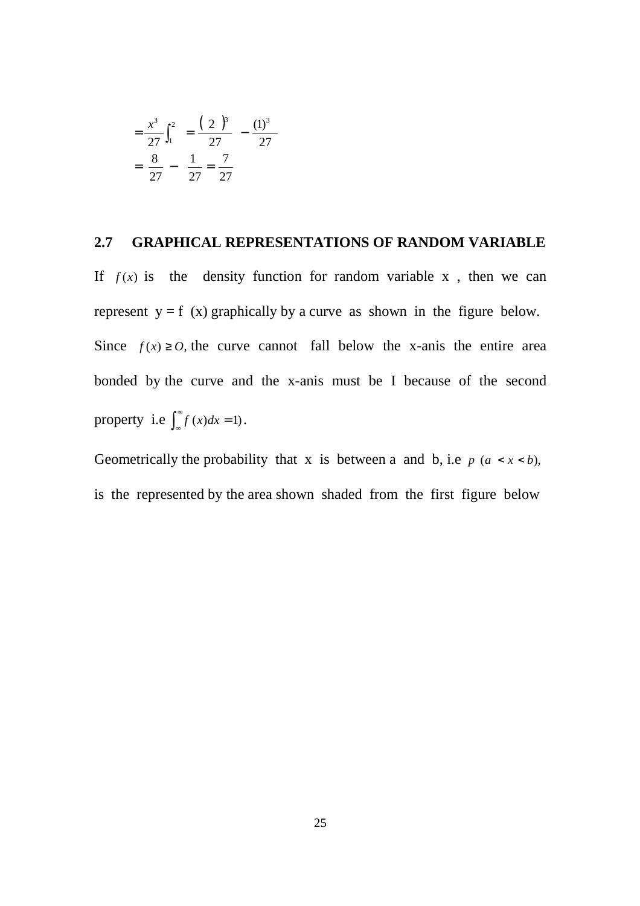$$= \frac{x^3}{27}\int_1^2 = \frac{(2)^3}{27} - \frac{(1)^3}{27}$$

$$= \frac{8}{27} - \frac{1}{27} = \frac{7}{27}$$

## 2.7 GRAPHICAL REPRESENTATIONS OF RANDOM VARIABLE

If $f(x)$ is the density function for random variable x , then we can represent y = f (x) graphically by a curve as shown in the figure below. Since $f(x) \geq O,$ the curve cannot fall below the x-anis the entire area bonded by the curve and the x-anis must be I because of the second property i.e $\int_{\infty}^{\infty} f(x)dx = 1)$.

Geometrically the probability that x is between a and b, i.e $p\ (a < x < b),$ is the represented by the area shown shaded from the first figure below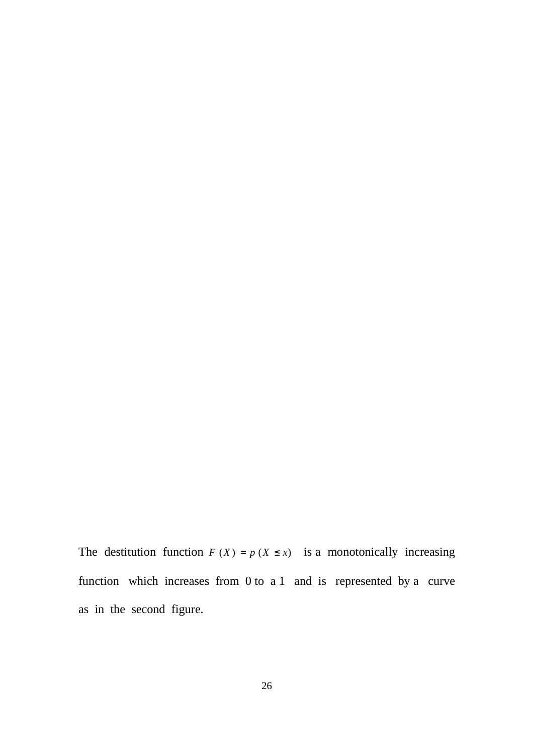The destitution function $F(X) = p(X \leq x)$ is a monotonically increasing function which increases from 0 to a 1 and is represented by a curve as in the second figure.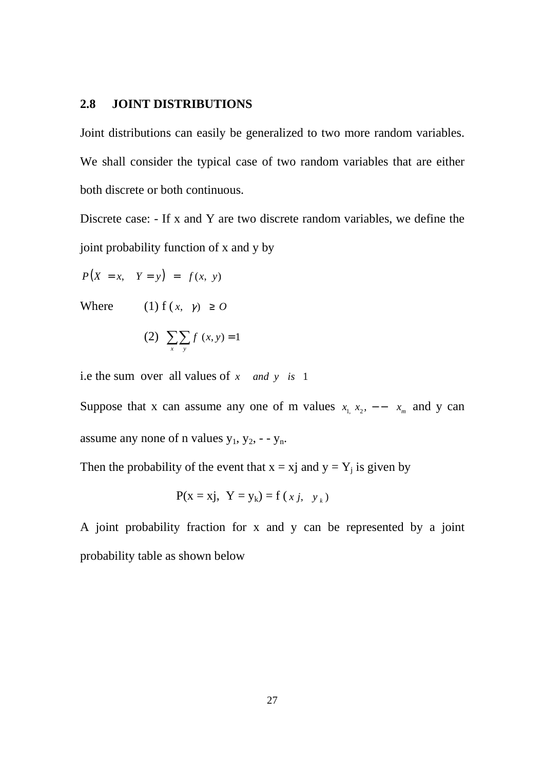## 2.8 JOINT DISTRIBUTIONS

Joint distributions can easily be generalized to two more random variables. We shall consider the typical case of two random variables that are either both discrete or both continuous.

Discrete case: - If x and Y are two discrete random variables, we define the joint probability function of x and y by

$$P(X = x, \quad Y = y) = f(x, y)$$

Where (1) $f(x, \gamma) \geq O$

(2) $\sum_{x}\sum_{y} f(x, y) = 1$

i.e the sum over all values of $x$ *and* $y$ *is* 1

Suppose that x can assume any one of m values $x_1, x_2, -- x_m$ and y can assume any none of n values $y_1, y_2, - - y_n$.

Then the probability of the event that x = xj and y = $Y_j$ is given by

$$P(x = xj, \; Y = y_k) = f(xj, \; y_k)$$

A joint probability fraction for x and y can be represented by a joint probability table as shown below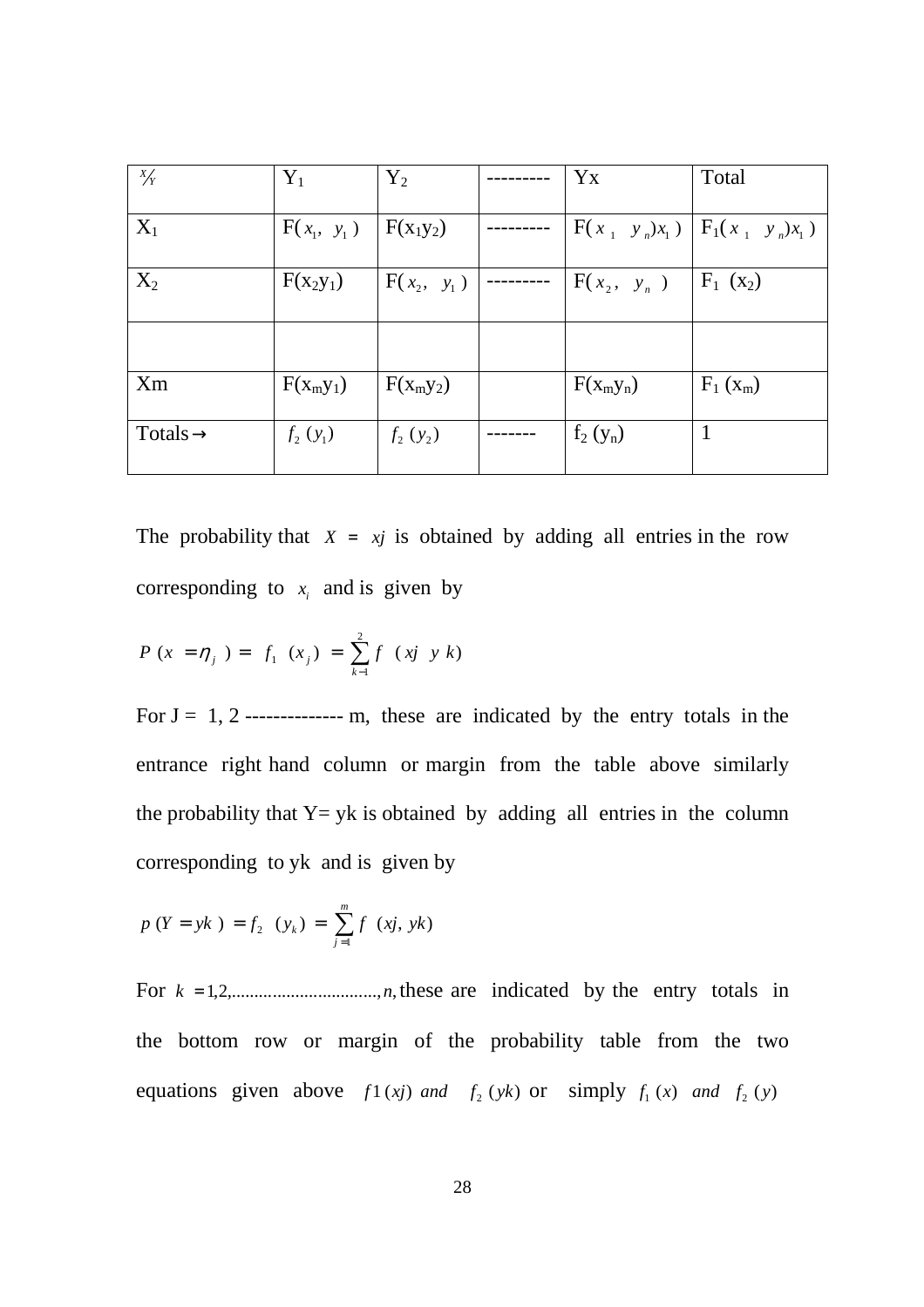| $X/Y$ | $Y_1$ | $Y_2$ | --------- | Yx | Total |
|---|---|---|---|---|---|
| $X_1$ | $F(x_1, y_1)$ | $F(x_1y_2)$ | --------- | $F(x_1 \; y_n)x_1)$ | $F_1(x_1 \; y_n)x_1)$ |
| $X_2$ | $F(x_2y_1)$ | $F(x_2, y_1)$ | --------- | $F(x_2, y_n)$ | $F_1 (x_2)$ |
| | | | | | |
| Xm | $F(x_my_1)$ | $F(x_my_2)$ | | $F(x_my_n)$ | $F_1 (x_m)$ |
| Totals → | $f_2 (y_1)$ | $f_2 (y_2)$ | ------- | $f_2 (y_n)$ | 1 |

The probability that $X = xj$ is obtained by adding all entries in the row corresponding to $x_i$ and is given by

$$P (x = \eta_j) = f_1 (x_j) = \sum_{k=1}^{2} f (xj \;\; y \; k)$$

For J = 1, 2 -------------- m, these are indicated by the entry totals in the entrance right hand column or margin from the table above similarly the probability that Y= yk is obtained by adding all entries in the column corresponding to yk and is given by

$$p (Y = yk) = f_2 (y_k) = \sum_{j=1}^{m} f (xj, yk)$$

For $k = 1,2,\ldots\ldots\ldots\ldots\ldots\ldots\ldots, n,$ these are indicated by the entry totals in the bottom row or margin of the probability table from the two equations given above $f1(xj)$ *and* $f_2 (yk)$ or simply $f_1 (x)$ *and* $f_2 (y)$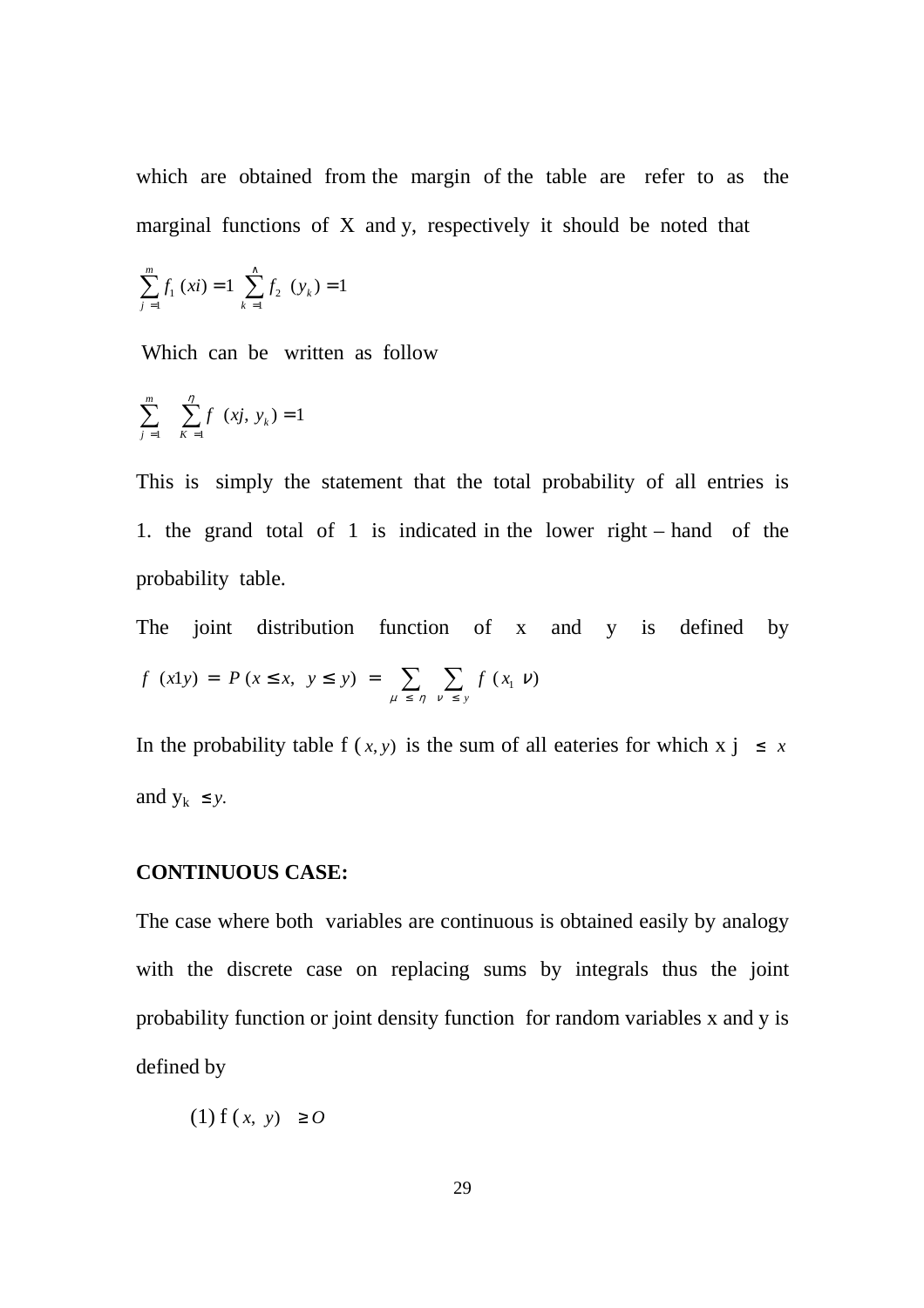which are obtained from the margin of the table are refer to as the marginal functions of X and y, respectively it should be noted that

$$\sum_{j=1}^{m} f_1(xi) = 1 \quad \sum_{k=1}^{\wedge} f_2 \ (y_k) = 1$$

Which can be written as follow

$$\sum_{j=1}^{m} \quad \sum_{K=1}^{\eta} f \ (xj, \ y_k) = 1$$

This is simply the statement that the total probability of all entries is 1. the grand total of 1 is indicated in the lower right – hand of the probability table.

The joint distribution function of x and y is defined by

$$f \ (x1y) \ = \ P \ (x \leq x, \ \ y \leq y) \ = \sum_{\mu \ \leq \ \eta} \ \sum_{\nu \ \leq \ y} \ f \ (x_1 \ \nu)$$

In the probability table f $(x, y)$ is the sum of all eateries for which x j $\leq x$ and $y_k \leq y$.

**CONTINUOUS CASE:**

The case where both variables are continuous is obtained easily by analogy with the discrete case on replacing sums by integrals thus the joint probability function or joint density function for random variables x and y is defined by

(1) f $(x, \ y) \ \geq O$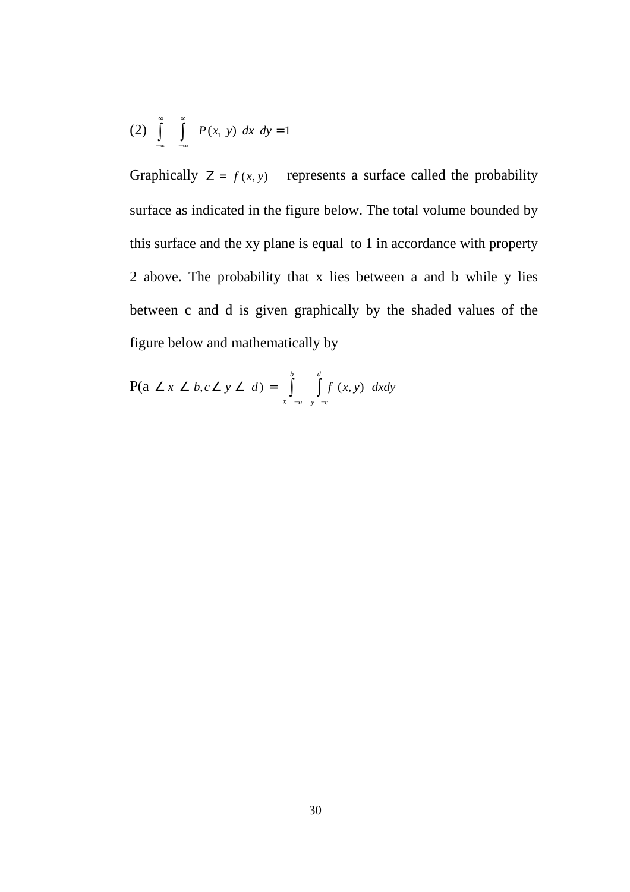(2) $\int_{-\infty}^{\infty} \int_{-\infty}^{\infty} P(x_1\ y)\ dx\ dy = 1$

Graphically $Z = f(x,y)$ represents a surface called the probability surface as indicated in the figure below. The total volume bounded by this surface and the xy plane is equal to 1 in accordance with property 2 above. The probability that x lies between a and b while y lies between c and d is given graphically by the shaded values of the figure below and mathematically by

$$P(a \angle x \angle b, c \angle y \angle d) = \int_{X=a}^{b} \int_{y=c}^{d} f(x,y)\ dxdy$$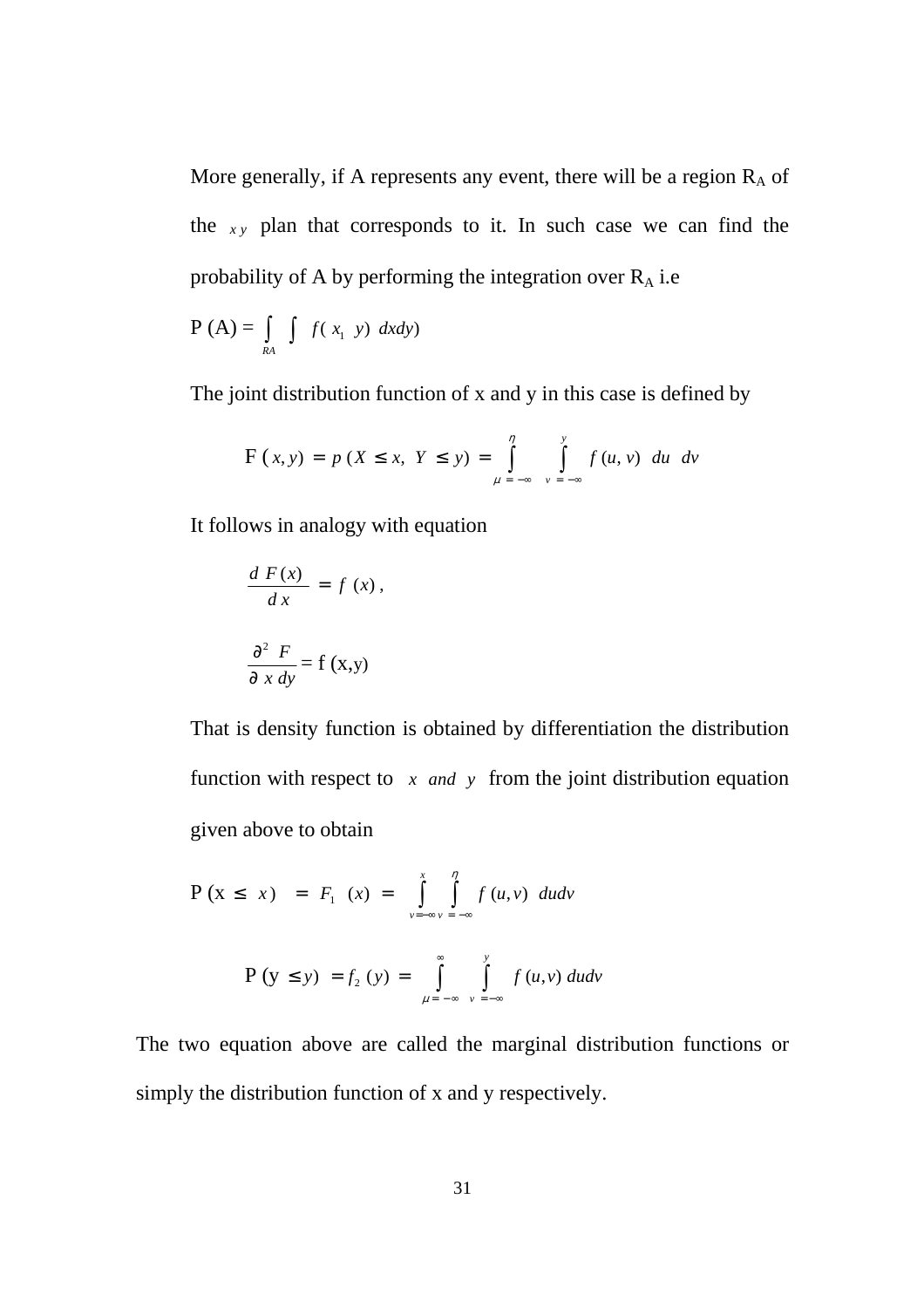More generally, if A represents any event, there will be a region $R_A$ of the $xy$ plan that corresponds to it. In such case we can find the probability of A by performing the integration over $R_A$ i.e

$$P(A) = \int_{RA} \int f(x_1\ y)\ dxdy)$$

The joint distribution function of x and y in this case is defined by

$$F(x, y) = p(X \leq x,\ Y \leq y) = \int_{\mu=-\infty}^{\eta} \int_{v=-\infty}^{y} f(u, v)\ du\ dv$$

It follows in analogy with equation

$$\frac{d\ F(x)}{d\ x} = f\ (x)\,,$$

$$\frac{\partial^2\ F}{\partial\ x\ dy} = f\ (x,y)$$

That is density function is obtained by differentiation the distribution function with respect to $x$ *and* $y$ from the joint distribution equation given above to obtain

$$P(x \leq\ x) = F_1\ (x) = \int_{v=-\infty}^{x} \int_{v=-\infty}^{\eta} f(u,v)\ dudv$$

$$P(y \leq y) = f_2\ (y) = \int_{\mu=-\infty}^{\infty} \int_{v=-\infty}^{y} f(u,v)\ dudv$$

The two equation above are called the marginal distribution functions or simply the distribution function of x and y respectively.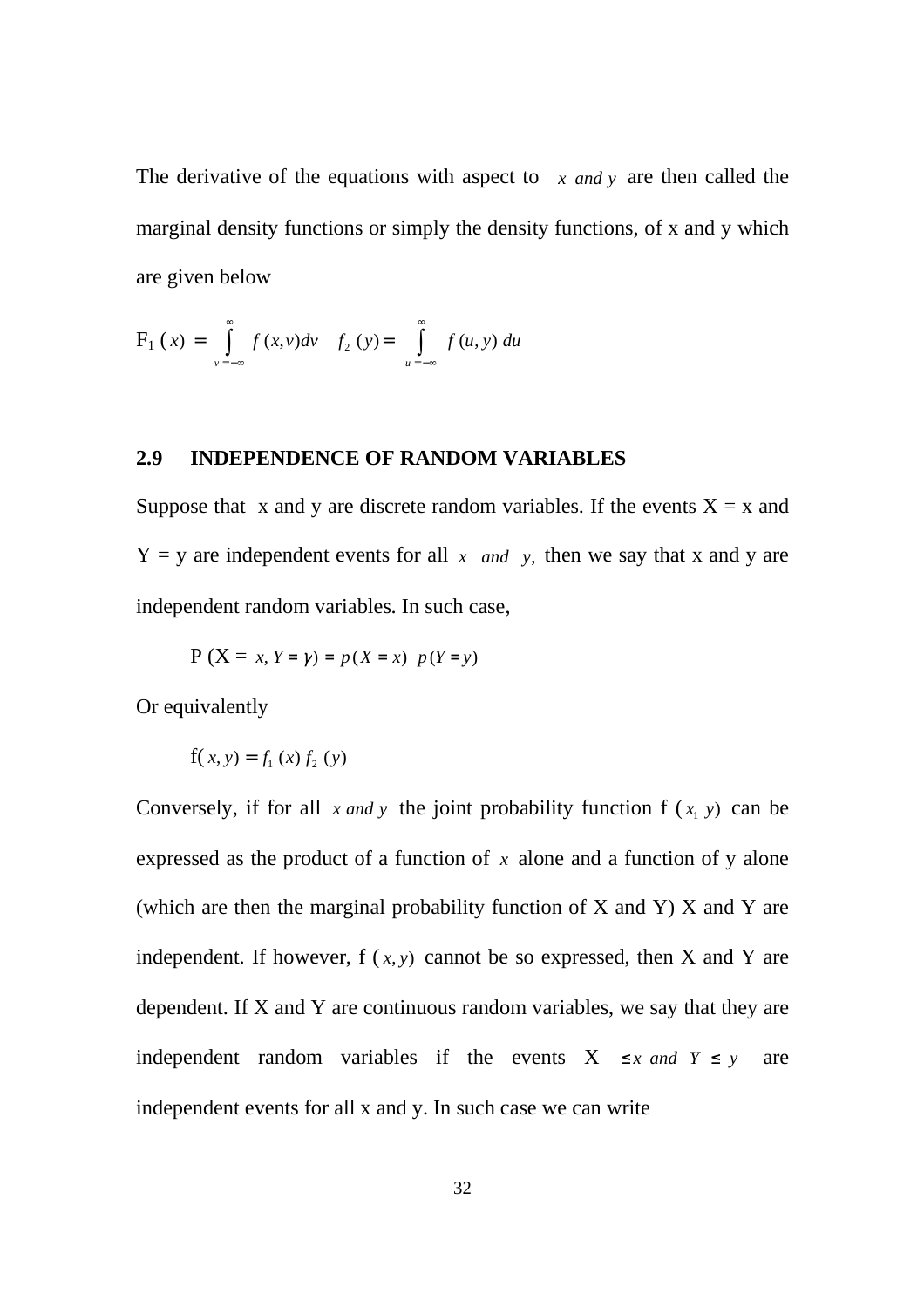The derivative of the equations with aspect to $x$ *and* $y$ are then called the marginal density functions or simply the density functions, of x and y which are given below

$$F_1(x) = \int_{v=-\infty}^{\infty} f(x,v)dv \quad f_2(y) = \int_{u=-\infty}^{\infty} f(u,y)\, du$$

## 2.9 INDEPENDENCE OF RANDOM VARIABLES

Suppose that x and y are discrete random variables. If the events X = x and Y = y are independent events for all $x$ *and* $y$, then we say that x and y are independent random variables. In such case,

$$P(X = x, Y = y) = p(X = x)\ p(Y = y)$$

Or equivalently

$$f(x, y) = f_1(x)\, f_2(y)$$

Conversely, if for all $x$ *and* $y$ the joint probability function f $(x_1\ y)$ can be expressed as the product of a function of $x$ alone and a function of y alone (which are then the marginal probability function of X and Y) X and Y are independent. If however, f $(x, y)$ cannot be so expressed, then X and Y are dependent. If X and Y are continuous random variables, we say that they are independent random variables if the events X $\leq x$ *and* $Y \leq y$ are independent events for all x and y. In such case we can write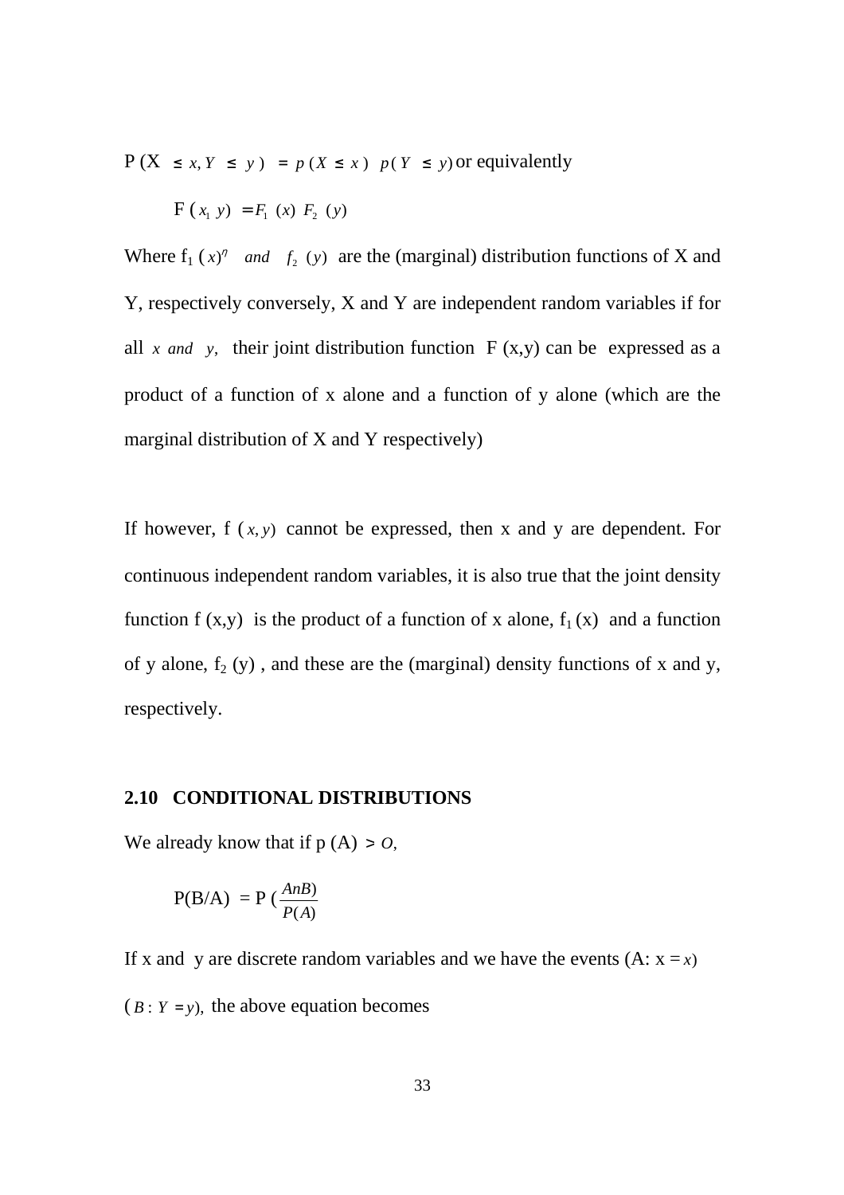$P(X \le x, Y \le y) = p(X \le x)\ p(Y \le y)$ or equivalently

$$F(x_1\ y) = F_1(x)\ F_2(y)$$

Where $f_1(x)^\eta$ *and* $f_2(y)$ are the (marginal) distribution functions of X and Y, respectively conversely, X and Y are independent random variables if for all $x$ *and* $y$, their joint distribution function F (x,y) can be expressed as a product of a function of x alone and a function of y alone (which are the marginal distribution of X and Y respectively)

If however, f $(x, y)$ cannot be expressed, then x and y are dependent. For continuous independent random variables, it is also true that the joint density function f (x,y) is the product of a function of x alone, $f_1(x)$ and a function of y alone, $f_2(y)$, and these are the (marginal) density functions of x and y, respectively.

## 2.10 CONDITIONAL DISTRIBUTIONS

We already know that if p (A) $> O$,

$$P(B/A) = P\left(\frac{AnB)}{P(A)}\right.$$

If x and y are discrete random variables and we have the events (A: $x = x$) $(B : Y = y)$, the above equation becomes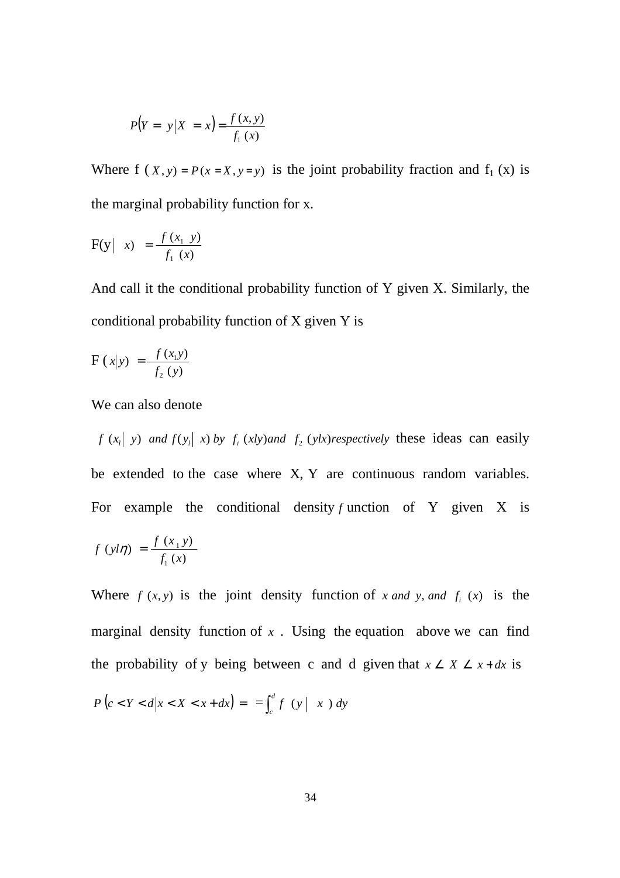$$P(Y = y \mid X = x) = \frac{f(x, y)}{f_1(x)}$$

Where f $(X, y) = P(x = X, y = y)$ is the joint probability fraction and $f_1$ (x) is the marginal probability function for x.

$$F(y \mid x) = \frac{f(x_1\ y)}{f_1(x)}$$

And call it the conditional probability function of Y given X. Similarly, the conditional probability function of X given Y is

$$F(x \mid y) = \frac{f(x_1 y)}{f_2(y)}$$

We can also denote

$f(x_l \mid y)$ *and* $f(y_l \mid x)$ *by* $f_i(xly)$*and* $f_2(ylx)$*respectively* these ideas can easily be extended to the case where X, Y are continuous random variables. For example the conditional density *f* unction of Y given X is

$$f(yl\eta) = \frac{f(x_1 y)}{f_1(x)}$$

Where $f(x, y)$ is the joint density function of $x$ *and* $y$, *and* $f_i(x)$ is the marginal density function of $x$ . Using the equation above we can find the probability of y being between c and d given that $x \angle X \angle x + dx$ is

$$P(c < Y < d \mid x < X < x + dx) = = \int_c^d f(y \mid x)\, dy$$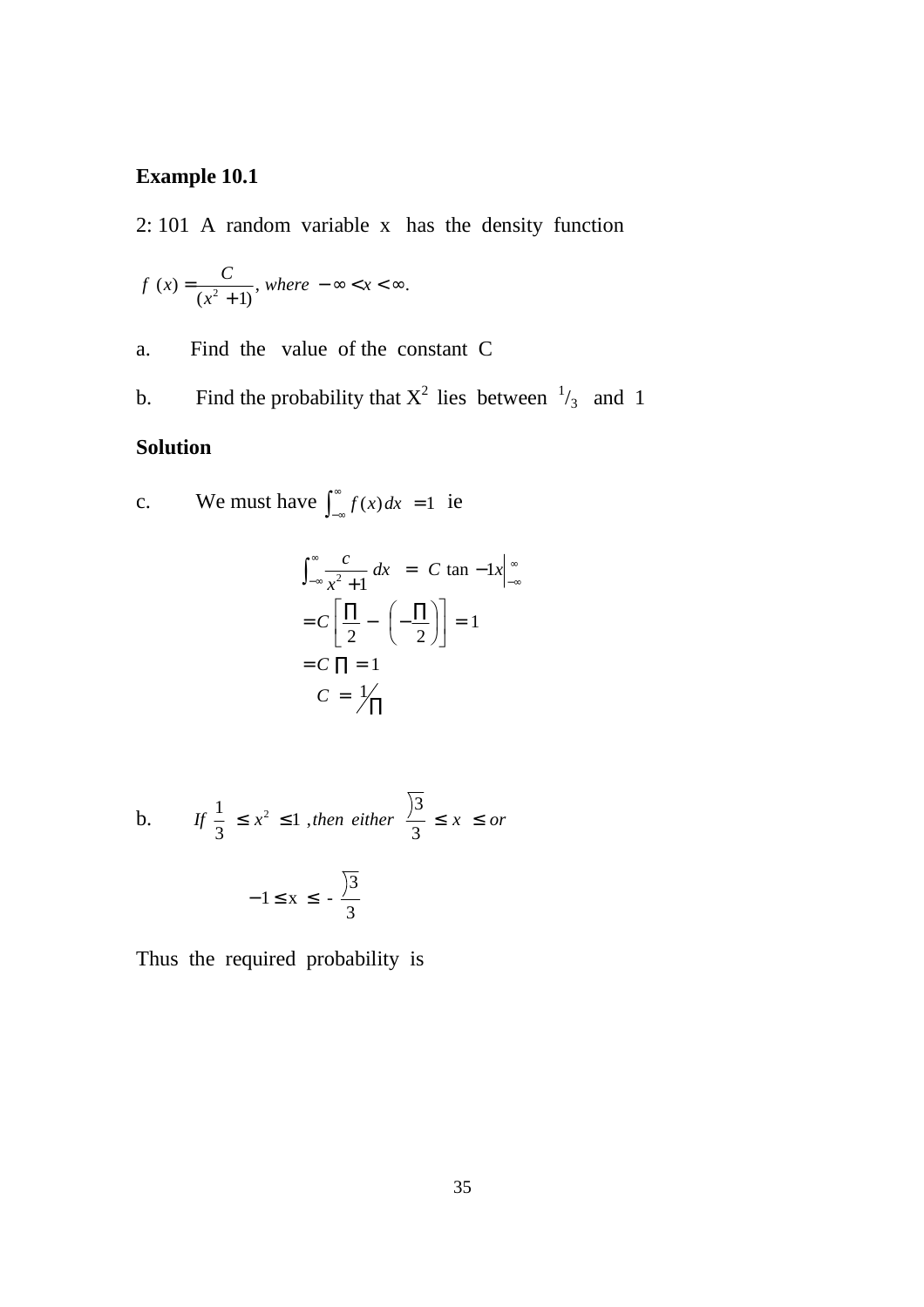**Example 10.1**

2: 101 A random variable x has the density function

$$f(x) = \frac{C}{(x^2+1)}, \text{ where } -\infty < x < \infty.$$

a. Find the value of the constant C

b. Find the probability that $X^2$ lies between $^1/_3$ and 1

**Solution**

c. We must have $\int_{-\infty}^{\infty} f(x)\,dx = 1$ ie

$$\int_{-\infty}^{\infty} \frac{c}{x^2+1}\,dx = C \tan -1x\Big|_{-\infty}^{\infty}$$

$$= C\left[\frac{\Pi}{2} - \left(-\frac{\Pi}{2}\right)\right] = 1$$

$$= C\,\Pi = 1$$

$$C = \,^1\!/_\Pi$$

b. $\quad If\ \frac{1}{3} \le x^2 \le 1\ , then\ either\ \frac{\sqrt{3}}{3} \le x \le or$

$$-1 \le x \le -\frac{\sqrt{3}}{3}$$

Thus the required probability is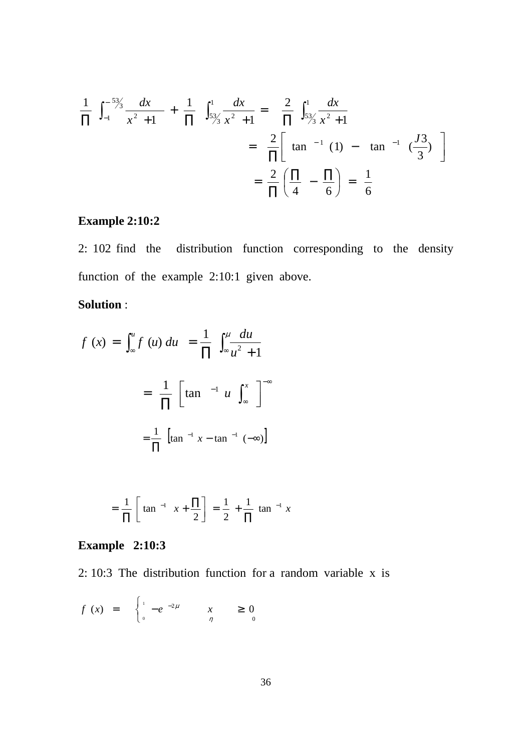$$\frac{1}{\Pi}\int_{-1}^{-53/3}\frac{dx}{x^2+1}+\frac{1}{\Pi}\int_{53/3}^{1}\frac{dx}{x^2+1}=\frac{2}{\Pi}\int_{53/3}^{1}\frac{dx}{x^2+1}$$

$$=\frac{2}{\Pi}\left[\tan^{-1}(1)-\tan^{-1}\left(\frac{J3}{3}\right)\right]$$

$$=\frac{2}{\Pi}\left(\frac{\Pi}{4}-\frac{\Pi}{6}\right)=\frac{1}{6}$$

**Example 2:10:2**

2: 102 find the distribution function corresponding to the density function of the example 2:10:1 given above.

**Solution** :

$$f(x)=\int_{\infty}^{u}f(u)\,du=\frac{1}{\Pi}\int_{\infty}^{\mu}\frac{du}{u^2+1}$$

$$=\frac{1}{\Pi}\left[\tan^{-1}u\int_{\infty}^{x}\right]^{-\infty}$$

$$=\frac{1}{\Pi}\left[\tan^{-1}x-\tan^{-1}(-\infty)\right]$$

$$=\frac{1}{\Pi}\left[\tan^{-1}x+\frac{\Pi}{2}\right]=\frac{1}{2}+\frac{1}{\Pi}\tan^{-1}x$$

**Example 2:10:3**

2: 10:3 The distribution function for a random variable x is

$$f(x)=\begin{cases}1-e^{-2\mu} & x \geq 0 \\ 0 & \eta \quad\quad 0\end{cases}$$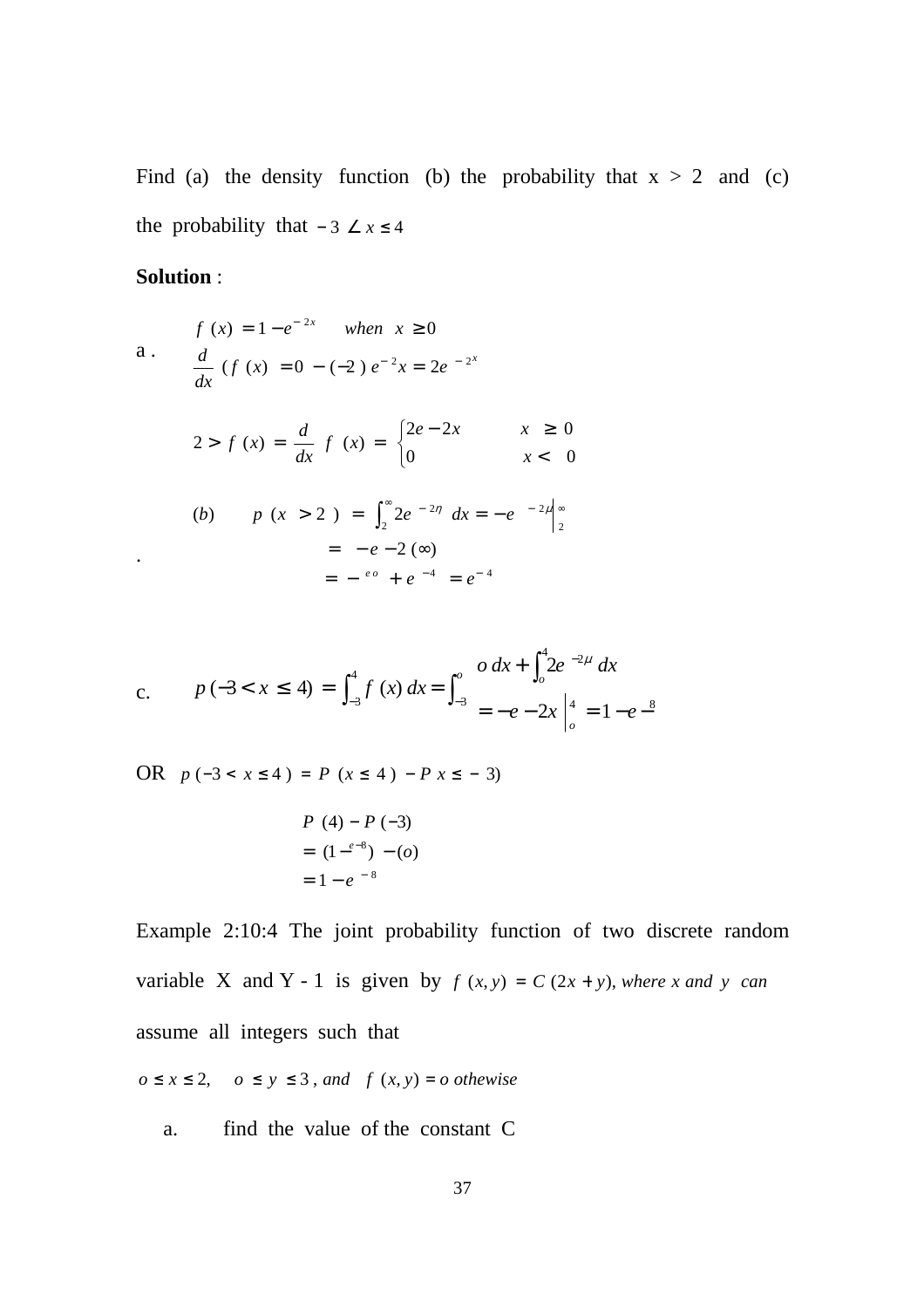Find (a) the density function (b) the probability that x > 2 and (c) the probability that $-3 \angle x \leq 4$

**Solution** :

a . $f(x) = 1 - e^{-2x}$ when $x \geq 0$

$\frac{d}{dx}(f(x) = 0 - (-2)e^{-2}x = 2e^{-2x}$

$2 > f(x) = \frac{d}{dx} f(x) = \begin{cases} 2e - 2x & x \geq 0 \\ 0 & x < 0 \end{cases}$

$(b) \quad p(x > 2) = \int_2^\infty 2e^{-2\eta} dx = -e^{-2\mu}\Big|_2^\infty$

$= -e - 2(\infty)$

$= -^{eo} + e^{-4} = e^{-4}$

c. $p(-3 < x \leq 4) = \int_{-3}^4 f(x)\,dx = \int_{-3}^o o\,dx + \int_o^4 2e^{-2\mu}\,dx$

$= -e - 2x\Big|_o^4 = 1 - e^{-8}$

OR $p(-3 < x \leq 4) = P(x \leq 4) - P\,x \leq -3)$

$P(4) - P(-3)$

$= (1 -^{e-8}) - (o)$

$= 1 - e^{-8}$

Example 2:10:4 The joint probability function of two discrete random variable X and Y - 1 is given by $f(x, y) = C(2x + y)$, *where x and y can* assume all integers such that

$o \leq x \leq 2, \quad o \leq y \leq 3$, *and* $f(x, y) = o$ *othewise*

a. find the value of the constant C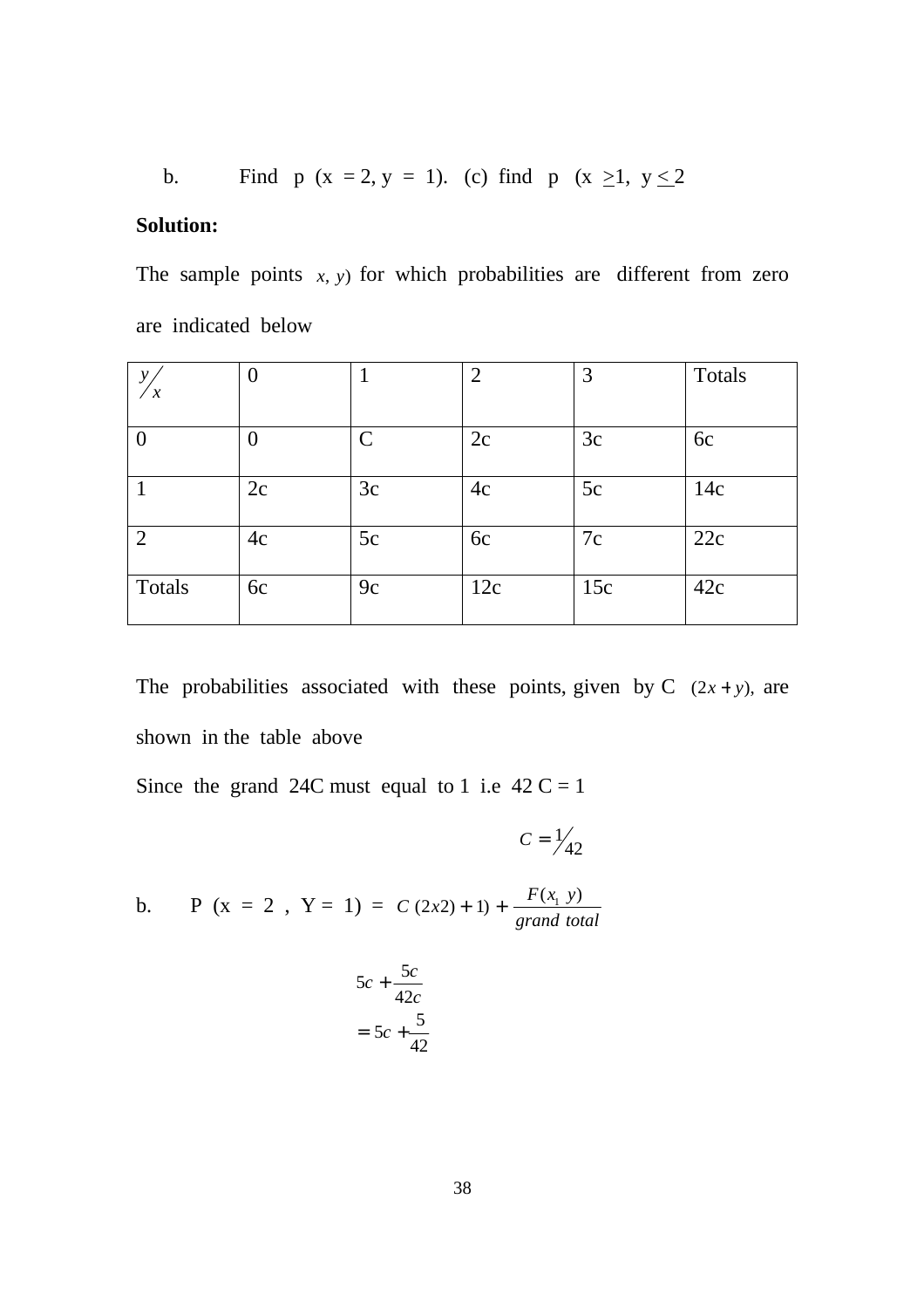b. Find p (x = 2, y = 1). (c) find p (x $\geq$1, y $\leq$ 2

**Solution:**

The sample points $x, y)$ for which probabilities are different from zero are indicated below

| $y/x$ | 0 | 1 | 2 | 3 | Totals |
|---|---|---|---|---|---|
| 0 | 0 | C | 2c | 3c | 6c |
| 1 | 2c | 3c | 4c | 5c | 14c |
| 2 | 4c | 5c | 6c | 7c | 22c |
| Totals | 6c | 9c | 12c | 15c | 42c |

The probabilities associated with these points, given by C $(2x + y)$, are shown in the table above

Since the grand 24C must equal to 1 i.e 42 C = 1

$$C = 1/42$$

b. P (x = 2 , Y = 1) = $C\ (2x2) + 1) + \frac{F(x_1\ y)}{grand\ total}$

$$5c + \frac{5c}{42c}$$

$$= 5c + \frac{5}{42}$$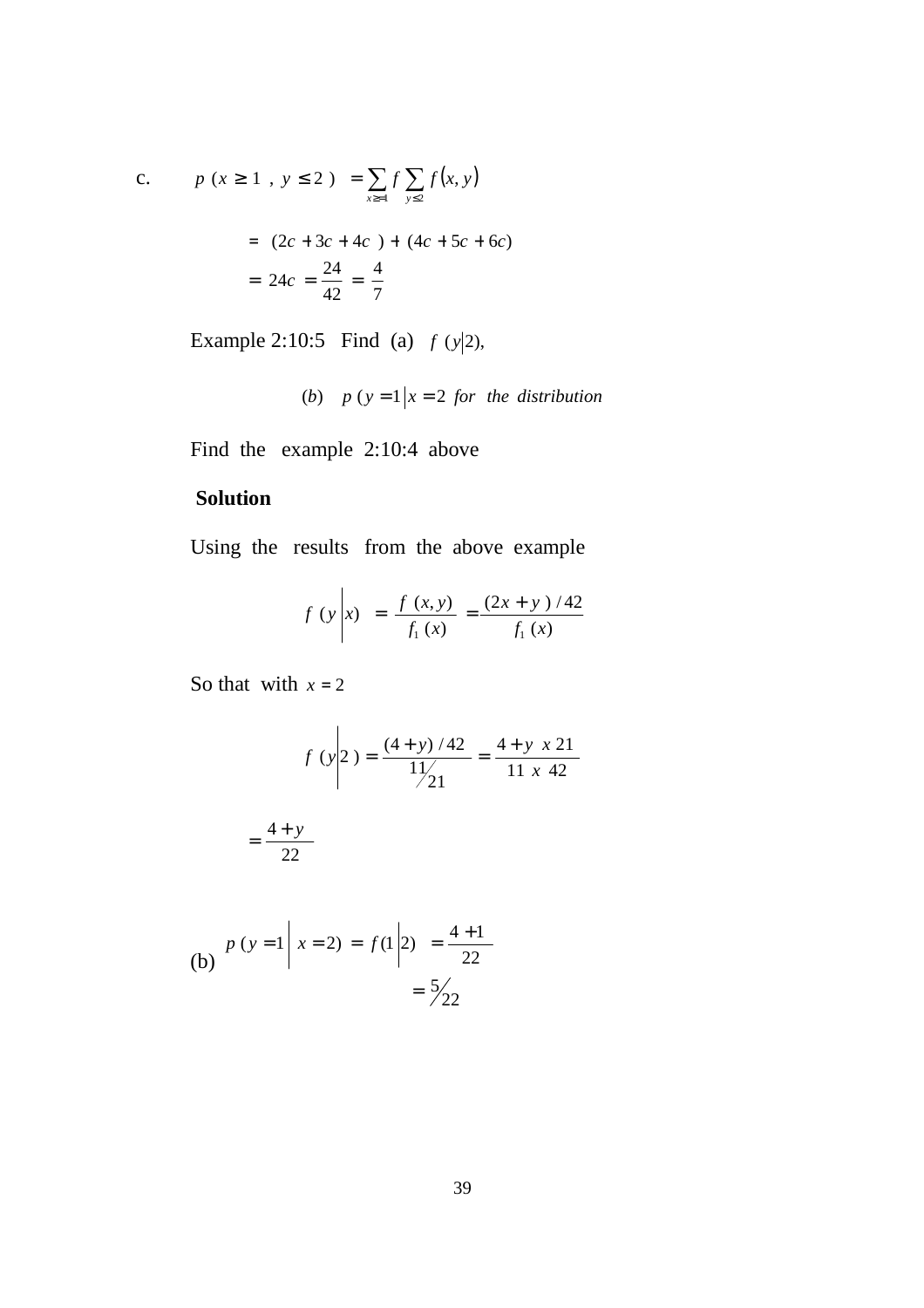c. $p\ (x \geq 1\ ,\ y \leq 2\ )\ = \sum_{x \geq 1} f \sum_{y \leq 2} f(x, y)$

$$= (2c + 3c + 4c\ ) + (4c + 5c + 6c)$$

$$= 24c = \frac{24}{42} = \frac{4}{7}$$

Example 2:10:5 Find (a) $f\ (y|2)$,

$(b)\quad p\ (y = 1\,|\,x = 2\ \textit{for the distribution}$

Find the example 2:10:4 above

**Solution**

Using the results from the above example

$$f\ (y\,|\,x)\ = \frac{f\ (x, y)}{f_1\ (x)} = \frac{(2x + y\ )\,/\,42}{f_1\ (x)}$$

So that with $x = 2$

$$f\ (y\,|\,2\ ) = \frac{(4 + y)\,/\,42}{11/21} = \frac{4 + y\ \ x\ 21}{11\ \ x\ \ 42}$$

$$= \frac{4 + y}{22}$$

(b) $p\ (y = 1\,|\ x = 2)\ = f(1\,|\,2)\ = \frac{4 + 1}{22}$

$$= 5/22$$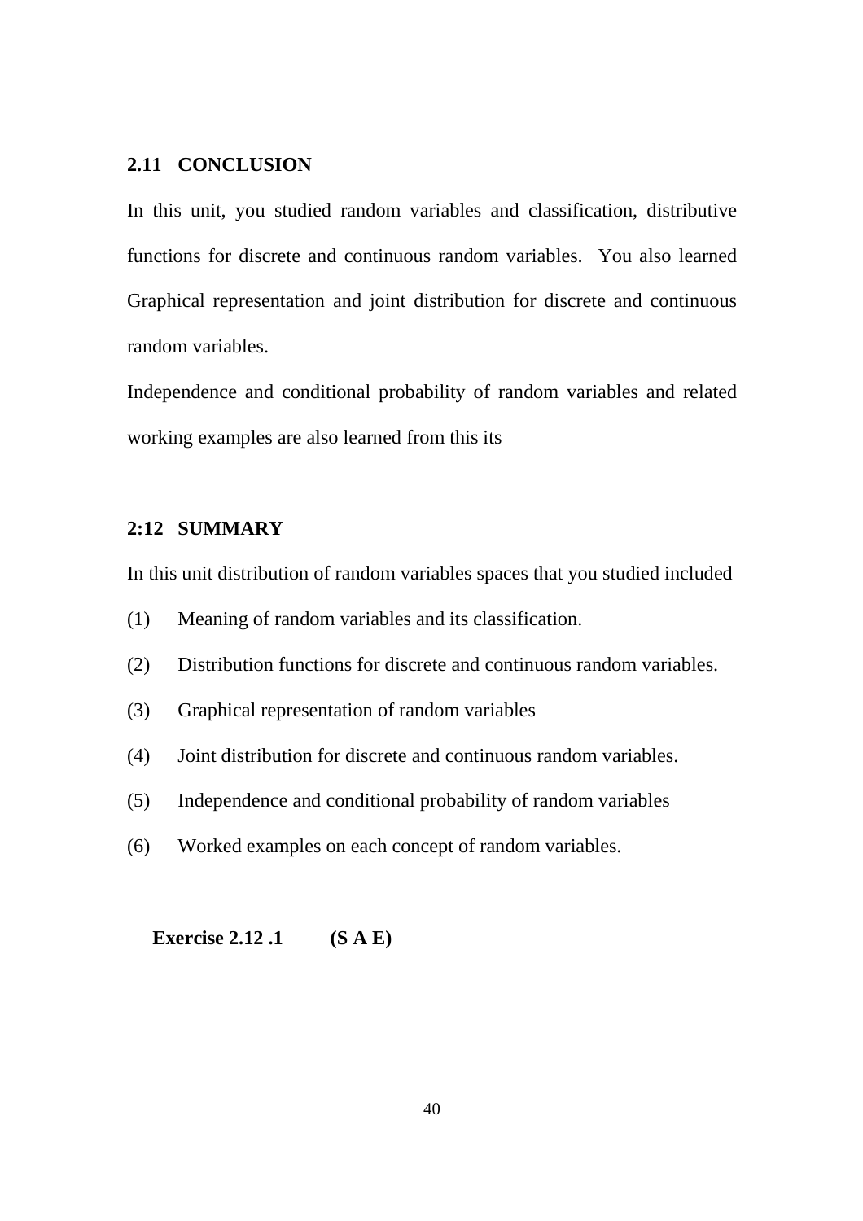## 2.11 CONCLUSION

In this unit, you studied random variables and classification, distributive functions for discrete and continuous random variables. You also learned Graphical representation and joint distribution for discrete and continuous random variables.

Independence and conditional probability of random variables and related working examples are also learned from this its

## 2:12 SUMMARY

In this unit distribution of random variables spaces that you studied included

(1) Meaning of random variables and its classification.

(2) Distribution functions for discrete and continuous random variables.

(3) Graphical representation of random variables

(4) Joint distribution for discrete and continuous random variables.

(5) Independence and conditional probability of random variables

(6) Worked examples on each concept of random variables.

**Exercise 2.12 .1 (S A E)**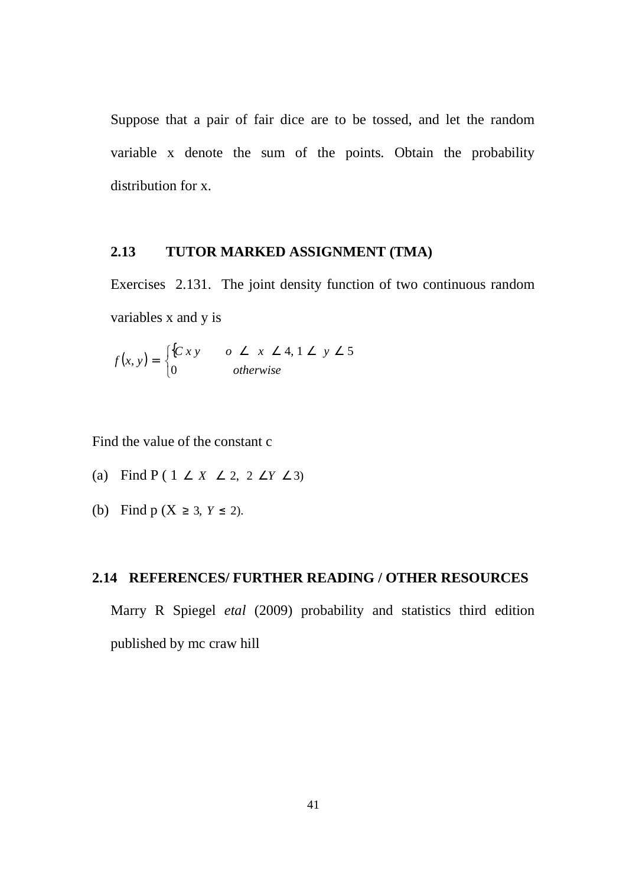Suppose that a pair of fair dice are to be tossed, and let the random variable x denote the sum of the points. Obtain the probability distribution for x.

## 2.13 TUTOR MARKED ASSIGNMENT (TMA)

Exercises 2.131. The joint density function of two continuous random variables x and y is

$$f(x, y) = \begin{cases} C\,x\,y & o \angle x \angle 4,\ 1 \angle y \angle 5 \\ 0 & otherwise \end{cases}$$

Find the value of the constant c

(a) Find P ( $1 \angle X \angle 2,\ 2 \angle Y \angle 3$)

(b) Find p (X $\geq 3,\ Y \leq 2$).

## 2.14 REFERENCES/ FURTHER READING / OTHER RESOURCES

Marry R Spiegel *etal* (2009) probability and statistics third edition published by mc craw hill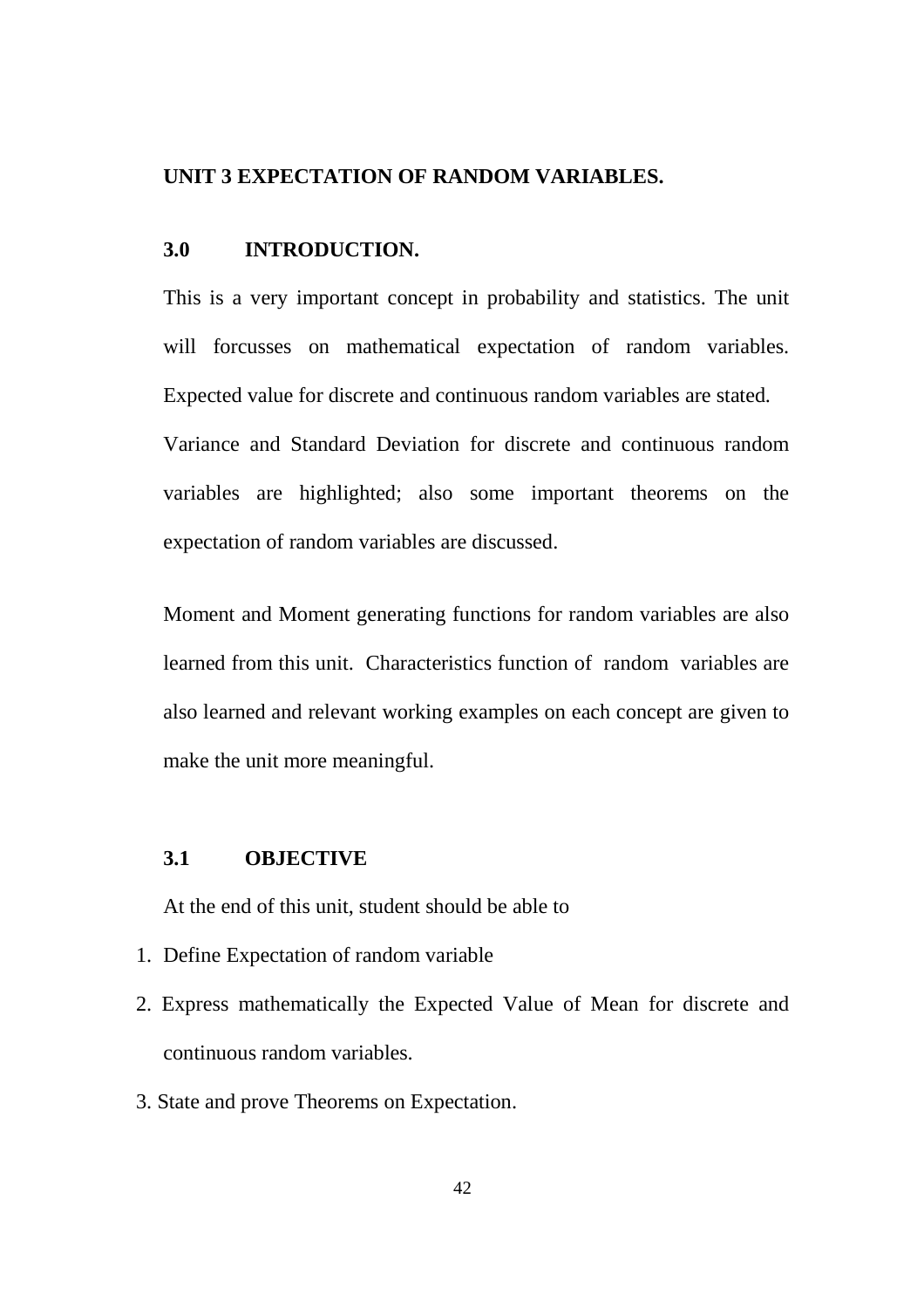## UNIT 3 EXPECTATION OF RANDOM VARIABLES.

### 3.0 INTRODUCTION.

This is a very important concept in probability and statistics. The unit will forcusses on mathematical expectation of random variables. Expected value for discrete and continuous random variables are stated. Variance and Standard Deviation for discrete and continuous random variables are highlighted; also some important theorems on the expectation of random variables are discussed.

Moment and Moment generating functions for random variables are also learned from this unit. Characteristics function of random variables are also learned and relevant working examples on each concept are given to make the unit more meaningful.

### 3.1 OBJECTIVE

At the end of this unit, student should be able to

1. Define Expectation of random variable
2. Express mathematically the Expected Value of Mean for discrete and continuous random variables.
3. State and prove Theorems on Expectation.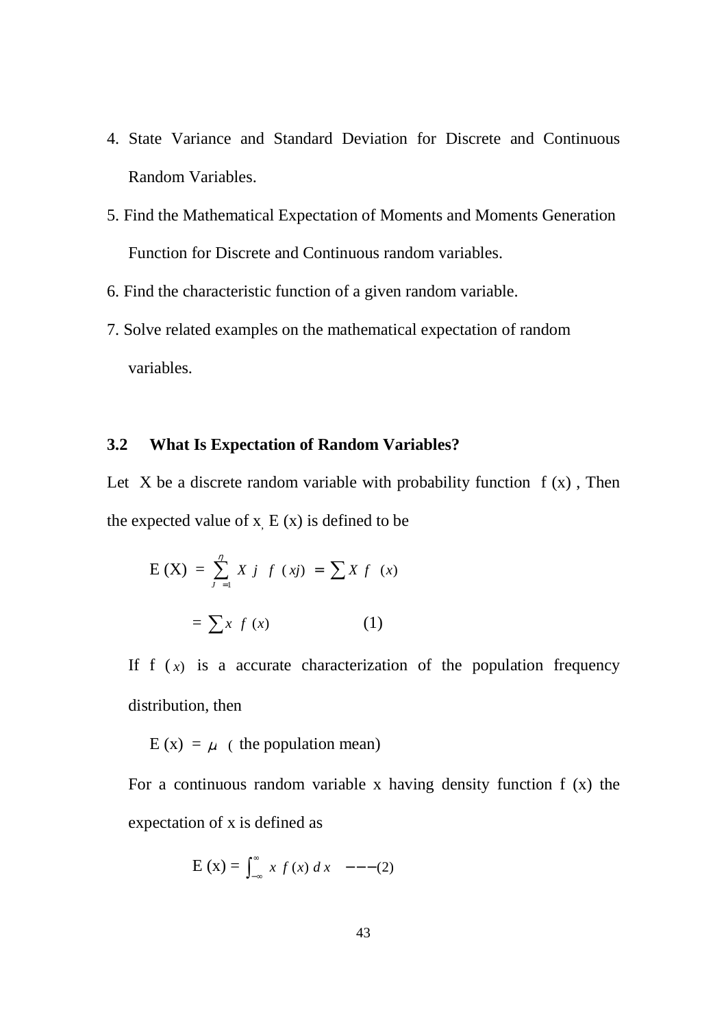4. State Variance and Standard Deviation for Discrete and Continuous Random Variables.
5. Find the Mathematical Expectation of Moments and Moments Generation Function for Discrete and Continuous random variables.
6. Find the characteristic function of a given random variable.
7. Solve related examples on the mathematical expectation of random variables.

### 3.2 What Is Expectation of Random Variables?

Let X be a discrete random variable with probability function f (x) , Then the expected value of x, E (x) is defined to be

$$E(X) = \sum_{j=1}^{n} X_j \; f(x_j) = \sum X \; f(x)$$

$$= \sum x \; f(x) \qquad (1)$$

If $f(x)$ is a accurate characterization of the population frequency distribution, then

$E(x) = \mu$ ( the population mean)

For a continuous random variable x having density function f (x) the expectation of x is defined as

$$E(x) = \int_{-\infty}^{\infty} x \; f(x) \; dx \quad ---(2)$$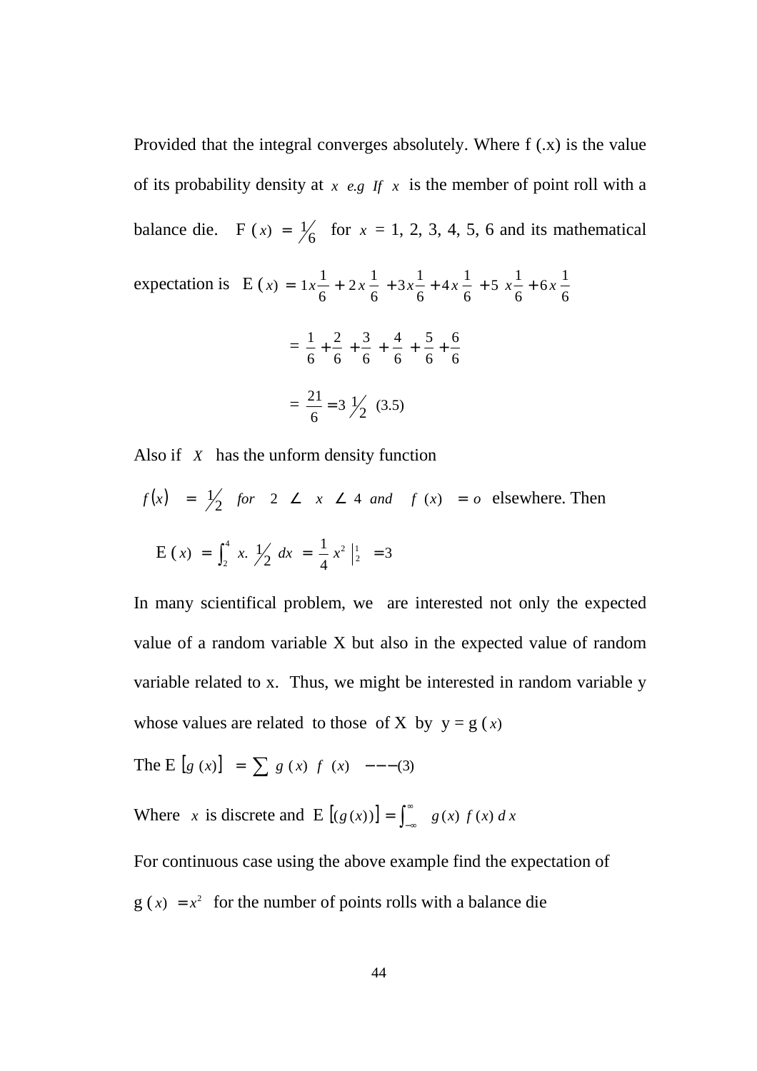Provided that the integral converges absolutely. Where f (.x) is the value of its probability density at $x$ *e.g If* $x$ is the member of point roll with a balance die. $F(x) = \frac{1}{6}$ for $x$ = 1, 2, 3, 4, 5, 6 and its mathematical expectation is $E(x) = 1x\frac{1}{6} + 2x\frac{1}{6} + 3x\frac{1}{6} + 4x\frac{1}{6} + 5x\frac{1}{6} + 6x\frac{1}{6}$

$$= \frac{1}{6} + \frac{2}{6} + \frac{3}{6} + \frac{4}{6} + \frac{5}{6} + \frac{6}{6}$$

$$= \frac{21}{6} = 3\frac{1}{2} \ (3.5)$$

Also if $X$ has the unform density function

$f(x) = \frac{1}{2}$ *for* $2 \angle x \angle 4$ *and* $f(x) = o$ elsewhere. Then

$$E(x) = \int_2^4 x.\frac{1}{2}\,dx = \frac{1}{4}x^2 \Big|_2^1 = 3$$

In many scientifical problem, we are interested not only the expected value of a random variable X but also in the expected value of random variable related to x. Thus, we might be interested in random variable y whose values are related to those of X by y = g $(x)$

The $E[g(x)] = \sum g(x)\ f(x)$ ---(3)

Where $x$ is discrete and $E[(g(x))] = \int_{-\infty}^{\infty} g(x)\ f(x)\ dx$

For continuous case using the above example find the expectation of

$g(x) = x^2$ for the number of points rolls with a balance die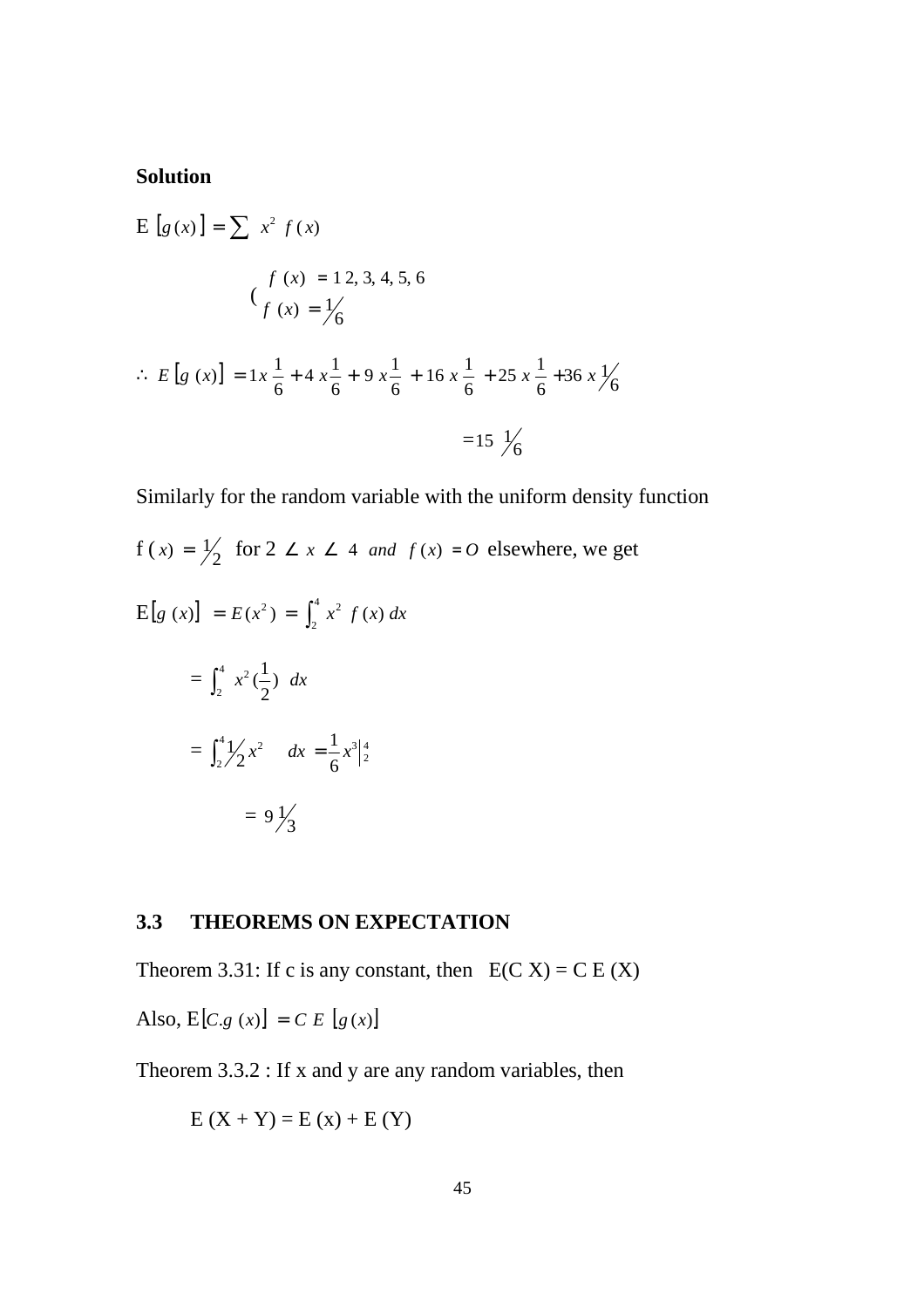**Solution**

$$E\left[g(x)\right] = \sum x^2 f(x)$$

$$\left( \begin{array}{l} f(x) = 1\ 2,\ 3,\ 4,\ 5,\ 6 \\ f(x) = 1/6 \end{array} \right.$$

$$\therefore E\left[g(x)\right] = 1x\frac{1}{6} + 4x\frac{1}{6} + 9x\frac{1}{6} + 16x\frac{1}{6} + 25x\frac{1}{6} + 36x\,1/6$$

$$= 15\ 1/6$$

Similarly for the random variable with the uniform density function

f $(x) = 1/2$ for $2 \angle x \angle 4$ *and* $f(x) = O$ elsewhere, we get

$$E\left[g(x)\right] = E(x^2) = \int_2^4 x^2 f(x)\,dx$$

$$= \int_2^4 x^2 \left(\frac{1}{2}\right) dx$$

$$= \int_2^4 1/2\, x^2 \quad dx = \frac{1}{6} x^3 \Big|_2^4$$

$$= 9\,1/3$$

## 3.3 THEOREMS ON EXPECTATION

Theorem 3.31: If c is any constant, then E(C X) = C E (X)

Also, $E\left[C.g(x)\right] = C\ E\ \left[g(x)\right]$

Theorem 3.3.2 : If x and y are any random variables, then

E (X + Y) = E (x) + E (Y)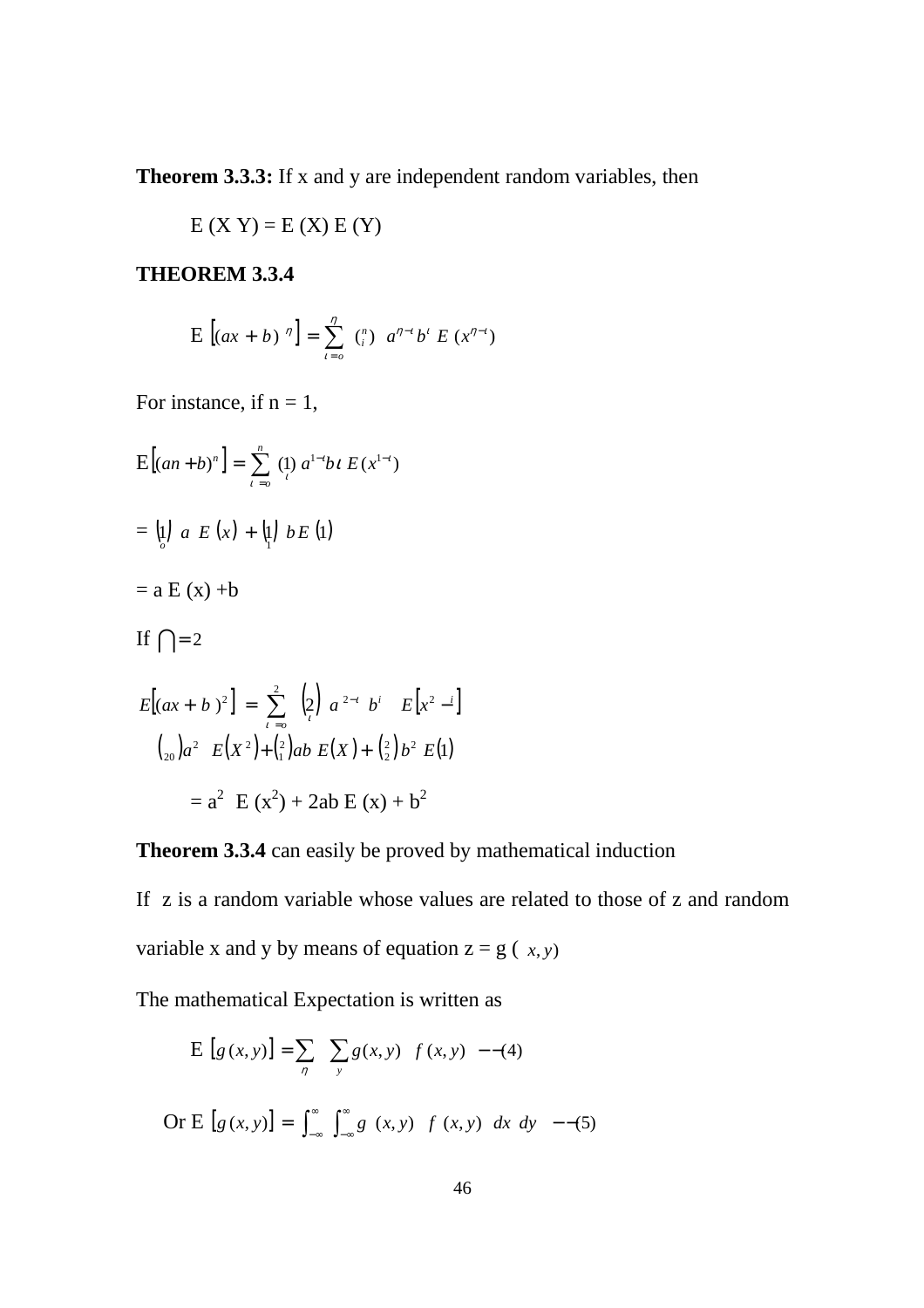**Theorem 3.3.3:** If x and y are independent random variables, then

E (X Y) = E (X) E (Y)

**THEOREM 3.3.4**

$$E\left[(ax+b)^{\eta}\right] = \sum_{\iota=o}^{\eta} \binom{n}{i} a^{\eta-\iota} b^{\iota} E\left(x^{\eta-\iota}\right)$$

For instance, if n = 1,

$$E\left[(an+b)^{n}\right] = \sum_{\iota=o}^{n} \binom{1}{\iota} a^{1-\iota} b\iota\, E\left(x^{1-\iota}\right)$$

$$= \binom{1}{o} a\, E(x) + \binom{1}{1} b E(1)$$

= a E (x) +b

If $\bigcap = 2$

$$E\left[(ax+b)^{2}\right] = \sum_{\iota=o}^{2} \binom{2}{\iota} a^{2-\iota}\, b^{i}\, E\left[x^{2}-^{i}\right]$$

$$\binom{}{20} a^{2}\, E\left(X^{2}\right) + \binom{2}{1} ab\, E(X) + \binom{2}{2} b^{2}\, E(1)$$

$= a^2\ E(x^2) + 2ab\ E(x) + b^2$

**Theorem 3.3.4** can easily be proved by mathematical induction

If z is a random variable whose values are related to those of z and random variable x and y by means of equation z = g ( $x, y$)

The mathematical Expectation is written as

$$E\left[g(x,y)\right] = \sum_{\eta} \sum_{y} g(x,y)\ f(x,y) \quad --(4)$$

$$\text{Or } E\left[g(x,y)\right] = \int_{-\infty}^{\infty} \int_{-\infty}^{\infty} g\ (x,y)\ f\ (x,y)\ dx\ dy \quad --(5)$$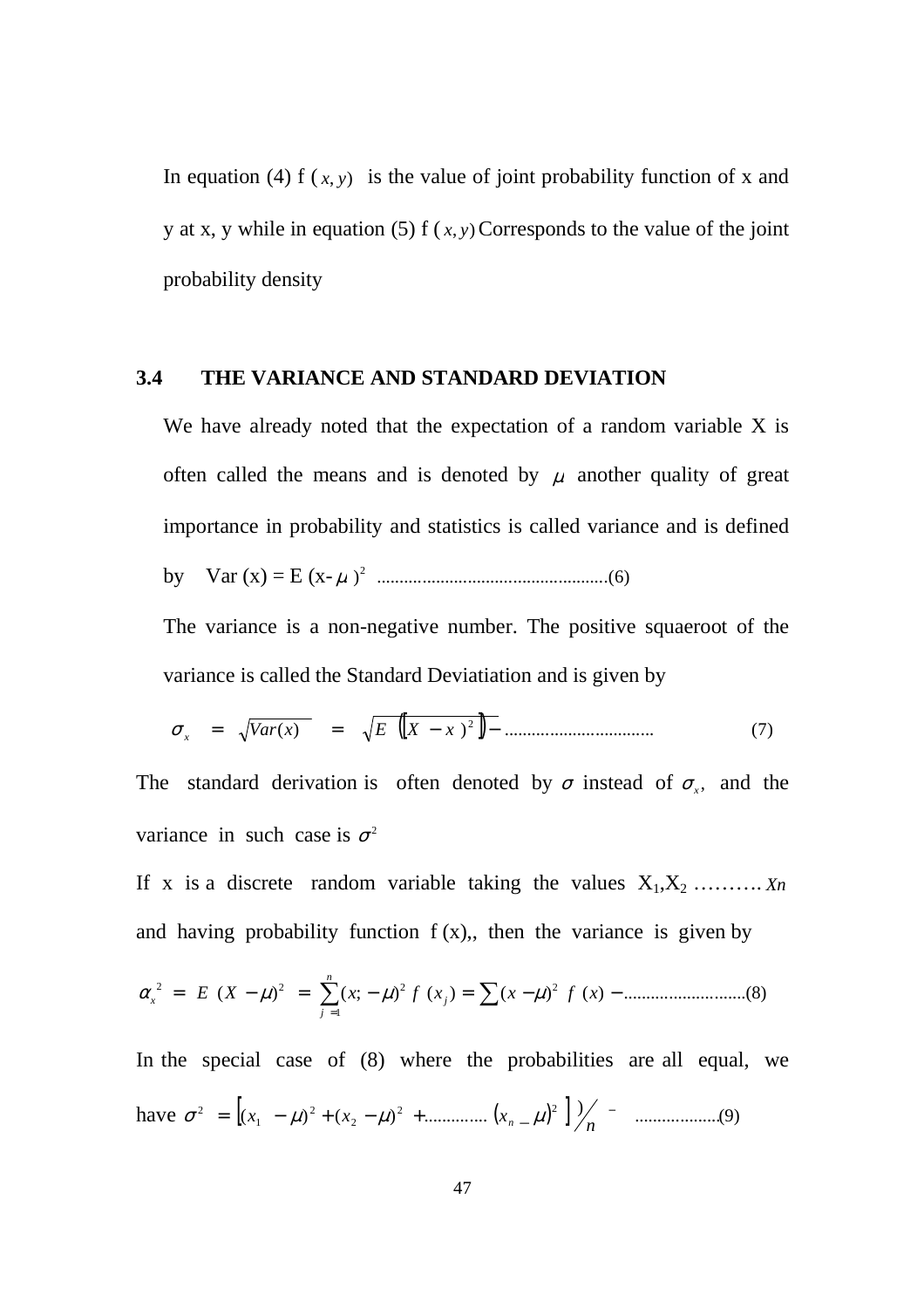In equation (4) f $(x, y)$ is the value of joint probability function of x and y at x, y while in equation (5) f $(x, y)$ Corresponds to the value of the joint probability density

## 3.4 THE VARIANCE AND STANDARD DEVIATION

We have already noted that the expectation of a random variable X is often called the means and is denoted by $\mu$ another quality of great importance in probability and statistics is called variance and is defined by Var (x) = E (x- $\mu$ )$^2$ ..................................................(6)

The variance is a non-negative number. The positive squaeroot of the variance is called the Standard Deviatiation and is given by

$$\sigma_x = \sqrt{Var(x)} = \sqrt{E\left(\left[X - x\right)^2\right]} - \text{................................} \quad (7)$$

The standard derivation is often denoted by $\sigma$ instead of $\sigma_x$, and the variance in such case is $\sigma^2$

If x is a discrete random variable taking the values $X_1, X_2$ ………. $Xn$ and having probability function f (x),, then the variance is given by

$$\alpha_x^2 = E\ (X - \mu)^2 = \sum_{j=1}^{n} (x_j - \mu)^2\ f\ (x_j) = \sum (x - \mu)^2\ f\ (x) - \text{..........................(8)}$$

In the special case of (8) where the probabilities are all equal, we have $\sigma^2 = \left[(x_1 - \mu)^2 + (x_2 - \mu)^2 + \text{.............} \left(x_n - \mu\right)^2\ \right] ) \big/ n$ - ..................(9)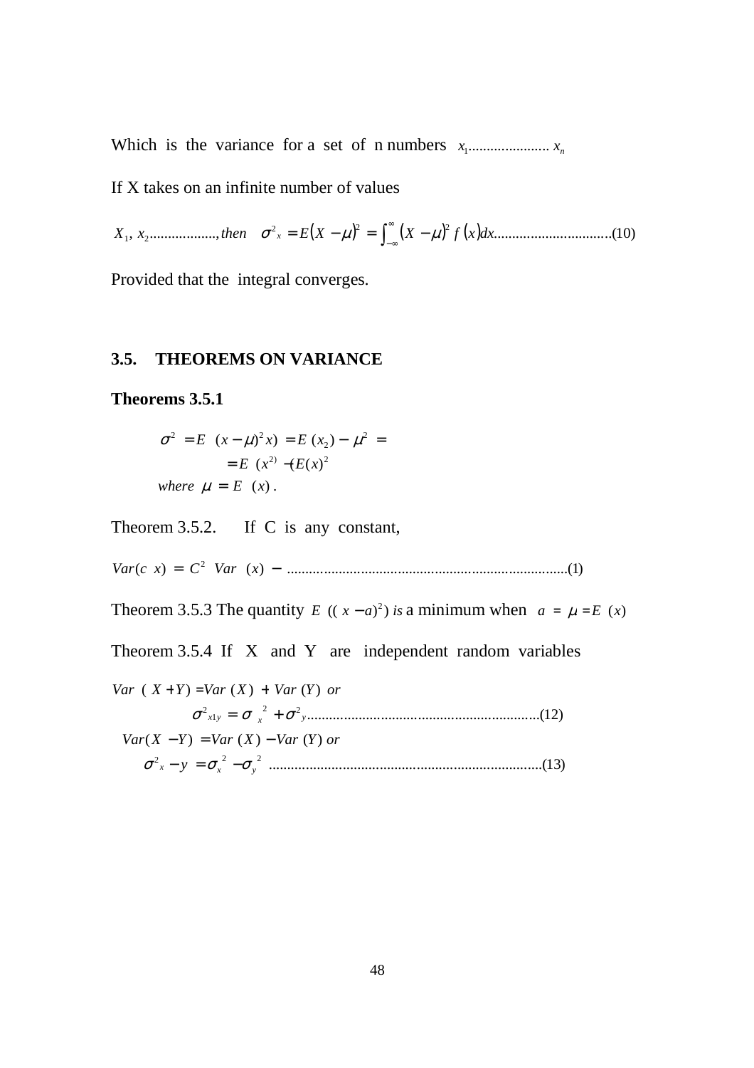Which is the variance for a set of n numbers $x_1 \ldots\ldots\ldots\ldots\ldots\ldots x_n$

If X takes on an infinite number of values

$X_1, x_2 \ldots\ldots\ldots\ldots\ldots\ldots, then \quad \sigma^2{}_x = E(X-\mu)^2 = \int_{-\infty}^{\infty} (X-\mu)^2 f(x)dx \ldots\ldots\ldots\ldots\ldots\ldots\ldots\ldots\ldots\ldots.(10)$

Provided that the integral converges.

## 3.5. THEOREMS ON VARIANCE

**Theorems 3.5.1**

$$\sigma^2 = E\ (x-\mu)^2 x) = E\ (x_2) - \mu^2 =$$
$$= E\ (x^{2)} - (E(x)^2$$
$$where\ \mu = E\ (x)\ .$$

Theorem 3.5.2. If C is any constant,

$Var(c\ x) = C^2\ Var\ (x) - \ldots\ldots\ldots\ldots\ldots\ldots\ldots\ldots\ldots\ldots\ldots\ldots\ldots\ldots\ldots\ldots\ldots\ldots\ldots\ldots\ldots\ldots\ldots\ldots\ldots.(1)$

Theorem 3.5.3 The quantity $E\ ((x-a)^2)$ *is* a minimum when $a = \mu = E\ (x)$

Theorem 3.5.4 If X and Y are independent random variables

$Var\ (X+Y) = Var\ (X) + Var\ (Y)\ or$

$$\sigma^2{}_{x1y} = \sigma_x{}^2 + \sigma^2{}_y \ldots\ldots\ldots\ldots\ldots\ldots\ldots\ldots\ldots\ldots\ldots\ldots\ldots\ldots\ldots\ldots\ldots\ldots\ldots\ldots.(12)$$

$Var(X-Y) = Var\ (X) - Var\ (Y)\ or$

$$\sigma^2{}_x - y = \sigma_x{}^2 - \sigma_y{}^2 \ldots\ldots\ldots\ldots\ldots\ldots\ldots\ldots\ldots\ldots\ldots\ldots\ldots\ldots\ldots\ldots\ldots\ldots\ldots\ldots\ldots\ldots.(13)$$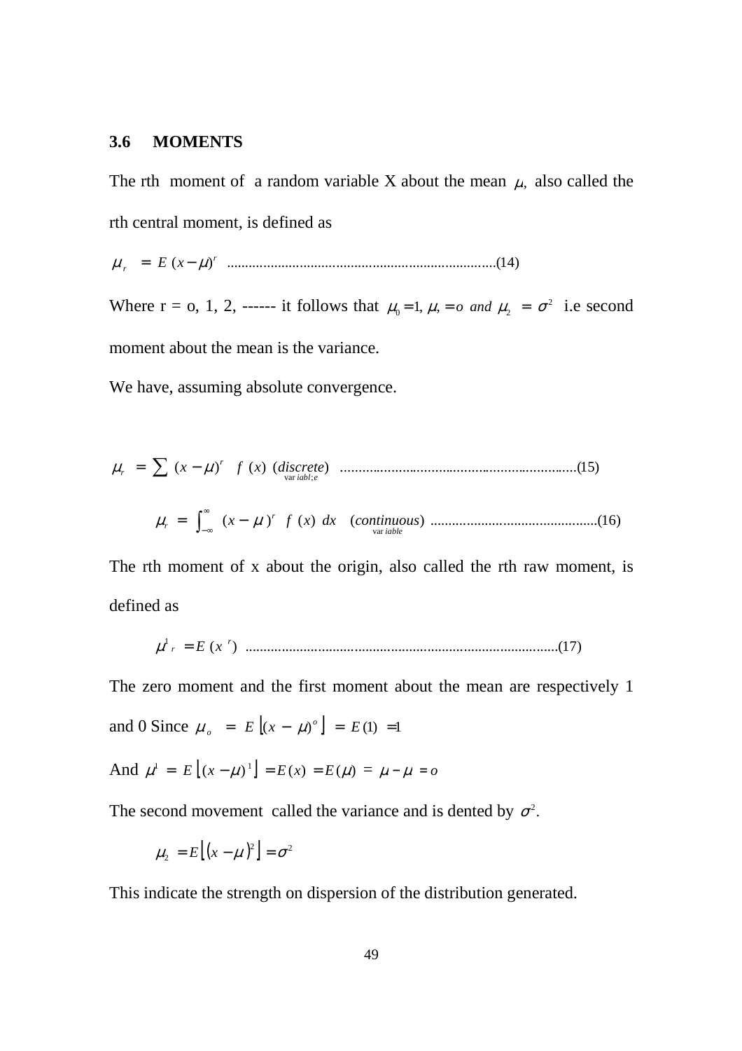### 3.6 MOMENTS

The rth moment of a random variable X about the mean $\mu$, also called the rth central moment, is defined as

$$\mu_r = E\,(x-\mu)^r \text{ ..........................................................................(14)}$$

Where r = o, 1, 2, ------ it follows that $\mu_0 = 1,\ \mu_1 = o \text{ and } \mu_2 = \sigma^2$ i.e second moment about the mean is the variance.

We have, assuming absolute convergence.

$$\mu_r = \sum_{\text{var}\,iabl;e} (x-\mu)^r \; f\,(x)\;(discrete) \text{ ................................................................(15)}$$

$$\mu_r = \int_{-\infty}^{\infty} (x-\mu)^r \; f\,(x)\;dx \quad (\underset{\text{var}\,iable}{continuous}) \text{ .............................................(16)}$$

The rth moment of x about the origin, also called the rth raw moment, is defined as

$$\mu^1{}_r = E\,(x^r) \text{ .....................................................................................(17)}$$

The zero moment and the first moment about the mean are respectively 1 and 0 Since $\mu_o = E\left\lfloor (x-\mu)^o \right\rfloor = E(1) = 1$

And $\mu^1 = E\left\lfloor (x-\mu)^1 \right\rfloor = E(x) = E(\mu) = \mu - \mu = o$

The second movement called the variance and is dented by $\sigma^2$.

$$\mu_2 = E\left\lfloor (x-\mu)^2 \right\rfloor = \sigma^2$$

This indicate the strength on dispersion of the distribution generated.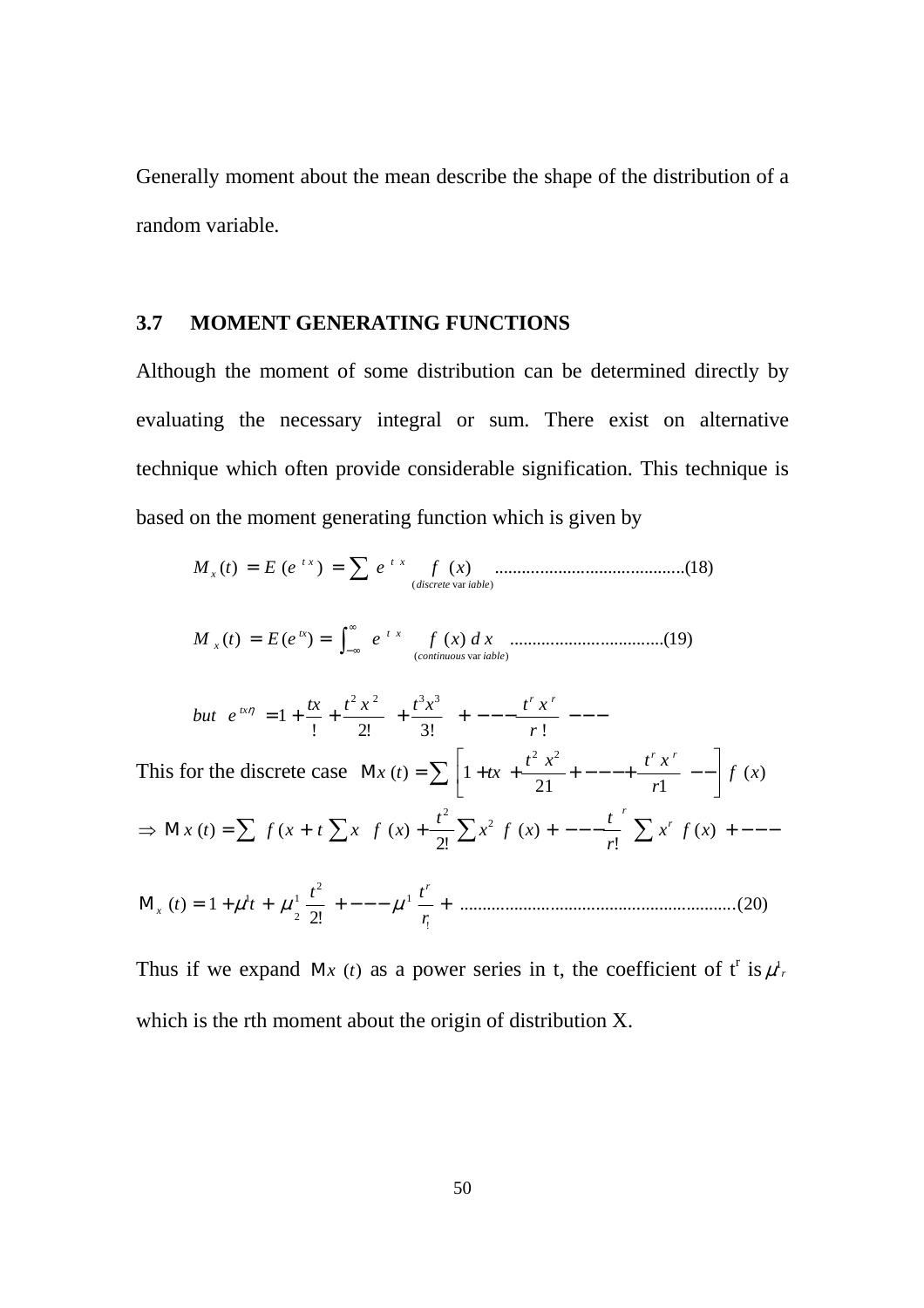Generally moment about the mean describe the shape of the distribution of a random variable.

### 3.7 MOMENT GENERATING FUNCTIONS

Although the moment of some distribution can be determined directly by evaluating the necessary integral or sum. There exist on alternative technique which often provide considerable signification. This technique is based on the moment generating function which is given by

$$M_x(t) = E(e^{tx}) = \sum_{(discrete\ variable)} e^{tx} f(x) \quad \text{..........................................(18)}$$

$$M_x(t) = E(e^{tx}) = \int_{-\infty}^{\infty} e^{tx} f(x)\, dx \quad \text{..................................(19)}$$
$$(continuous\ variable)$$

$$but \quad e^{tx\eta} = 1 + \frac{tx}{!} + \frac{t^2 x^2}{2!} + \frac{t^3 x^3}{3!} + --- \frac{t^r x^r}{r!} ---$$

This for the discrete case $Mx(t) = \sum \left[ 1 + tx + \frac{t^2 x^2}{21} + --- + \frac{t^r x^r}{r1} -- \right] f(x)$

$$\Rightarrow Mx(t) = \sum f(x + t \sum x \ f(x) + \frac{t^2}{2!} \sum x^2 \ f(x) + --- \frac{t^r}{r!} \sum x^r \ f(x) + ---$$

$$M_x(t) = 1 + \mu_1^1 t + \mu_2^1 \frac{t^2}{2!} + --- \mu^1 \frac{t^r}{r_!} + \text{............................................................(20)}$$

Thus if we expand $Mx(t)$ as a power series in t, the coefficient of $t^r$ is $\mu_r^1$ which is the rth moment about the origin of distribution X.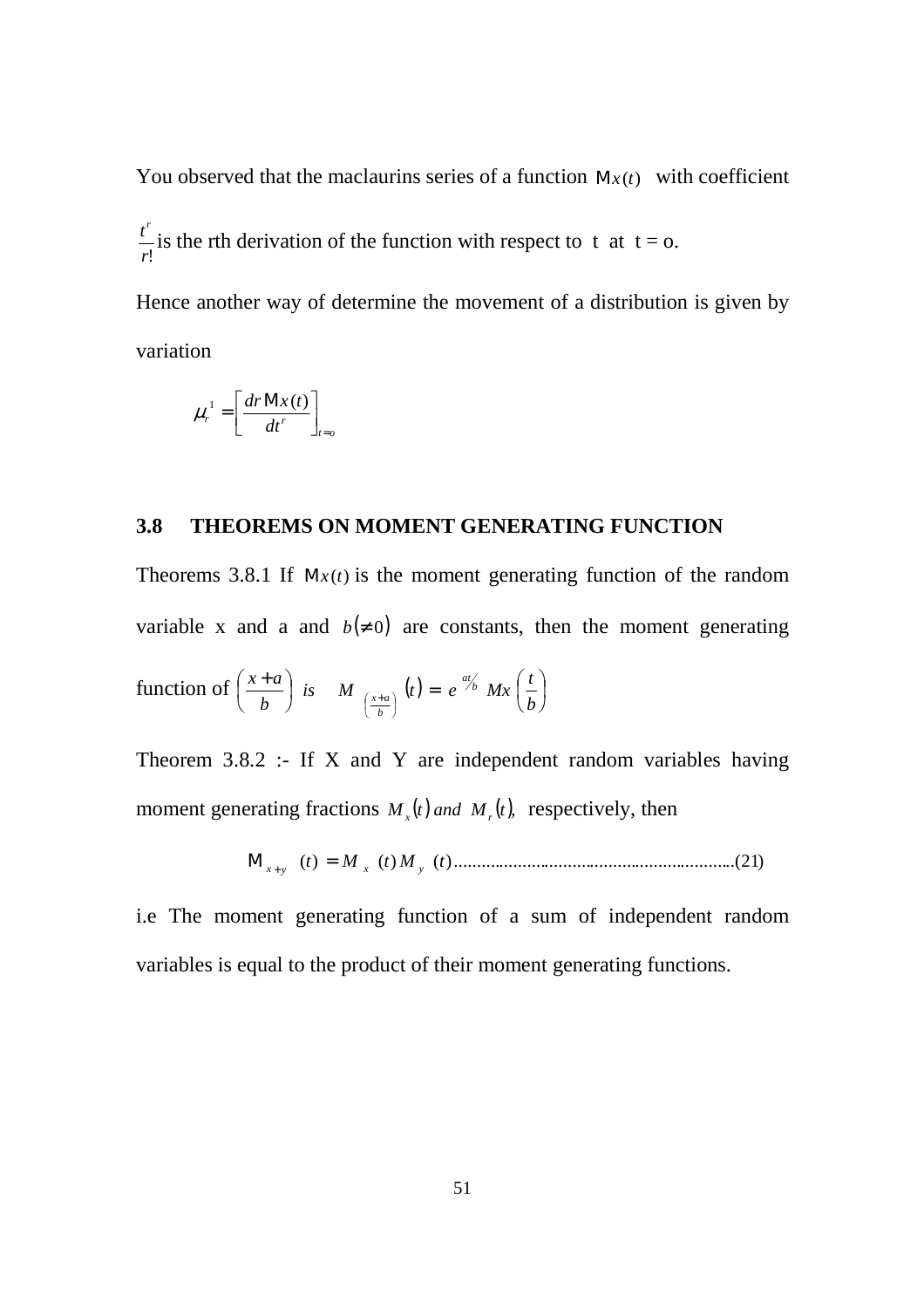You observed that the maclaurins series of a function $Mx(t)$ with coefficient $\frac{t^r}{r!}$ is the rth derivation of the function with respect to t at t = o.

Hence another way of determine the movement of a distribution is given by variation

$$\mu_r^1 = \left[\frac{dr\, Mx(t)}{dt^r}\right]_{t=o}$$

### 3.8 THEOREMS ON MOMENT GENERATING FUNCTION

Theorems 3.8.1 If $Mx(t)$ is the moment generating function of the random variable x and a and $b(\neq 0)$ are constants, then the moment generating function of $\left(\frac{x+a}{b}\right)$ *is* $M_{\left(\frac{x+a}{b}\right)}(t) = e^{at/b}\, Mx\left(\frac{t}{b}\right)$

Theorem 3.8.2 :- If X and Y are independent random variables having moment generating fractions $M_x(t)$ *and* $M_r(t)$, respectively, then

$$M_{x+y}\ (t) = M_x\ (t)\, M_y\ (t) \ldots\ldots\ldots\ldots\ldots\ldots\ldots\ldots\ldots\ldots\ldots\ldots\ldots\ldots(21)$$

i.e The moment generating function of a sum of independent random variables is equal to the product of their moment generating functions.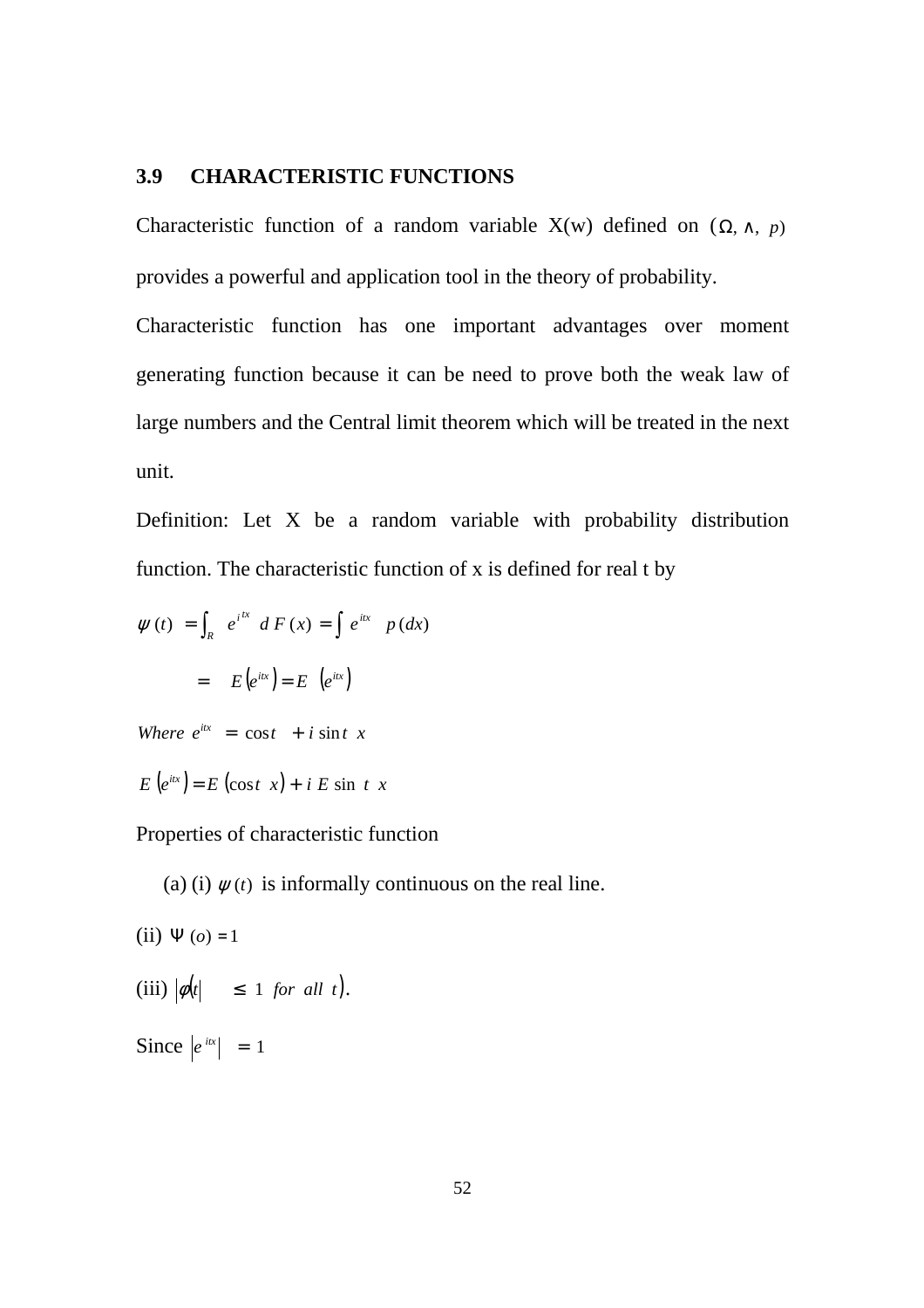### 3.9 CHARACTERISTIC FUNCTIONS

Characteristic function of a random variable X(w) defined on $(\Omega, \wedge, p)$ provides a powerful and application tool in the theory of probability.

Characteristic function has one important advantages over moment generating function because it can be need to prove both the weak law of large numbers and the Central limit theorem which will be treated in the next unit.

Definition: Let X be a random variable with probability distribution function. The characteristic function of x is defined for real t by

$$\psi(t) = \int_R e^{itx} \, dF(x) = \int e^{itx} \, p(dx)$$

$$= E\left(e^{itx}\right) = E\left(e^{itx}\right)$$

$$Where \; e^{itx} = \cos t + i \sin t \; x$$

$$E\left(e^{itx}\right) = E\left(\cos t \; x\right) + i \; E \sin \; t \; x$$

Properties of characteristic function

(a) (i) $\psi(t)$ is informally continuous on the real line.

(ii) $\Psi(o) = 1$

(iii) $|\phi(t| \leq 1 \; for \; all \; t)$.

Since $\left|e^{itx}\right| = 1$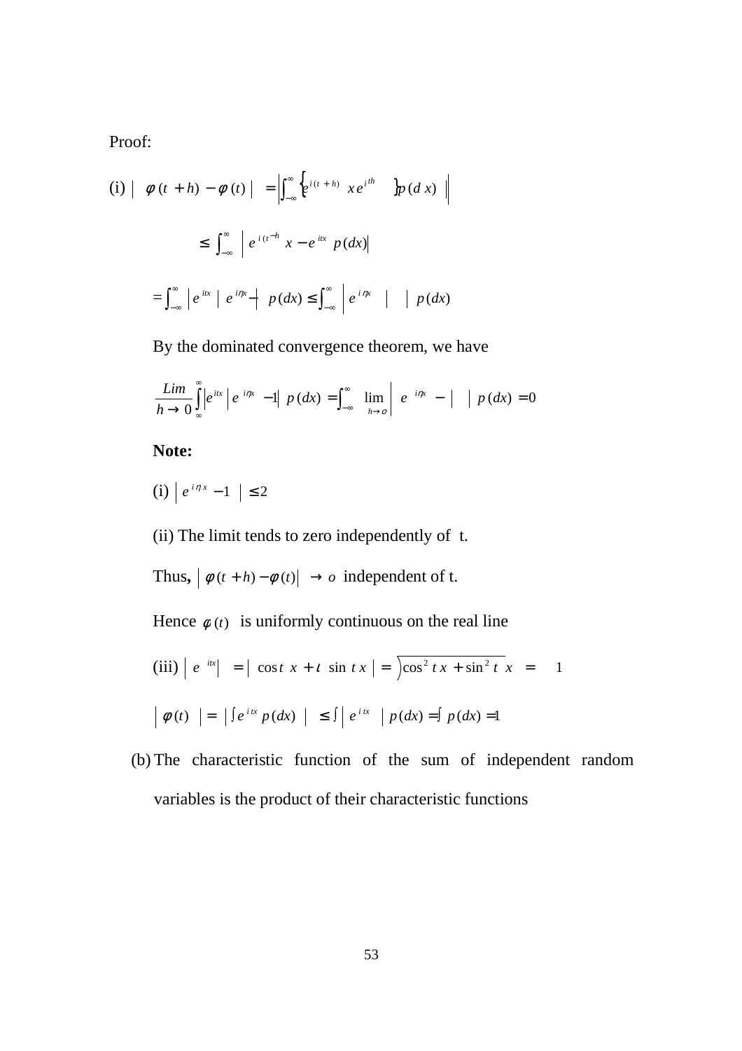Proof:

(i) $\left| \phi(t+h) - \phi(t) \right| = \left| \int_{-\infty}^{\infty} \left\{ e^{i(t+h)x} - e^{ith} \right\} p(dx) \right|$

$$\leq \int_{-\infty}^{\infty} \left| e^{i(t+h)x} - e^{itx} \right| p(dx)$$

$$= \int_{-\infty}^{\infty} \left| e^{itx} \right| \left| e^{i\eta x} - 1 \right| p(dx) \leq \int_{-\infty}^{\infty} \left| e^{i\eta x} - 1 \right| p(dx)$$

By the dominated convergence theorem, we have

$$\lim_{h \to 0} \int_{-\infty}^{\infty} \left| e^{itx} \right| \left| e^{i\eta x} - 1 \right| p(dx) = \int_{-\infty}^{\infty} \lim_{h \to 0} \left| e^{i\eta x} - 1 \right| p(dx) = 0$$

**Note:**

(i) $\left| e^{i\eta x} - 1 \right| \leq 2$

(ii) The limit tends to zero independently of t.

Thus, $\left| \phi(t+h) - \phi(t) \right| \to 0$ independent of t.

Hence $\phi(t)$ is uniformly continuous on the real line

(iii) $\left| e^{itx} \right| = \left| \cos tx + i \sin tx \right| = \sqrt{\cos^2 tx + \sin^2 tx} = 1$

$\left| \phi(t) \right| = \left| \int e^{itx} p(dx) \right| \leq \int \left| e^{itx} \right| p(dx) = \int p(dx) = 1$

(b) The characteristic function of the sum of independent random variables is the product of their characteristic functions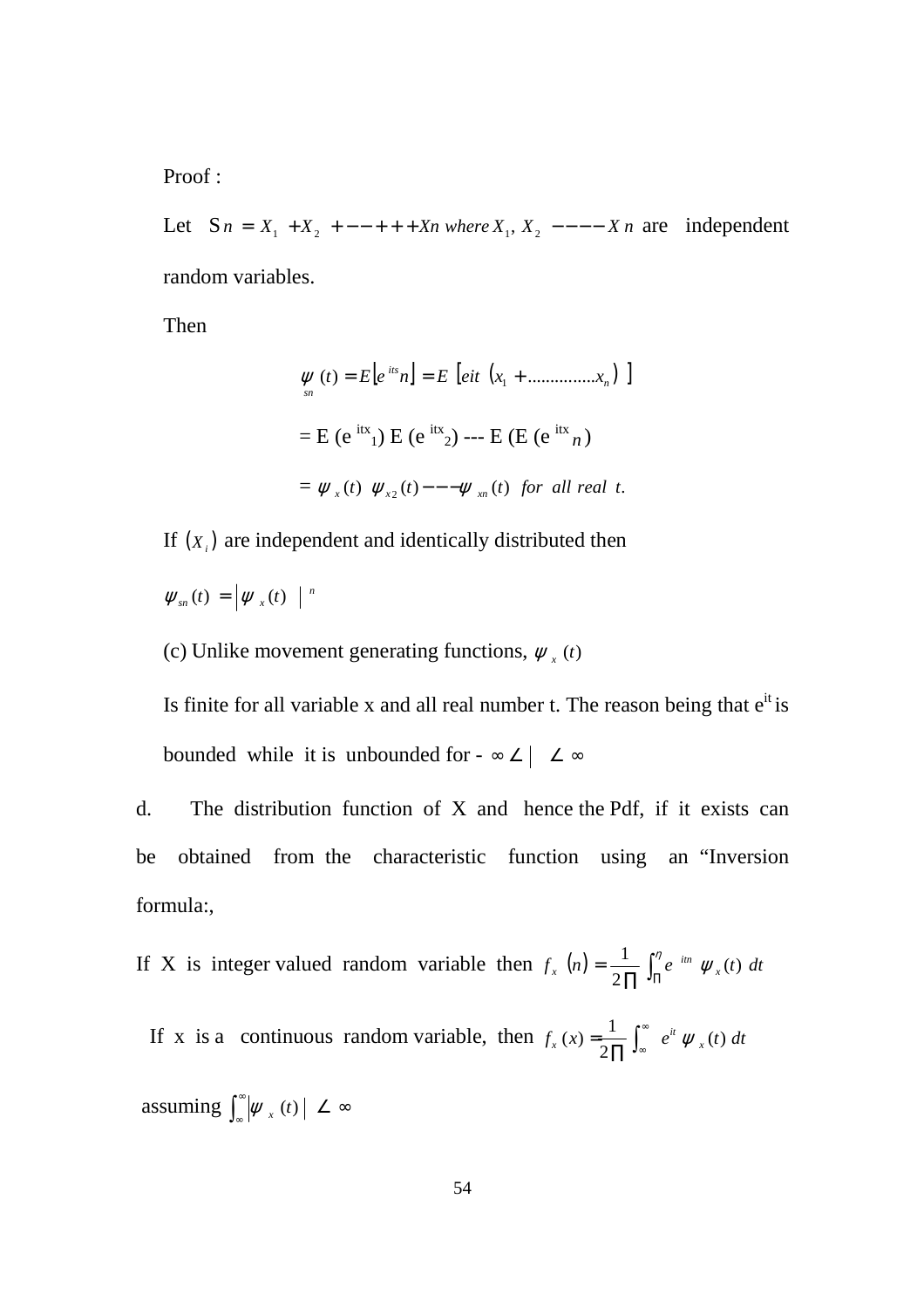Proof :

Let $Sn = X_1 + X_2 + --+++ Xn \text{ where } X_1, X_2 ---- X n$ are independent random variables.

Then

$$\psi_{sn}(t) = E\left[e^{its} n\right] = E\left[eit\left(x_1 + ...............x_n\right)\right]$$

= E (e $^{itx}$ 1) E (e $^{itx}$ 2) --- E (E (e $^{itx}$ $n$)

$$= \psi_x(t)\ \psi_{x2}(t) --- \psi_{xn}(t) \text{ for all real } t.$$

If $(X_i)$ are independent and identically distributed then

$$\psi_{sn}(t) = \left|\psi_x(t)\right|^n$$

(c) Unlike movement generating functions, $\psi_x(t)$

Is finite for all variable x and all real number t. The reason being that e$^{it}$ is bounded while it is unbounded for $- \infty \angle | \angle \infty$

d. The distribution function of X and hence the Pdf, if it exists can be obtained from the characteristic function using an "Inversion formula:,

If X is integer valued random variable then $f_x(n) = \dfrac{1}{2\prod} \displaystyle\int_{\Pi}^{\eta} e^{itn}\ \psi_x(t)\ dt$

If x is a continuous random variable, then $f_x(x) = \dfrac{1}{2\prod} \displaystyle\int_{\infty}^{\infty} e^{it}\ \psi_x(t)\ dt$

assuming $\displaystyle\int_{\infty}^{\infty} \left|\psi_x(t)\right| \angle \infty$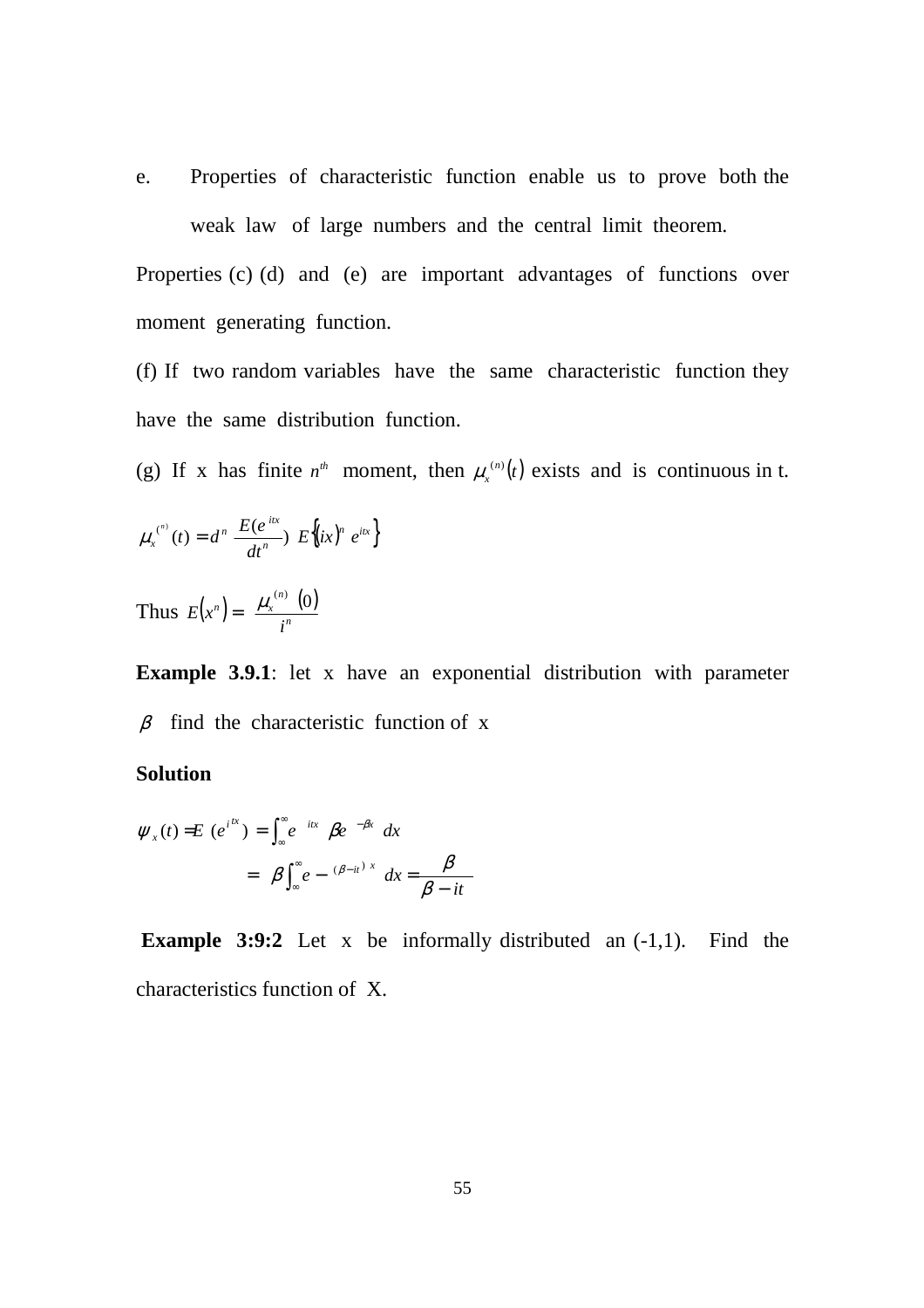e. Properties of characteristic function enable us to prove both the weak law of large numbers and the central limit theorem.

Properties (c) (d) and (e) are important advantages of functions over moment generating function.

(f) If two random variables have the same characteristic function they have the same distribution function.

(g) If x has finite $n^{th}$ moment, then $\mu_x^{(n)}(t)$ exists and is continuous in t.

$$\mu_x^{(n)}(t) = d^n \frac{E(e^{itx}}{dt^n}) \; E\{(ix)^n e^{itx}\}$$

Thus $E(x^n) = \dfrac{\mu_x^{(n)}(0)}{i^n}$

**Example 3.9.1**: let x have an exponential distribution with parameter $\beta$ find the characteristic function of x

**Solution**

$$\psi_x(t) = E(e^{itx}) = \int_{\infty}^{\infty} e^{itx} \beta e^{-\beta x} dx$$

$$= \beta \int_{\infty}^{\infty} e^{-(\beta - it)x} dx = \frac{\beta}{\beta - it}$$

**Example 3:9:2** Let x be informally distributed an (-1,1). Find the characteristics function of X.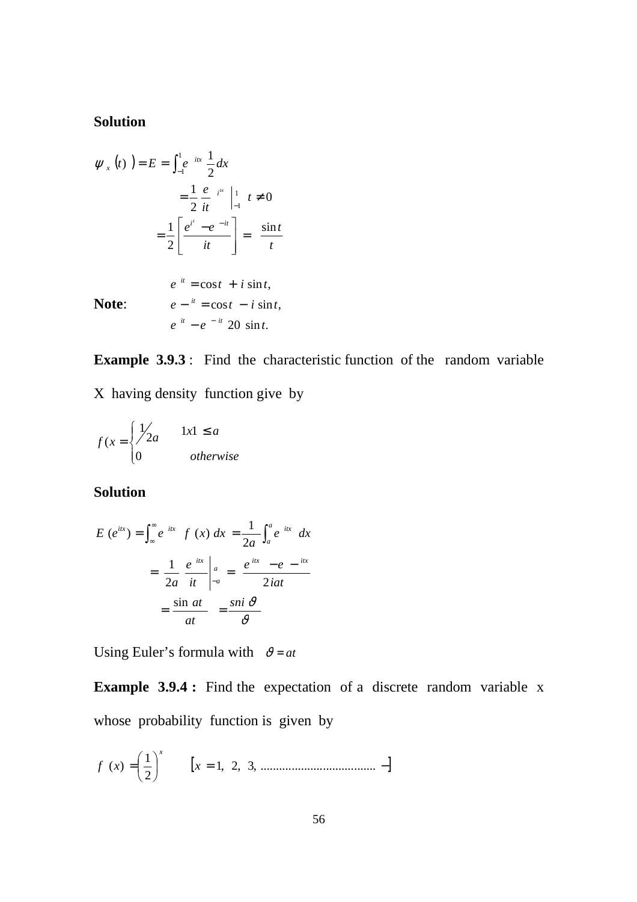**Solution**

$$\psi_x(t) ) = E = \int_{-1}^{1} e^{itx} \frac{1}{2} dx$$

$$= \frac{1}{2} \frac{e^{itx}}{it} \Big|_{-1}^{1} \quad t \neq 0$$

$$= \frac{1}{2} \left[ \frac{e^{it} - e^{-it}}{it} \right] = \frac{\sin t}{t}$$

**Note**:

$$e^{it} = \cos t + i \sin t,$$
$$e^{-it} = \cos t - i \sin t,$$
$$e^{it} - e^{-it} \; 20 \; \sin t.$$

**Example 3.9.3** : Find the characteristic function of the random variable X having density function give by

$$f(x = \begin{cases} 1/2a & 1x1 \leq a \\ 0 & otherwise \end{cases}$$

**Solution**

$$E(e^{itx}) = \int_{\infty}^{\infty} e^{itx} f(x) \, dx = \frac{1}{2a} \int_{a}^{a} e^{itx} \, dx$$

$$= \frac{1}{2a} \frac{e^{itx}}{it} \Big|_{-a}^{a} = \frac{e^{itx} - e^{-itx}}{2iat}$$

$$= \frac{\sin at}{at} = \frac{sni \, \vartheta}{\vartheta}$$

Using Euler's formula with $\vartheta = at$

**Example 3.9.4 :** Find the expectation of a discrete random variable x whose probability function is given by

$$f(x) = \left( \frac{1}{2} \right)^x \qquad [x = 1, \; 2, \; 3, \; ..................................... \; -]$$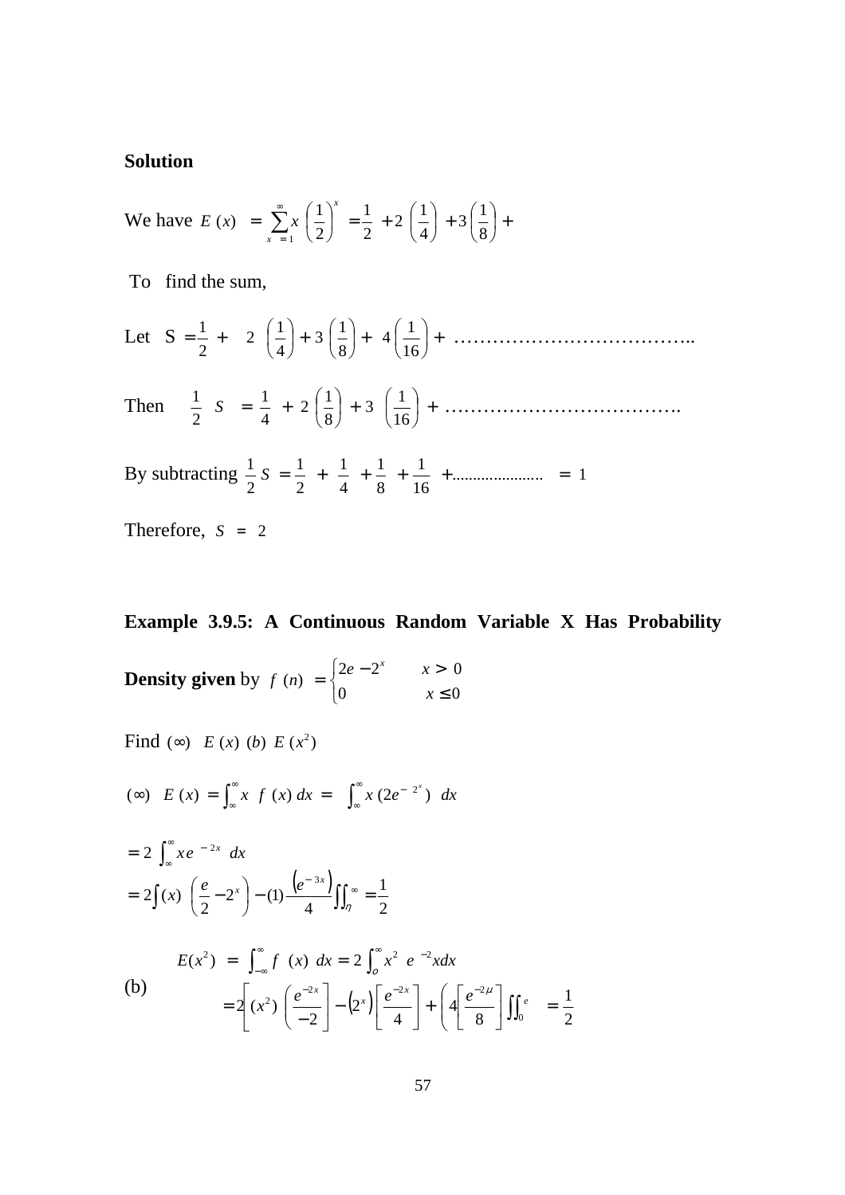**Solution**

We have $E(x) = \sum_{x=1}^{\infty} x \left(\frac{1}{2}\right)^x = \frac{1}{2} + 2\left(\frac{1}{4}\right) + 3\left(\frac{1}{8}\right) +$

To find the sum,

Let $S = \frac{1}{2} + 2\left(\frac{1}{4}\right) + 3\left(\frac{1}{8}\right) + 4\left(\frac{1}{16}\right) +$ ………………………………..

Then $\frac{1}{2} S = \frac{1}{4} + 2\left(\frac{1}{8}\right) + 3\left(\frac{1}{16}\right) +$ ……………………………….

By subtracting $\frac{1}{2} S = \frac{1}{2} + \frac{1}{4} + \frac{1}{8} + \frac{1}{16} + \ldots\ldots\ldots\ldots\ldots\ldots = 1$

Therefore, $S = 2$

**Example 3.9.5: A Continuous Random Variable X Has Probability Density given** by $f(n) = \begin{cases} 2e - 2^x & x > 0 \\ 0 & x \le 0 \end{cases}$

Find $(\infty)$ $E(x)$ $(b)$ $E(x^2)$

$(\infty)$ $E(x) = \int_{\infty}^{\infty} x \, f(x)\, dx = \int_{\infty}^{\infty} x\,(2e^{-2^x})\, dx$

$$= 2\int_{\infty}^{\infty} x e^{-2x}\, dx$$

$$= 2\int (x)\left(\frac{e}{2} - 2^x\right) - (1)\frac{\left(e^{-3x}\right)}{4} \iint_{\eta}^{\infty} = \frac{1}{2}$$

(b)

$$E(x^2) = \int_{-\infty}^{\infty} f(x)\, dx = 2\int_{o}^{\infty} x^2 \; e^{-2} x dx$$

$$= 2\left[(x^2)\left(\frac{e^{-2x}}{-2}\right] - \left(2^x\right)\left[\frac{e^{-2x}}{4}\right] + \left(4\left[\frac{e^{-2\mu}}{8}\right]\iint_{0}^{e} = \frac{1}{2}\right.$$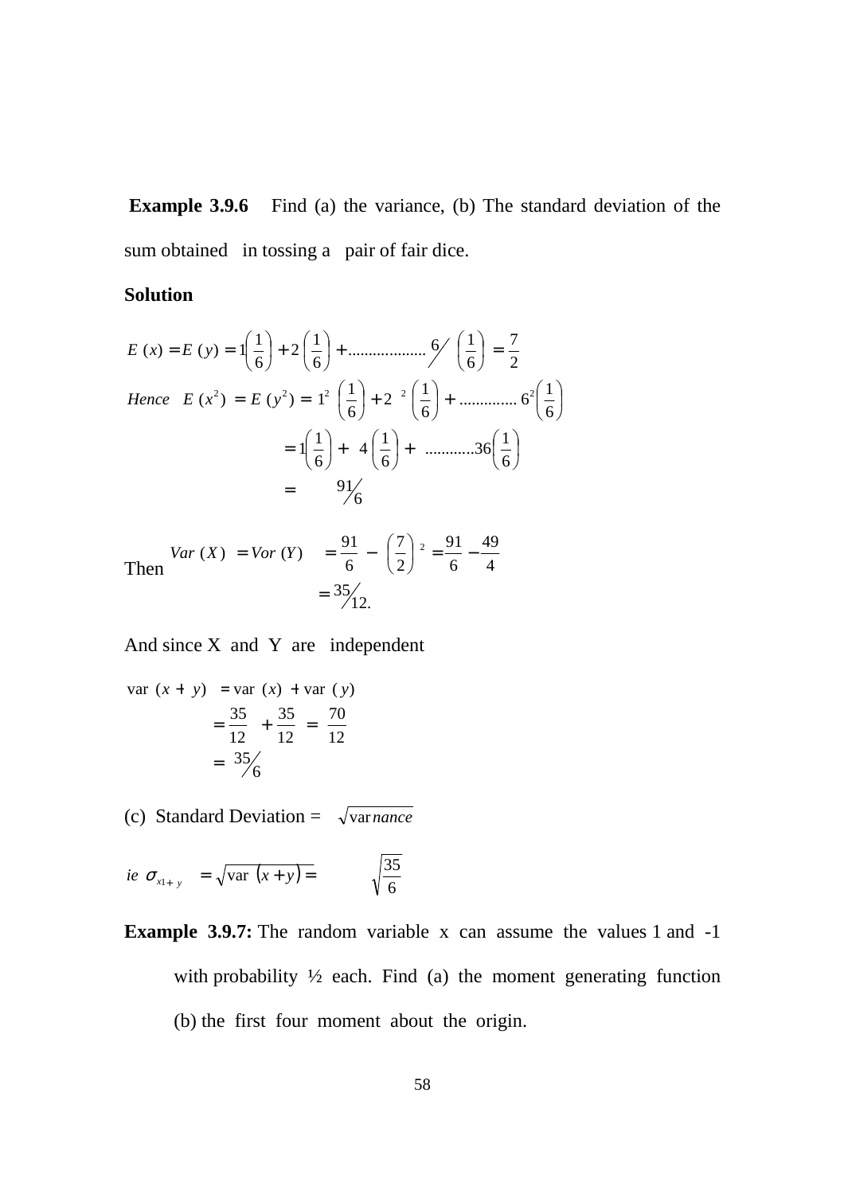**Example 3.9.6** Find (a) the variance, (b) The standard deviation of the sum obtained in tossing a pair of fair dice.

**Solution**

$$E(x) = E(y) = 1\left(\frac{1}{6}\right) + 2\left(\frac{1}{6}\right) + .................. 6\!\!\not\ \left(\frac{1}{6}\right) = \frac{7}{2}$$

$$Hence \quad E(x^2) = E(y^2) = 1^2\left(\frac{1}{6}\right) + 2^2\left(\frac{1}{6}\right) + .............. 6^2\left(\frac{1}{6}\right)$$

$$= 1\left(\frac{1}{6}\right) + 4\left(\frac{1}{6}\right) + ............36\left(\frac{1}{6}\right)$$

$$= \quad {}^{91}\!\!/_{6}$$

Then $Var(X) = Vor(Y) = \dfrac{91}{6} - \left(\dfrac{7}{2}\right)^2 = \dfrac{91}{6} - \dfrac{49}{4}$

$$= {}^{35}\!\!/_{12.}$$

And since X and Y are independent

$$\text{var}(x + y) = \text{var}(x) + \text{var}(y)$$

$$= \frac{35}{12} + \frac{35}{12} = \frac{70}{12}$$

$$= {}^{35}\!\!/_{6}$$

(c) Standard Deviation = $\sqrt{\text{var}\,nance}$

$$ie \ \sigma_{x1+y} = \sqrt{\text{var}\,(x+y)} = \sqrt{\frac{35}{6}}$$

**Example 3.9.7:** The random variable x can assume the values 1 and -1 with probability ½ each. Find (a) the moment generating function (b) the first four moment about the origin.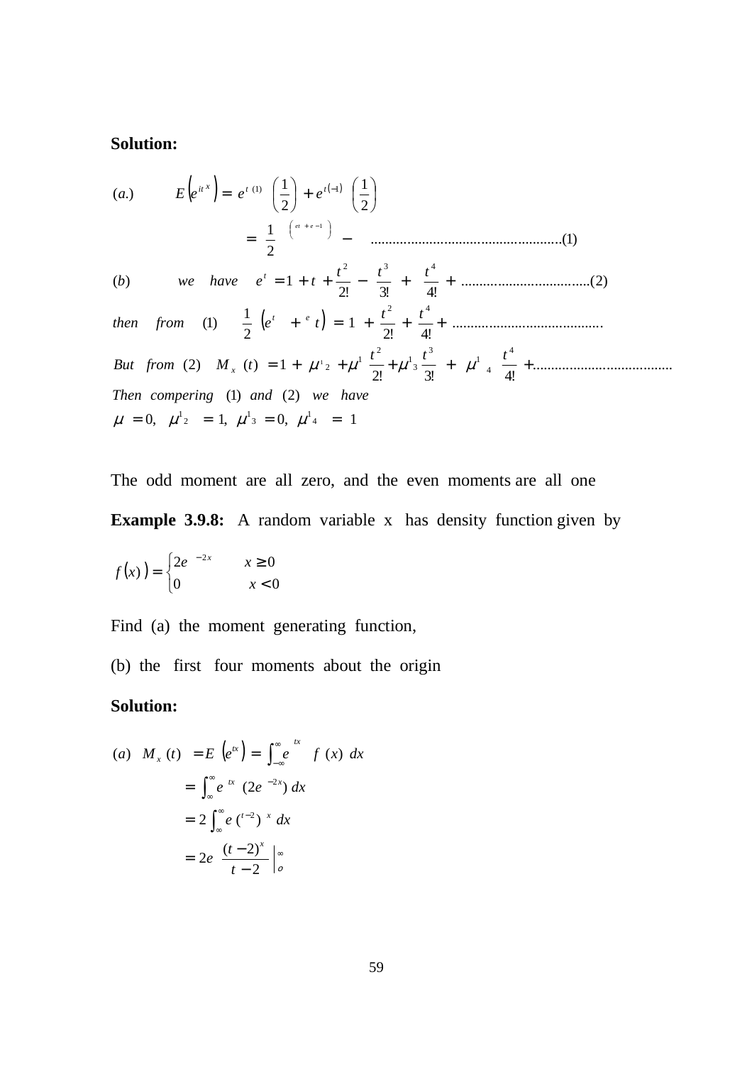**Solution:**

$(a.)$ $\quad E\left(e^{it\,x}\right) = e^{t\,(1)}\left(\frac{1}{2}\right) + e^{t(-1)}\left(\frac{1}{2}\right)$

$$= \frac{1}{2}\left(e^{t} + e^{-1}\right) - \quad \text{.................................................(1)}$$

$(b)$ $\quad$ *we have* $\quad e^{t} = 1 + t + \frac{t^2}{2!} - \frac{t^3}{3!} + \frac{t^4}{4!} + \text{...............................(2)}$

*then from* (1) $\quad \frac{1}{2}\left(e^{t} + {}^{e}\,t\right) = 1 + \frac{t^2}{2!} + \frac{t^4}{4!} + \text{.......................................}$

*But from* (2) $\quad M_x\,(t) = 1 + \mu^{1}{}_{2} + \mu^{1}\frac{t^2}{2!} + \mu^{1}{}_{3}\frac{t^3}{3!} + \mu^{1}{}_{4}\frac{t^4}{4!} + \text{...................................}$

*Then compering* (1) *and* (2) *we have*

$\mu = 0, \quad \mu^{1}{}_{2} = 1, \; \mu^{1}{}_{3} = 0, \; \mu^{1}{}_{4} = 1$

The odd moment are all zero, and the even moments are all one

**Example 3.9.8:** A random variable x has density function given by

$$f(x)) = \begin{cases} 2e^{-2x} & x \geq 0 \\ 0 & x < 0 \end{cases}$$

Find (a) the moment generating function,

(b) the first four moments about the origin

**Solution:**

$(a) \quad M_x\,(t) = E\left(e^{tx}\right) = \int_{-\infty}^{\infty} e^{tx} \; f\,(x)\;dx$

$$= \int_{\infty}^{\infty} e^{\,tx}\;(2e^{-2x})\;dx$$

$$= 2\int_{\infty}^{\infty} e^{\,(t-2)\,x}\;dx$$

$$= 2e\;\frac{(t-2)^x}{t-2}\Big|_{o}^{\infty}$$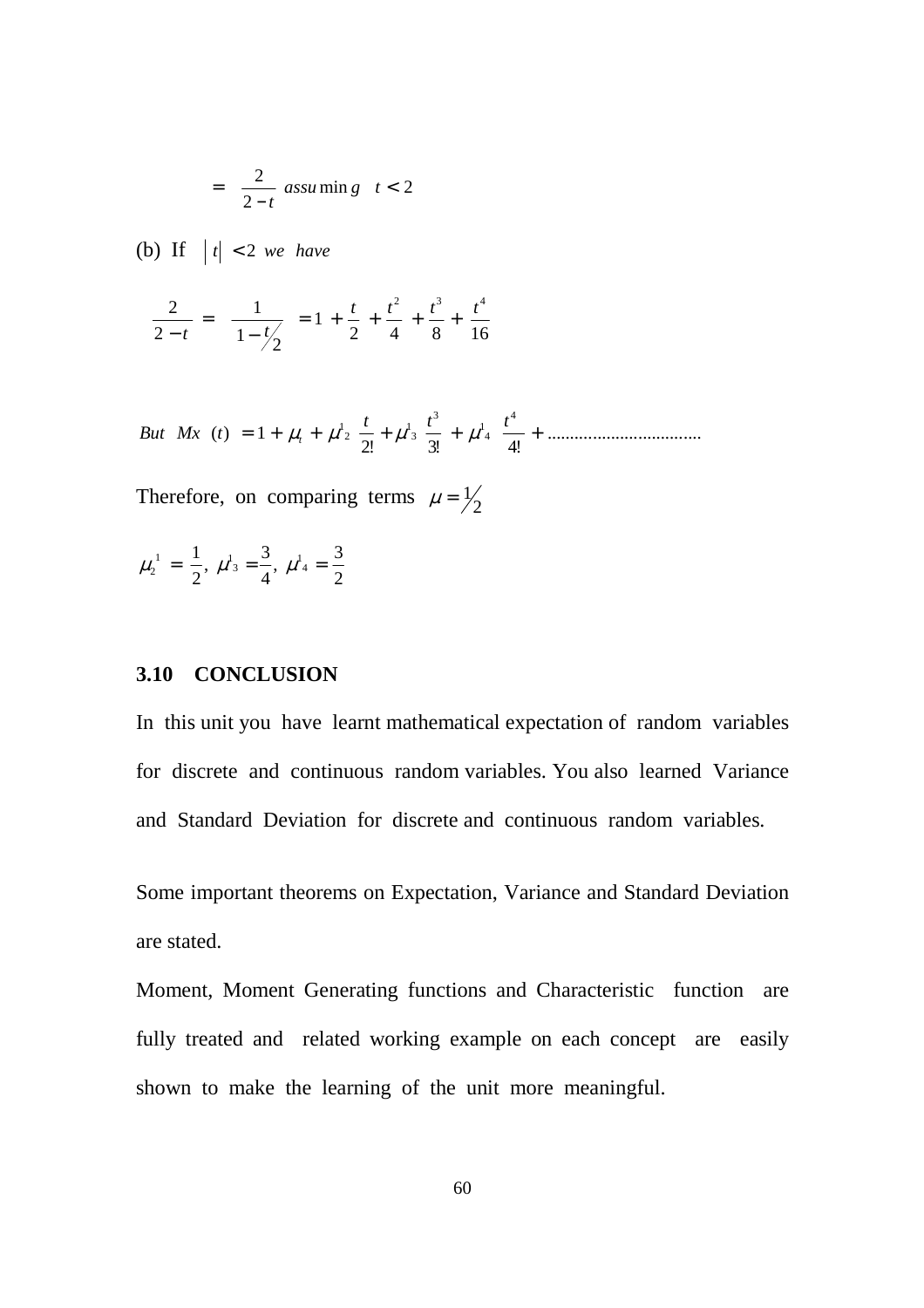$$= \frac{2}{2-t} \ assuming \quad t < 2$$

(b) If $|t| < 2$ *we have*

$$\frac{2}{2-t} = \frac{1}{1-t/2} = 1 + \frac{t}{2} + \frac{t^2}{4} + \frac{t^3}{8} + \frac{t^4}{16}$$

$$But \ Mx\ (t) = 1 + \mu_t + \mu_2^1 \frac{t}{2!} + \mu_3^1 \frac{t^3}{3!} + \mu_4^1 \frac{t^4}{4!} + \ldots\ldots\ldots\ldots\ldots\ldots\ldots\ldots$$

Therefore, on comparing terms $\mu = 1/2$

$$\mu_2^1 = \frac{1}{2},\ \mu_3^1 = \frac{3}{4},\ \mu_4^1 = \frac{3}{2}$$

### 3.10 CONCLUSION

In this unit you have learnt mathematical expectation of random variables for discrete and continuous random variables. You also learned Variance and Standard Deviation for discrete and continuous random variables.

Some important theorems on Expectation, Variance and Standard Deviation are stated.

Moment, Moment Generating functions and Characteristic function are fully treated and related working example on each concept are easily shown to make the learning of the unit more meaningful.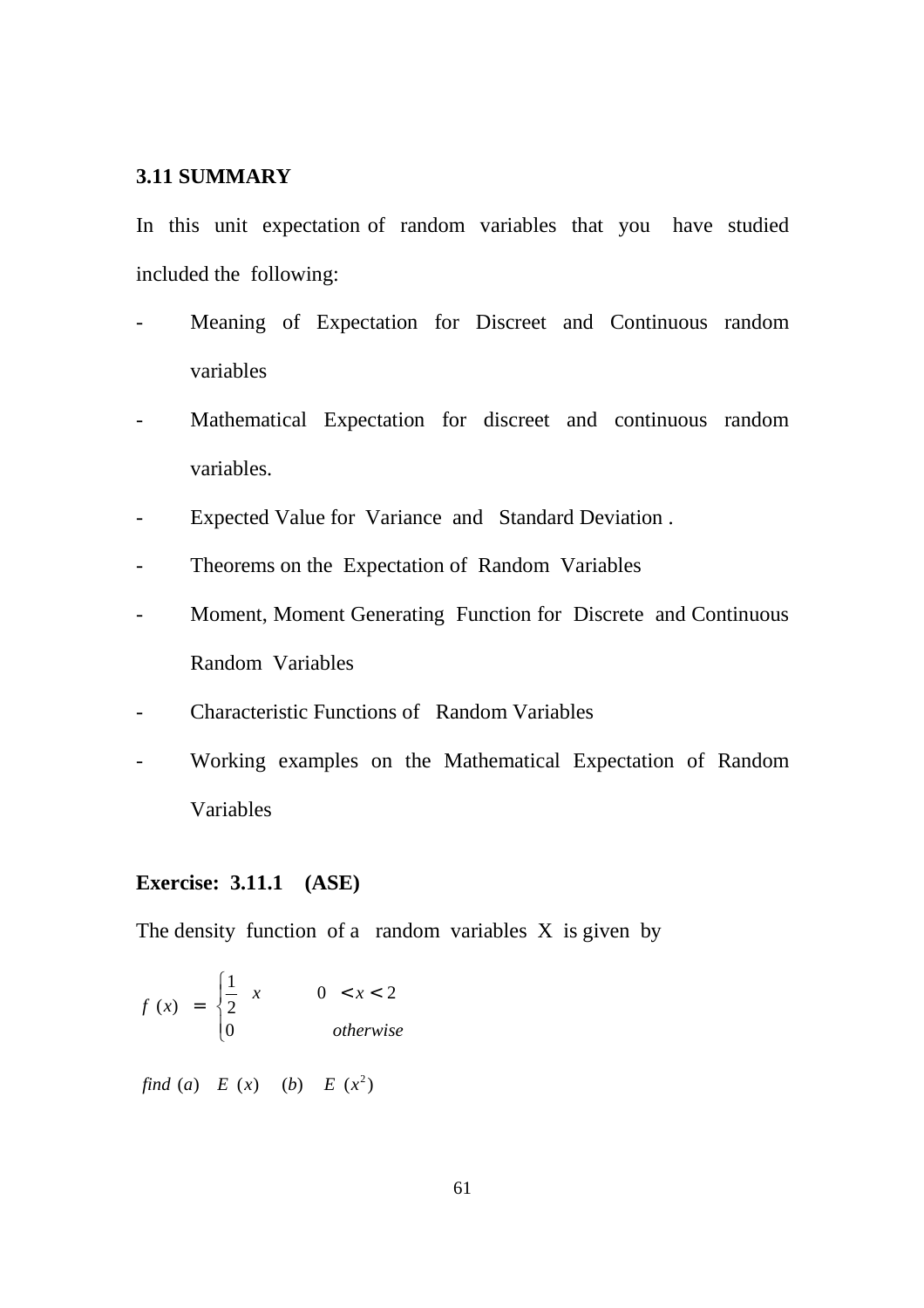### 3.11 SUMMARY

In this unit expectation of random variables that you have studied included the following:

- Meaning of Expectation for Discreet and Continuous random variables
- Mathematical Expectation for discreet and continuous random variables.
- Expected Value for Variance and Standard Deviation .
- Theorems on the Expectation of Random Variables
- Moment, Moment Generating Function for Discrete and Continuous Random Variables
- Characteristic Functions of Random Variables
- Working examples on the Mathematical Expectation of Random Variables

**Exercise: 3.11.1 (ASE)**

The density function of a random variables X is given by

$$f(x) = \begin{cases} \frac{1}{2} x & 0 < x < 2 \\ 0 & otherwise \end{cases}$$

$find\ (a)\ \ E(x)\quad (b)\ \ E(x^2)$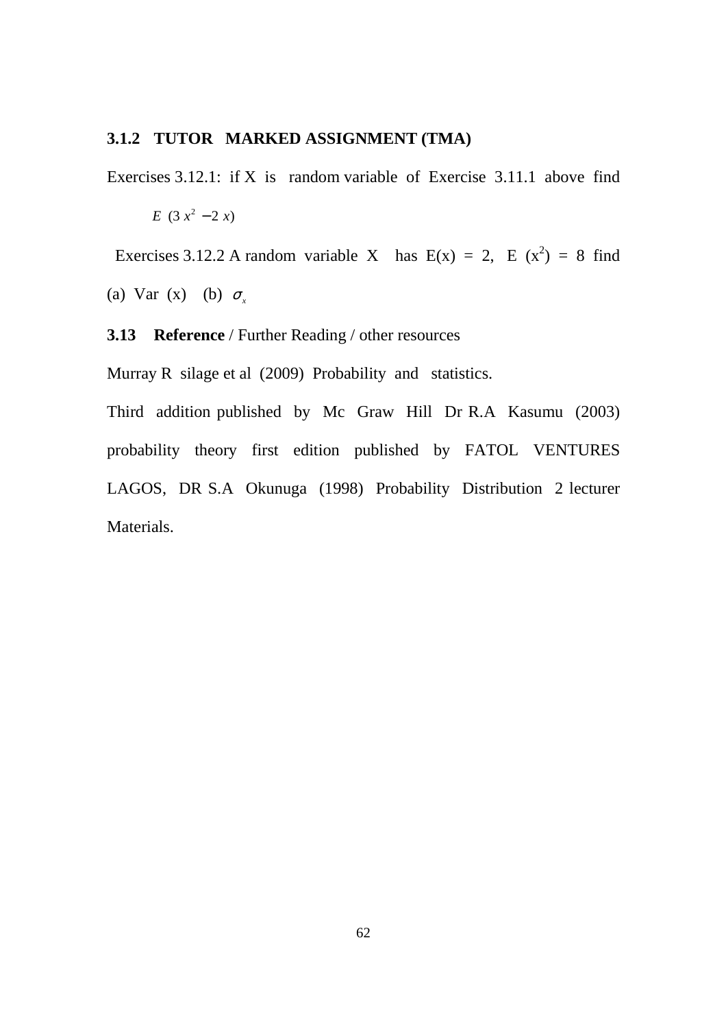### 3.1.2 TUTOR MARKED ASSIGNMENT (TMA)

Exercises 3.12.1: if X is random variable of Exercise 3.11.1 above find

$$E\ (3\,x^2\ -2\ x)$$

Exercises 3.12.2 A random variable X has E(x) = 2, E $(x^2)$ = 8 find (a) Var (x) (b) $\sigma_x$

### 3.13 **Reference** / Further Reading / other resources

Murray R silage et al (2009) Probability and statistics.

Third addition published by Mc Graw Hill Dr R.A Kasumu (2003) probability theory first edition published by FATOL VENTURES LAGOS, DR S.A Okunuga (1998) Probability Distribution 2 lecturer Materials.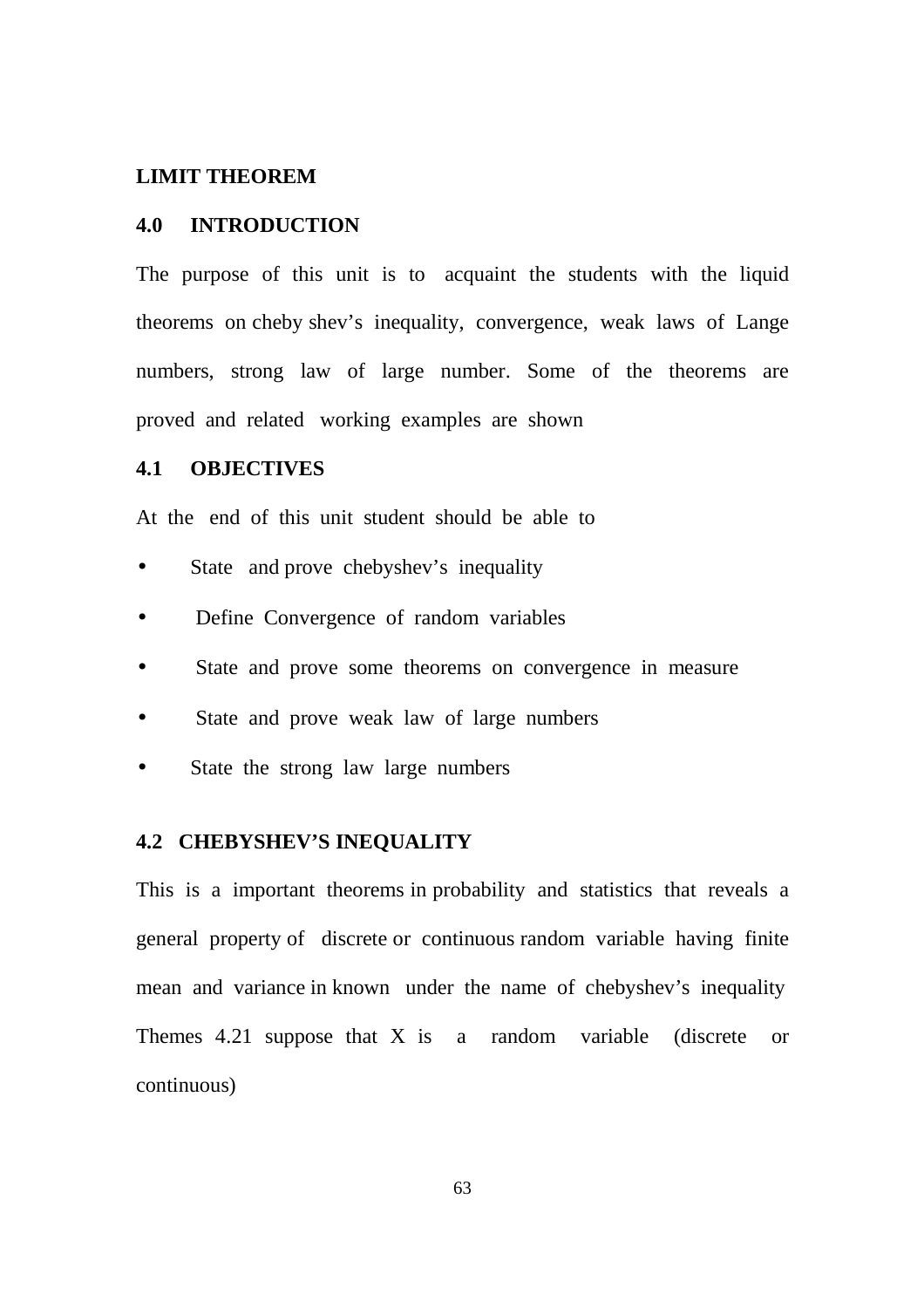## LIMIT THEOREM

### 4.0 INTRODUCTION

The purpose of this unit is to acquaint the students with the liquid theorems on cheby shev's inequality, convergence, weak laws of Lange numbers, strong law of large number. Some of the theorems are proved and related working examples are shown

### 4.1 OBJECTIVES

At the end of this unit student should be able to

- State and prove chebyshev's inequality
- Define Convergence of random variables
- State and prove some theorems on convergence in measure
- State and prove weak law of large numbers
- State the strong law large numbers

### 4.2 CHEBYSHEV'S INEQUALITY

This is a important theorems in probability and statistics that reveals a general property of discrete or continuous random variable having finite mean and variance in known under the name of chebyshev's inequality

Themes 4.21 suppose that X is a random variable (discrete or continuous)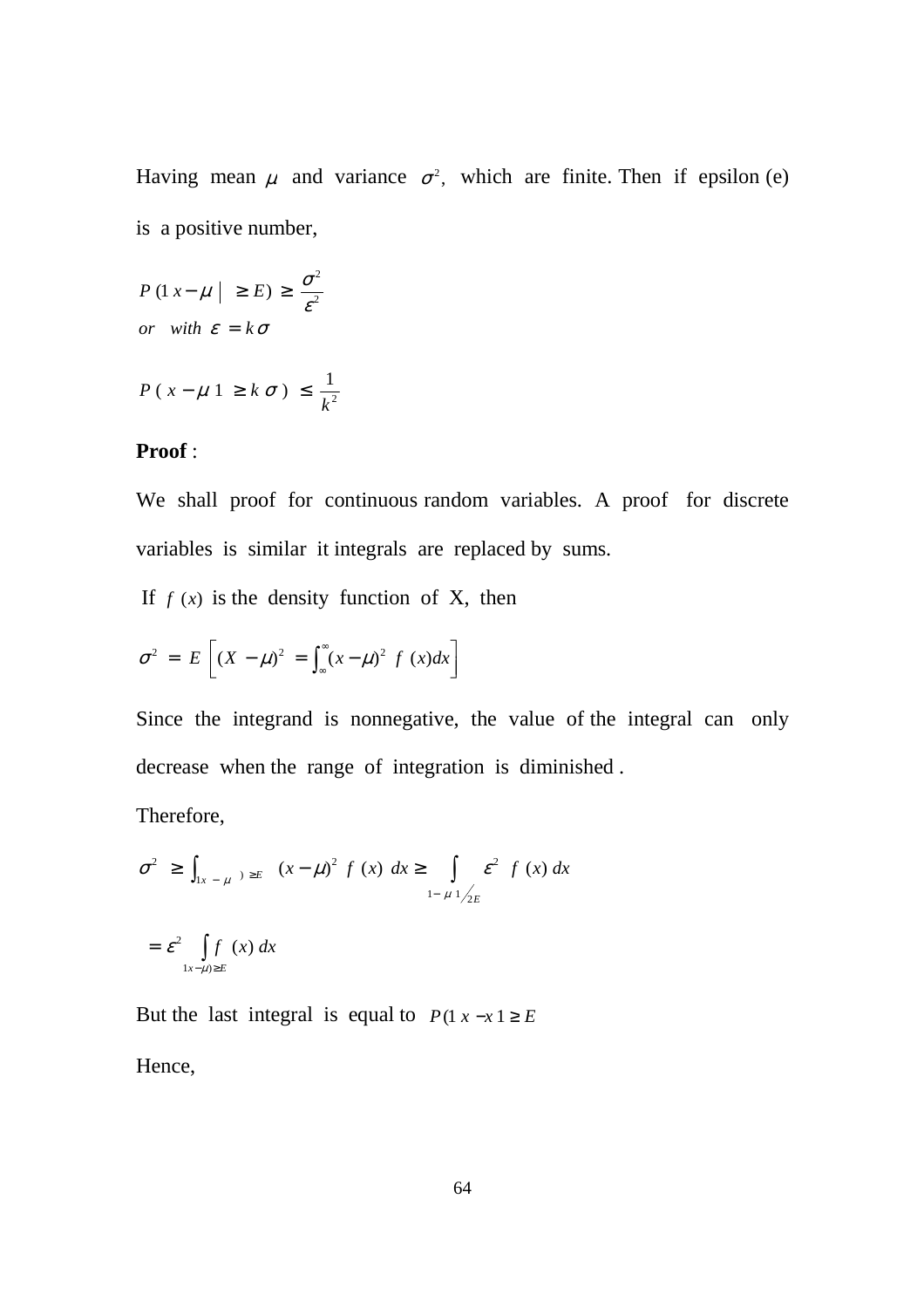Having mean $\mu$ and variance $\sigma^2$, which are finite. Then if epsilon (e) is a positive number,

$$P(1\, x - \mu \mid \geq E) \geq \frac{\sigma^2}{\varepsilon^2}$$

$$or \quad with \;\; \varepsilon = k\sigma$$

$$P(\,x - \mu\, 1 \;\geq k\;\sigma\,) \;\leq \frac{1}{k^2}$$

**Proof** :

We shall proof for continuous random variables. A proof for discrete variables is similar it integrals are replaced by sums.

If $f\,(x)$ is the density function of X, then

$$\sigma^2 \;=\; E\left[(X\; - \mu)^2 \;= \int_{\infty}^{\infty} (x - \mu)^2\;\; f\;\,(x)dx\right]$$

Since the integrand is nonnegative, the value of the integral can only decrease when the range of integration is diminished .

Therefore,

$$\sigma^2 \;\geq \int_{1x\; - \;\mu\;\;)\;\geq E} \;\;(x - \mu)^2\;\; f\;\,(x)\;\, dx \geq \int_{1 - \;\mu\; 1 / 2E} \varepsilon^2\;\; f\;\,(x)\; dx$$

$$= \varepsilon^2 \int_{1x - \mu) \geq E} f\;\,(x)\; dx$$

But the last integral is equal to $P(1\; x - x\, 1 \geq E$

Hence,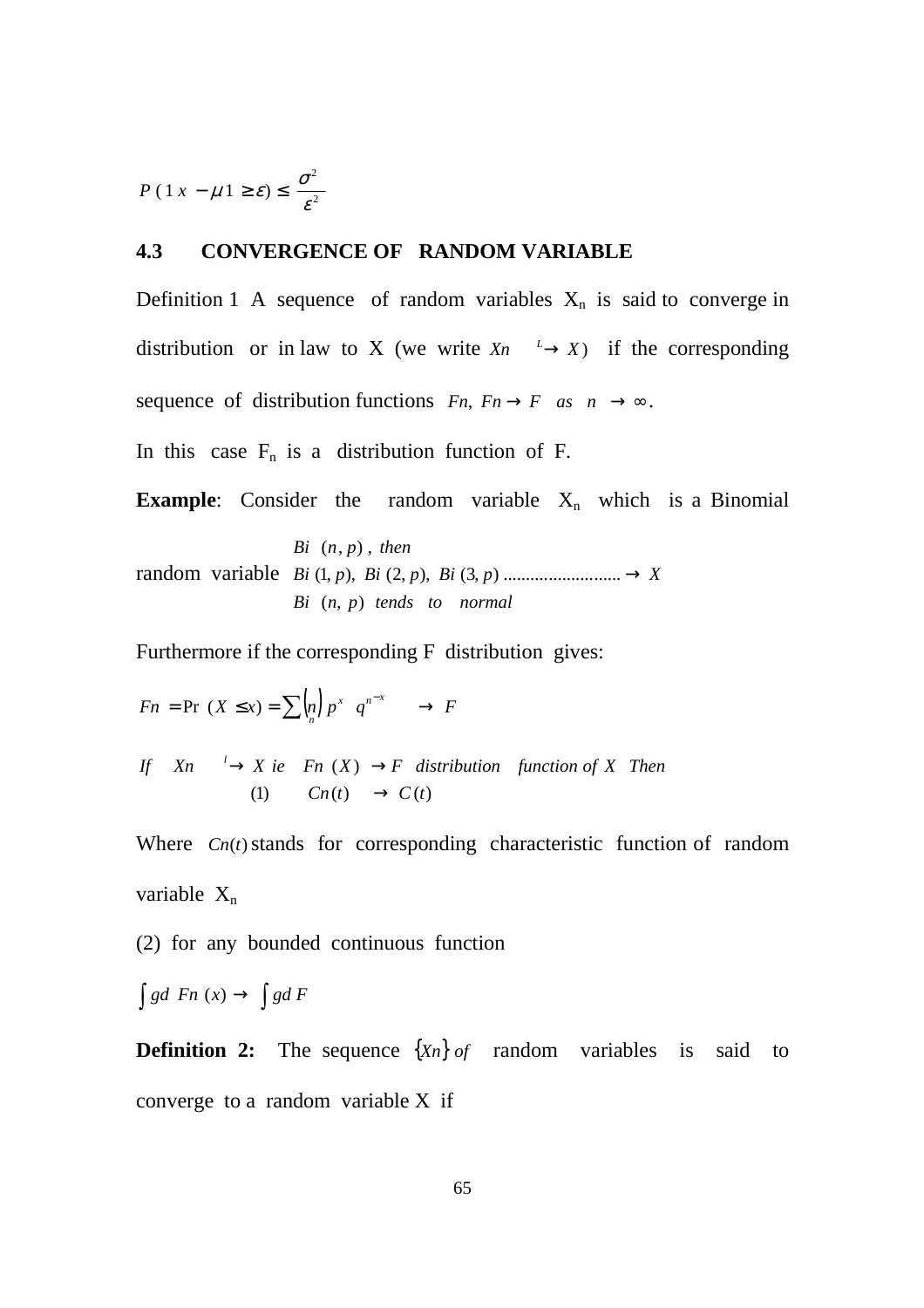$$P\,(\,|\,x\;-\mu\,|\;\geq \varepsilon) \leq \frac{\sigma^2}{\varepsilon^2}$$

## 4.3 CONVERGENCE OF RANDOM VARIABLE

Definition 1 A sequence of random variables $X_n$ is said to converge in distribution or in law to X (we write $Xn \xrightarrow{L} X$) if the corresponding sequence of distribution functions $Fn,\ Fn \to F \quad as \quad n \to \infty$.

In this case $F_n$ is a distribution function of F.

**Example**: Consider the random variable $X_n$ which is a Binomial random variable

$$\begin{aligned} &Bi\ \ (n, p)\ ,\ then \\ &Bi\,(1, p),\ Bi\,(2, p),\ Bi\,(3, p) \ldots\ldots\ldots\ldots\ldots\ldots\ldots\ldots \to X \\ &Bi\ \ (n,\ p)\ \ tends\ \ to\ \ \ normal \end{aligned}$$

Furthermore if the corresponding F distribution gives:

$$Fn = \Pr\ (X \leq x) = \sum_n \binom{n}{n} p^x \ \ q^{n-x} \qquad \to \ F$$

$$\begin{aligned} &If \quad Xn \quad \xrightarrow{l} X \ \ ie \quad Fn\ (X) \to F \ \ \ distribution \quad function\ of\ X \ \ \ Then \\ &\qquad (1) \qquad Cn(t) \quad \to C(t) \end{aligned}$$

Where $Cn(t)$ stands for corresponding characteristic function of random variable $X_n$

(2) for any bounded continuous function

$$\int gd\ \ Fn\ (x) \to \ \int gd\ F$$

**Definition 2:** The sequence $\{Xn\}$ *of* random variables is said to converge to a random variable X if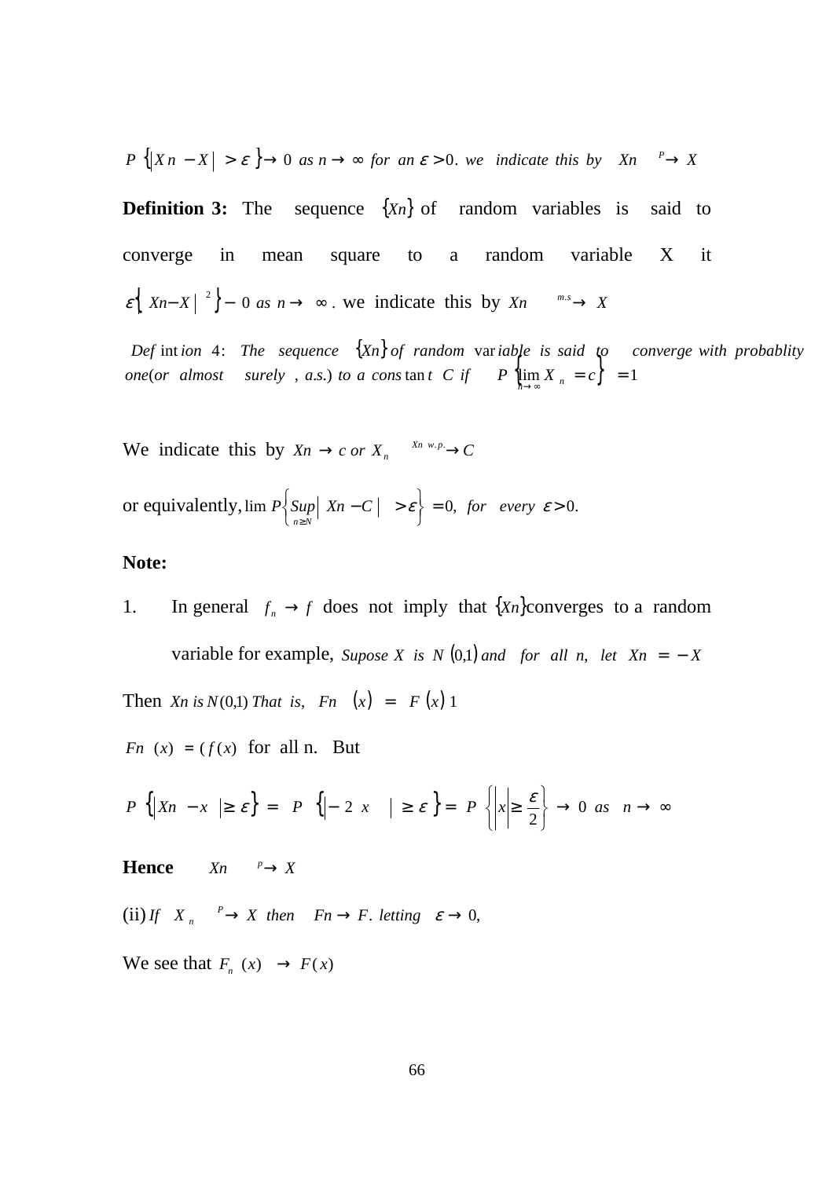$P\{|Xn - X| > \varepsilon\} \to 0$ *as* $n \to \infty$ *for an* $\varepsilon > 0$. *we indicate this by* $Xn \xrightarrow{P} X$

**Definition 3:** The sequence $\{Xn\}$ of random variables is said to converge in mean square to a random variable X it $\varepsilon\{|Xn - X|^2\} - 0$ *as* $n \to \infty$. we indicate this by $Xn \xrightarrow{m.s} X$

*Definition 4: The sequence* $\{Xn\}$ *of random variable is said to converge with probablity one(or almost surely, a.s.) to a constant C if* $P\left\{\lim_{n \to \infty} X_n = c\right\} = 1$

We indicate this by $Xn \to c$ *or* $X_n \xrightarrow{Xn\ w.p.} C$

or equivalently, $\lim P\left\{\sup_{n \geq N} |Xn - C| > \varepsilon\right\} = 0$, *for every* $\varepsilon > 0$.

**Note:**

1. In general $f_n \to f$ does not imply that $\{Xn\}$ converges to a random variable for example, *Supose* $X$ *is* $N(0,1)$ *and for all n, let* $Xn = -X$

Then $Xn$ *is* $N(0,1)$ *That is,* $Fn(x) = F(x)$ 1

$Fn(x) = (f(x)$ for all n. But

$$P\{|Xn - x| \geq \varepsilon\} = P\{|-2x| \geq \varepsilon\} = P\left\{|x| \geq \frac{\varepsilon}{2}\right\} \to 0 \text{ as } n \to \infty$$

**Hence** $Xn \xrightarrow{p} X$

(ii) *If* $X_n \xrightarrow{P} X$ *then* $Fn \to F$. *letting* $\varepsilon \to 0$,

We see that $F_n(x) \to F(x)$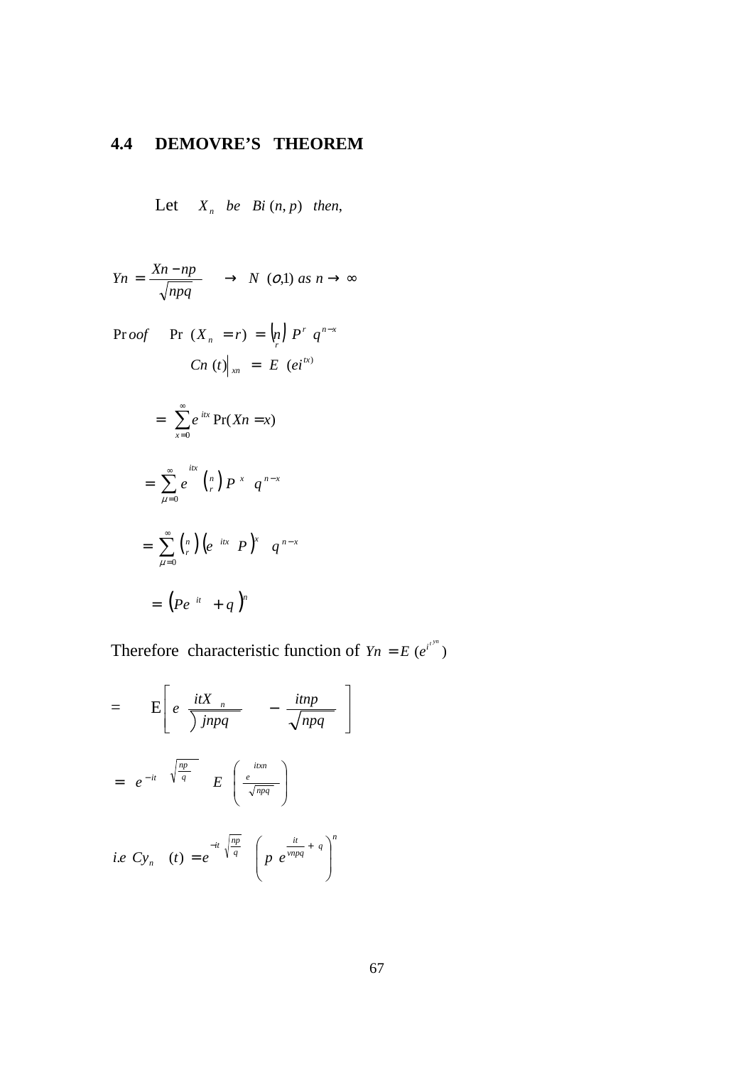## 4.4 DEMOVRE'S THEOREM

Let $X_n$ be $Bi\,(n, p)$ then,

$$Yn = \frac{Xn - np}{\sqrt{npq}} \quad \to \quad N\;(o,1) \text{ as } n \to \infty$$

Proof $\quad \Pr\,(X_n = r) = \binom{n}{r} P^r \; q^{n-x}$

$$Cn\,(t)\Big|_{xn} = E\;(ei^{tx})$$

$$= \sum_{x=0}^{\infty} e^{itx} \Pr(Xn = x)$$

$$= \sum_{\mu=0}^{\infty} e^{itx} \binom{n}{r} P^x \; q^{n-x}$$

$$= \sum_{\mu=0}^{\infty} \binom{n}{r} \left(e^{itx} P\right)^x \; q^{n-x}$$

$$= \left(Pe^{it} + q\right)^n$$

Therefore characteristic function of $Yn = E\,(e^{it\,yn})$

$$= \quad E\left[ e^{\frac{itX_n}{\sqrt{jnpq}} - \frac{itnp}{\sqrt{npq}}} \right]$$

$$= e^{-it\sqrt{\frac{np}{q}}} \; E\left( e^{\frac{itxn}{\sqrt{npq}}} \right)$$

$$i.e\; Cy_n\;(t) = e^{-it\sqrt{\frac{np}{q}}} \left( p\; e^{\frac{it}{vnpq}} + q \right)^n$$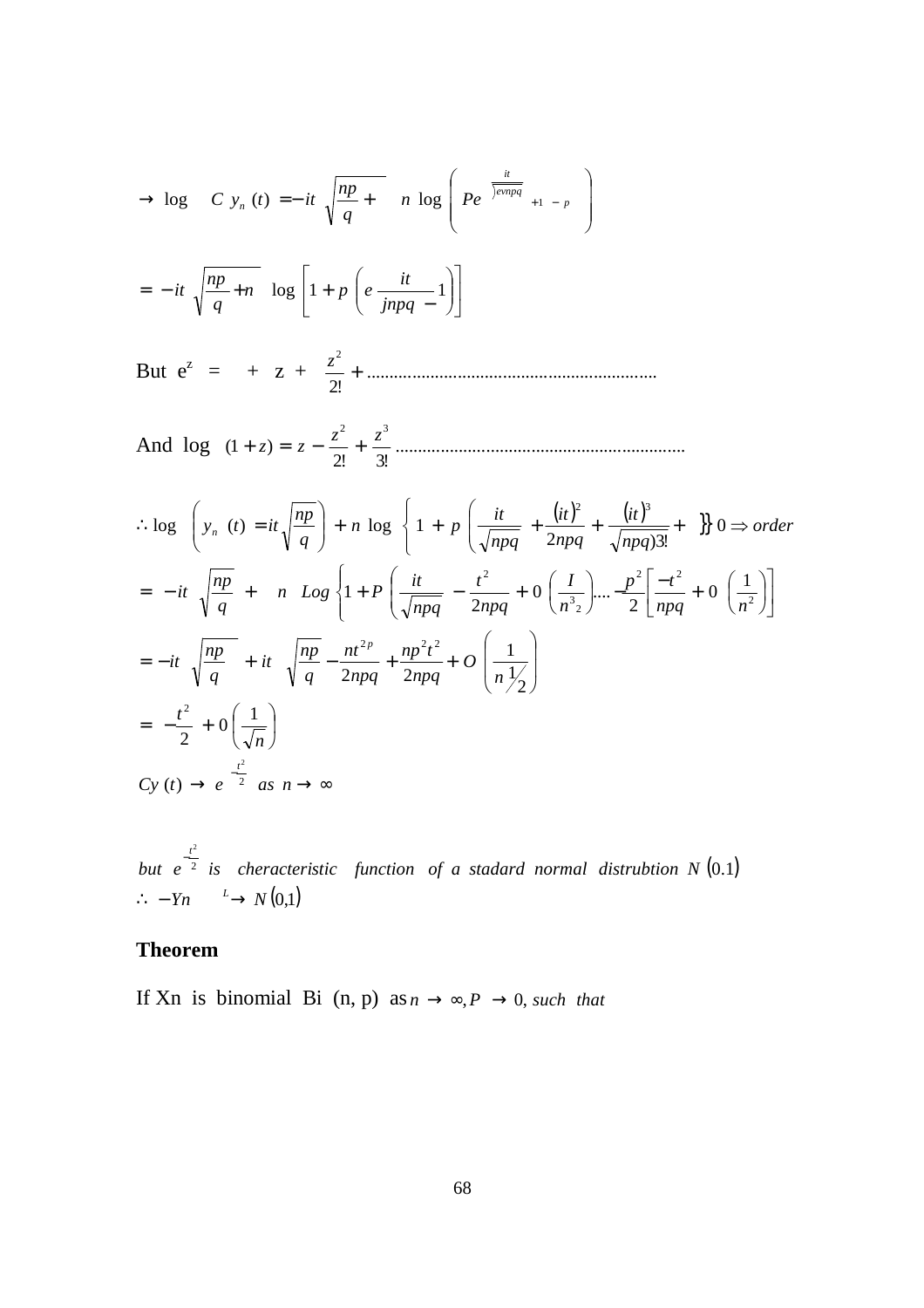$$\to \log \quad C\ y_n\ (t) = -it\ \sqrt{\frac{np}{q} +} \quad n\ \log\left( Pe^{\frac{it}{)evnpq}} +1 - p \right)$$

$$= -it\ \sqrt{\frac{np}{q} + n}\ \ \log\left[1 + p\left(e\ \frac{it}{jnpq} - 1\right)\right]$$

But $e^z = \ + \ z + \frac{z^2}{2!} + \ldots\ldots\ldots\ldots\ldots\ldots\ldots\ldots\ldots\ldots\ldots\ldots\ldots\ldots\ldots$

And $\log\ (1+z) = z - \frac{z^2}{2!} + \frac{z^3}{3!}\ \ldots\ldots\ldots\ldots\ldots\ldots\ldots\ldots\ldots\ldots\ldots\ldots\ldots\ldots\ldots$

$$\therefore \log\ \left(y_n\ (t) = it\sqrt{\frac{np}{q}}\right) + n\ \log\ \left\{1 + p\left(\frac{it}{\sqrt{npq}} + \frac{(it)^2}{2npq} + \frac{(it)^3}{\sqrt{npq})3!} + \ \right\}\right\} 0 \Rightarrow order$$

$$= -it\ \sqrt{\frac{np}{q}} + \quad n\ \ Log\left\{1 + P\left(\frac{it}{\sqrt{npq}} - \frac{t^2}{2npq} + 0\left(\frac{I}{n^{3}{}_{2}}\right) \ldots -\frac{p^2}{2}\left[\frac{-t^2}{npq} + 0\left(\frac{1}{n^2}\right)\right]\right.$$

$$= -it\ \sqrt{\frac{np}{q}} + it\ \sqrt{\frac{np}{q}} - \frac{nt^{2p}}{2npq} + \frac{np^2t^2}{2npq} + O\left(\frac{1}{n^{1/2}}\right)$$

$$= -\frac{t^2}{2} + 0\left(\frac{1}{\sqrt{n}}\right)$$

$$Cy\ (t) \to e^{-\frac{t^2}{2}}\ \ as\ n \to \infty$$

*but* $e^{-\frac{t^2}{2}}$ *is cherecteristic function of a stadard normal distrubtion* $N\ (0.1)$

$\therefore\ -Yn \quad \xrightarrow{L} N\ (0,1)$

**Theorem**

If Xn is binomial Bi (n, p) as $n \to \infty, P \to 0,$ *such that*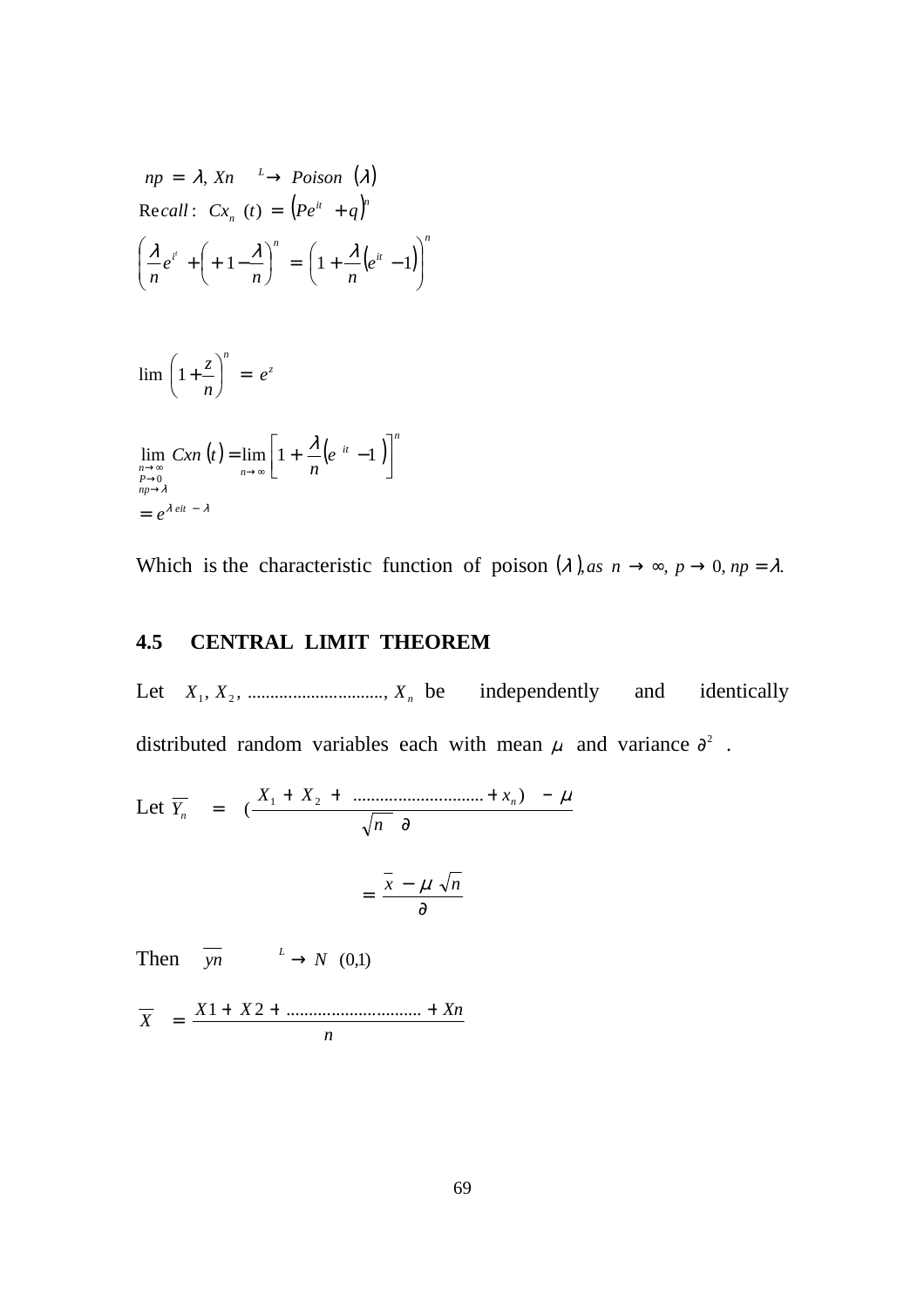$np = \lambda, \; Xn \xrightarrow{L} Poison \; (\lambda)$

$\text{Recall}: \; Cx_n \; (t) = \left(Pe^{it} + q\right)^n$

$$\left(\frac{\lambda}{n} e^{i^t} + \left(+1 - \frac{\lambda}{n}\right)^n\right) = \left(1 + \frac{\lambda}{n}\left(e^{it} - 1\right)\right)^n$$

$$\lim \left(1 + \frac{z}{n}\right)^n = e^z$$

$$\lim_{\substack{n \to \infty \\ P \to 0 \\ np \to \lambda}} Cxn\left(t\right) = \lim_{n \to \infty} \left[1 + \frac{\lambda}{n}\left(e^{\,it} - 1\right)\right]^n$$

$$= e^{\lambda \, eit \; - \; \lambda}$$

Which is the characteristic function of poison $(\lambda)$, as $n \to \infty, \; p \to 0, \; np = \lambda.$

## 4.5 CENTRAL LIMIT THEOREM

Let $X_1, X_2, \ldots\ldots\ldots\ldots, X_n$ be independently and identically distributed random variables each with mean $\mu$ and variance $\partial^2$ .

$$\text{Let } \overline{Y_n} = \left(\frac{X_1 + X_2 + \ldots\ldots\ldots\ldots + x_n) - \mu}{\sqrt{n} \;\; \partial}\right.$$

$$= \frac{\overline{x} - \mu \sqrt{n}}{\partial}$$

Then $\overline{yn} \xrightarrow{L} N \;\; (0,1)$

$$\overline{X} = \frac{X1 + X2 + \ldots\ldots\ldots\ldots + Xn}{n}$$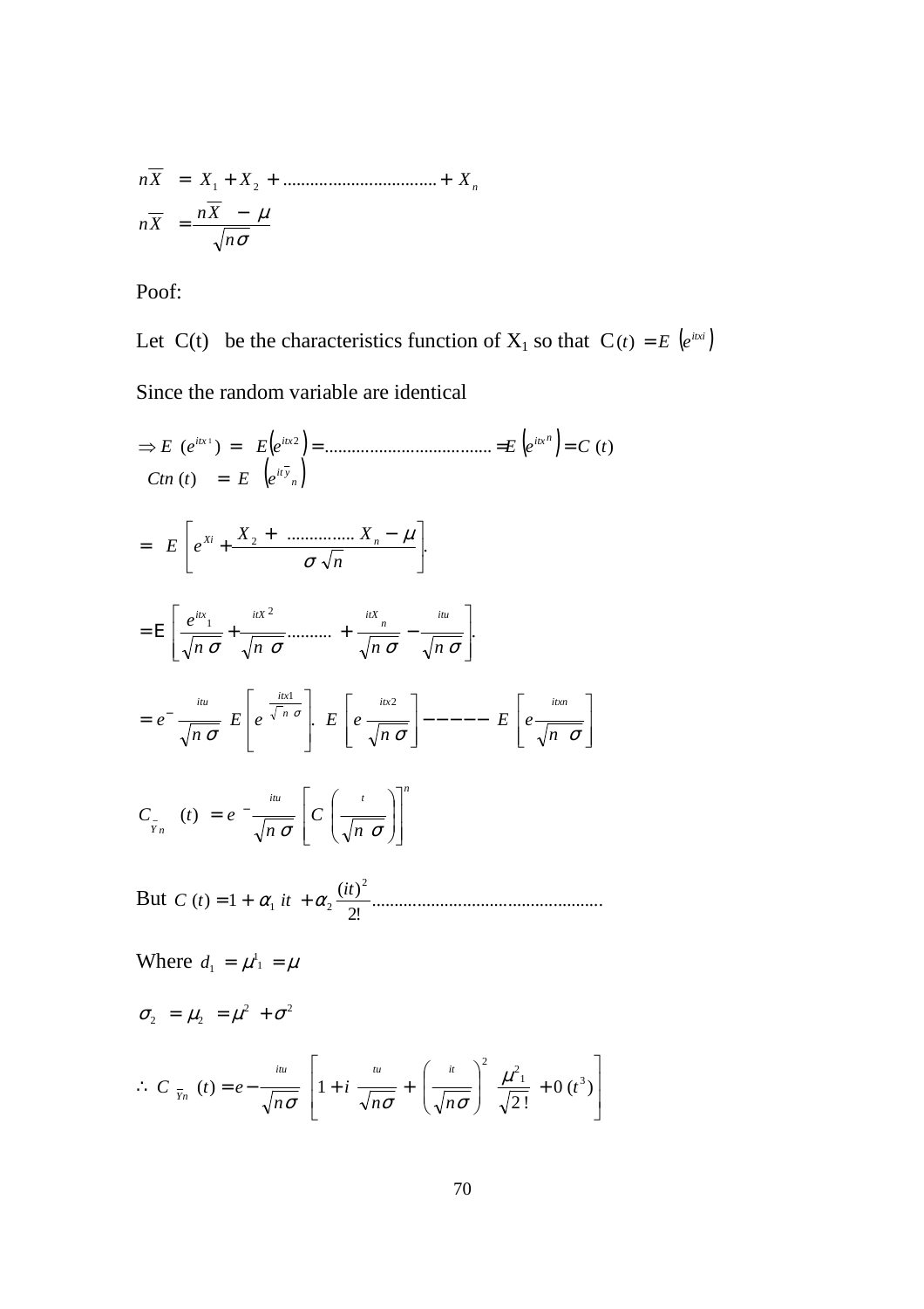$$n\overline{X} = X_1 + X_2 + \ldots\ldots\ldots\ldots\ldots\ldots\ldots\ldots\ldots\ldots + X_n$$

$$n\overline{X} = \frac{n\overline{X} - \mu}{\sqrt{n\sigma}}$$

Poof:

Let C(t) be the characteristics function of $X_1$ so that $C(t) = E\left(e^{itxi}\right)$

Since the random variable are identical

$$\Rightarrow E\left(e^{itx_1}\right) = E\left(e^{itx2}\right) = \ldots\ldots\ldots\ldots\ldots\ldots\ldots\ldots\ldots\ldots = E\left(e^{itx^n}\right) = C(t)$$

$$Ctn(t) = E\left(e^{it\bar{y}}{}_n\right)$$

$$= E\left[e^{Xi} + \frac{X_2 + \ldots\ldots\ldots\ldots\ldots X_n - \mu}{\sigma\sqrt{n}}\right].$$

$$= E\left[\frac{e^{itx_1}}{\sqrt{n\sigma}} + \frac{itX^2}{\sqrt{n\sigma}}\ldots\ldots\ldots + \frac{itX_n}{\sqrt{n\sigma}} - \frac{itu}{\sqrt{n\sigma}}\right].$$

$$= e^{-\frac{itu}{\sqrt{n\sigma}}} E\left[e^{\frac{itx1}{\sqrt{n}\sigma}}\right]. E\left[e\frac{itx2}{\sqrt{n\sigma}}\right] - - - - - E\left[e\frac{itxn}{\sqrt{n\sigma}}\right]$$

$$C_{\bar{Y}n}(t) = e^{-\frac{itu}{\sqrt{n\sigma}}}\left[C\left(\frac{t}{\sqrt{n\sigma}}\right)\right]^n$$

But $C(t) = 1 + \alpha_1 it + \alpha_2 \frac{(it)^2}{2!}\ldots\ldots\ldots\ldots\ldots\ldots\ldots\ldots\ldots\ldots\ldots\ldots\ldots\ldots$

Where $d_1 = \mu^1{}_1 = \mu$

$$\sigma_2 = \mu_2 = \mu^2 + \sigma^2$$

$$\therefore C_{\bar{Y}n}(t) = e^{-\frac{itu}{\sqrt{n\sigma}}}\left[1 + i\frac{tu}{\sqrt{n\sigma}} + \left(\frac{it}{\sqrt{n\sigma}}\right)^2 \frac{\mu^2{}_1}{\sqrt{2!}} + 0(t^3)\right]$$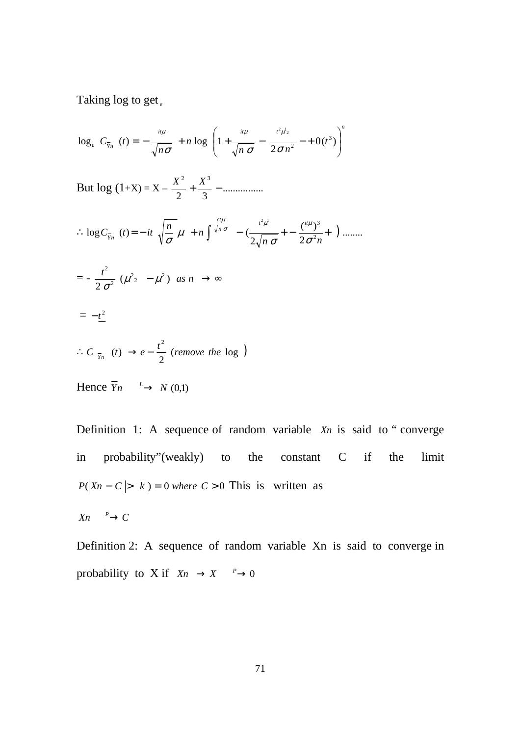Taking log to get $_e$

$$\log_e C_{\overline{Y}n}(t) = -\frac{it\mu}{\sqrt{n\sigma}} + n\log\left(1 + \frac{it\mu}{\sqrt{n}\,\sigma} - \frac{t^2\mu_2^1}{2\sigma n^2} - + 0(t^3)\right)^n$$

But $\log(1+X) = X - \frac{X^2}{2} + \frac{X^3}{3} - \ldots\ldots\ldots\ldots\ldots$

$$\therefore \log C_{\overline{Y}n}(t) = -it\sqrt{\frac{n}{\sigma}}\,\mu + n\int^{\frac{ct\mu}{\sqrt{n}\,\sigma}} - \left(\frac{t^2\mu^1}{2\sqrt{n}\,\sigma} + - \frac{(it\mu)^3}{2\sigma^2 n} + \right)\ldots\ldots\ldots$$

$$= -\frac{t^2}{2\sigma^2}\left(\mu_2^2 - \mu^2\right)\ as\ n \rightarrow \infty$$

$$= -\underline{t^2}$$

$$\therefore C_{\overline{Y}n}(t) \rightarrow e - \frac{t^2}{2}\ (remove\ the\ \log\ )$$

Hence $\overline{Y}n \overset{L}{\rightarrow} N(0,1)$

Definition 1: A sequence of random variable $Xn$ is said to " converge in probability"(weakly) to the constant C if the limit $P(|Xn - C| > k) = 0\ where\ C > 0$ This is written as

$$Xn \overset{P}{\rightarrow} C$$

Definition 2: A sequence of random variable Xn is said to converge in probability to X if $Xn \rightarrow X \overset{P}{\rightarrow} 0$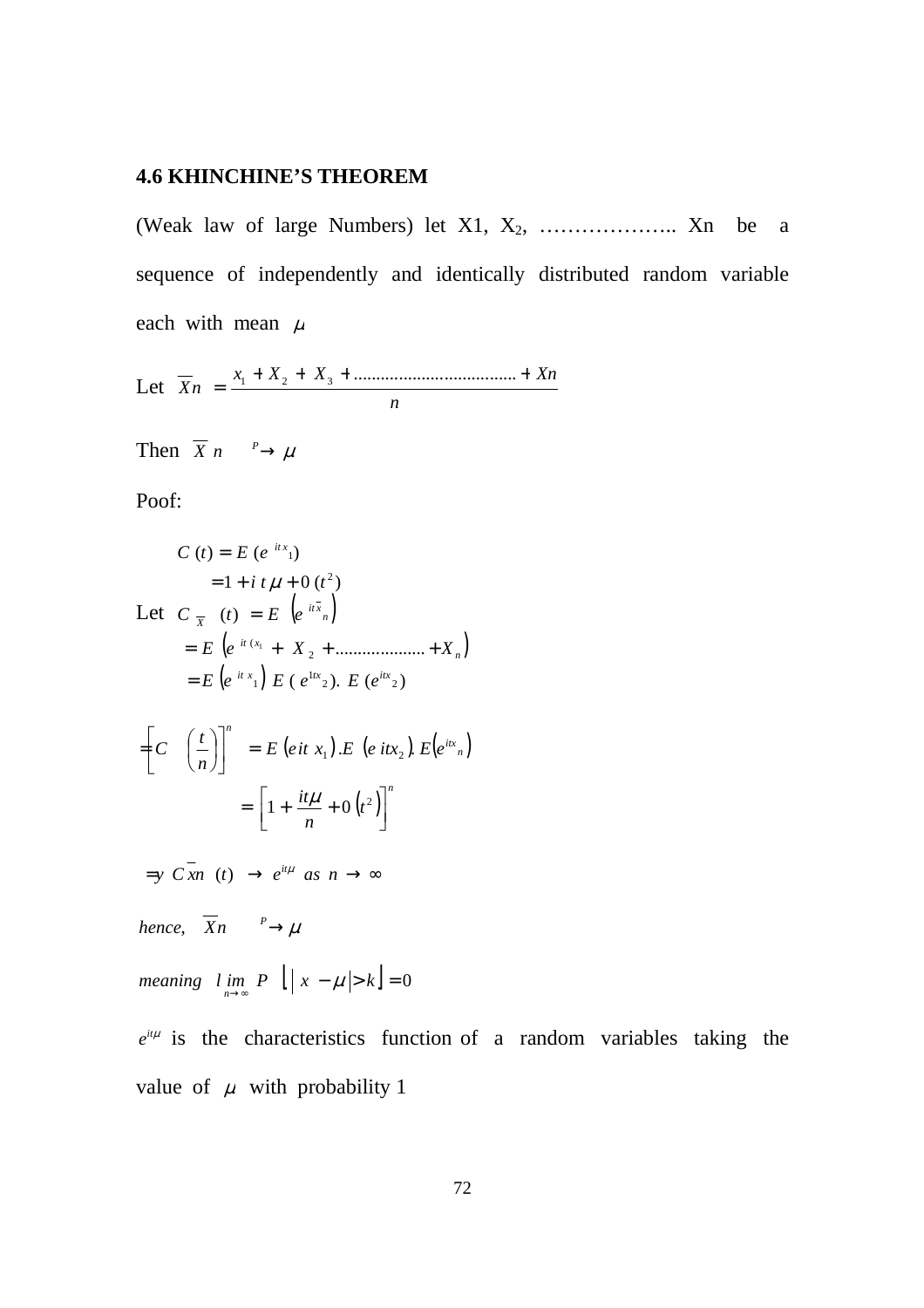### 4.6 KHINCHINE'S TERM

**4.6 KHINCHINE'S THEOREM**

(Weak law of large Numbers) let X1, $X_2$, ……………….. Xn be a sequence of independently and identically distributed random variable each with mean $\mu$

Let $\overline{X}n = \dfrac{x_1 + X_2 + X_3 + .................................... + Xn}{n}$

Then $\overline{X}\,n \xrightarrow{P} \mu$

Poof:

$$C\,(t) = E\,(e^{\,it\,x_1})$$

$$= 1 + i\,t\,\mu + 0\,(t^2)$$

Let $C_{\overline{X}}\,(t) = E\,\left(e^{\,it\,\overline{x}_n}\right)$

$$= E\,\left(e^{\,it\,(x_1} + X_2 + .................... + X_n\right)$$

$$= E\,\left(e^{\,it\,x_1}\right)\,E\,(\,e^{1tx_2}).\,E\,(e^{itx_2})$$

$$= \left[C\,\left(\frac{t}{n}\right)\right]^n = E\,\left(eit\,x_1\right).E\,\left(e\,itx_2\right).\,E\left(e^{itx_n}\right)$$

$$= \left[1 + \frac{it\mu}{n} + 0\,\left(t^2\right)\right]^n$$

$\Rightarrow y\;C\overline{x}n\;(t) \;\rightarrow\; e^{it\mu}\;\;as\;\; n \;\rightarrow\; \infty$

*hence,* $\overline{X}n \xrightarrow{P} \mu$

*meaning* $\lim\limits_{n\to\infty} P\;\left\lfloor\,\left|\,x - \mu\right| > k\right\rfloor = 0$

$e^{it\mu}$ is the characteristics function of a random variables taking the value of $\mu$ with probability 1

**4.6 KHINCHINE'S THEOREM**

(Weak law of large Numbers) let X1, $X_2$, ……………….. Xn be a sequence of independently and identically distributed random variable each with mean $\mu$

Let $\overline{X}n = \dfrac{x_1 + X_2 + X_3 + .................................... + Xn}{n}$

Then $\overline{X}\,n \xrightarrow{P} \mu$

Poof:

$$C\,(t) = E\,(e^{\,it\,x_1})$$

$$= 1 + i\,t\,\mu + 0\,(t^2)$$

Let $C_{\overline{X}}\,(t) = E\,\left(e^{\,it\,\overline{x}_n}\right)$

$$= E\,\left(e^{\,it\,(x_1} + X_2 + .................... + X_n\right)$$

$$= E\,\left(e^{\,it\,x_1}\right)\,E\,(\,e^{1tx_2}).\,E\,(e^{itx_2})$$

$$= \left[C\,\left(\frac{t}{n}\right)\right]^n = E\,\left(eit\,x_1\right).E\,\left(e\,itx_2\right).\,E\left(e^{itx_n}\right)$$

$$= \left[1 + \frac{it\mu}{n} + 0\,\left(t^2\right)\right]^n$$

$\Rightarrow y\;C\overline{x}n\;(t) \;\rightarrow\; e^{it\mu}\;\;as\;\; n \;\rightarrow\; \infty$

*hence,* $\overline{X}n \xrightarrow{P} \mu$

*meaning* $\lim\limits_{n\to\infty} P\;\left\lfloor\,\left|\,x - \mu\right| > k\right\rfloor = 0$

$e^{it\mu}$ is the characteristics function of a random variables taking the value of $\mu$ with probability 1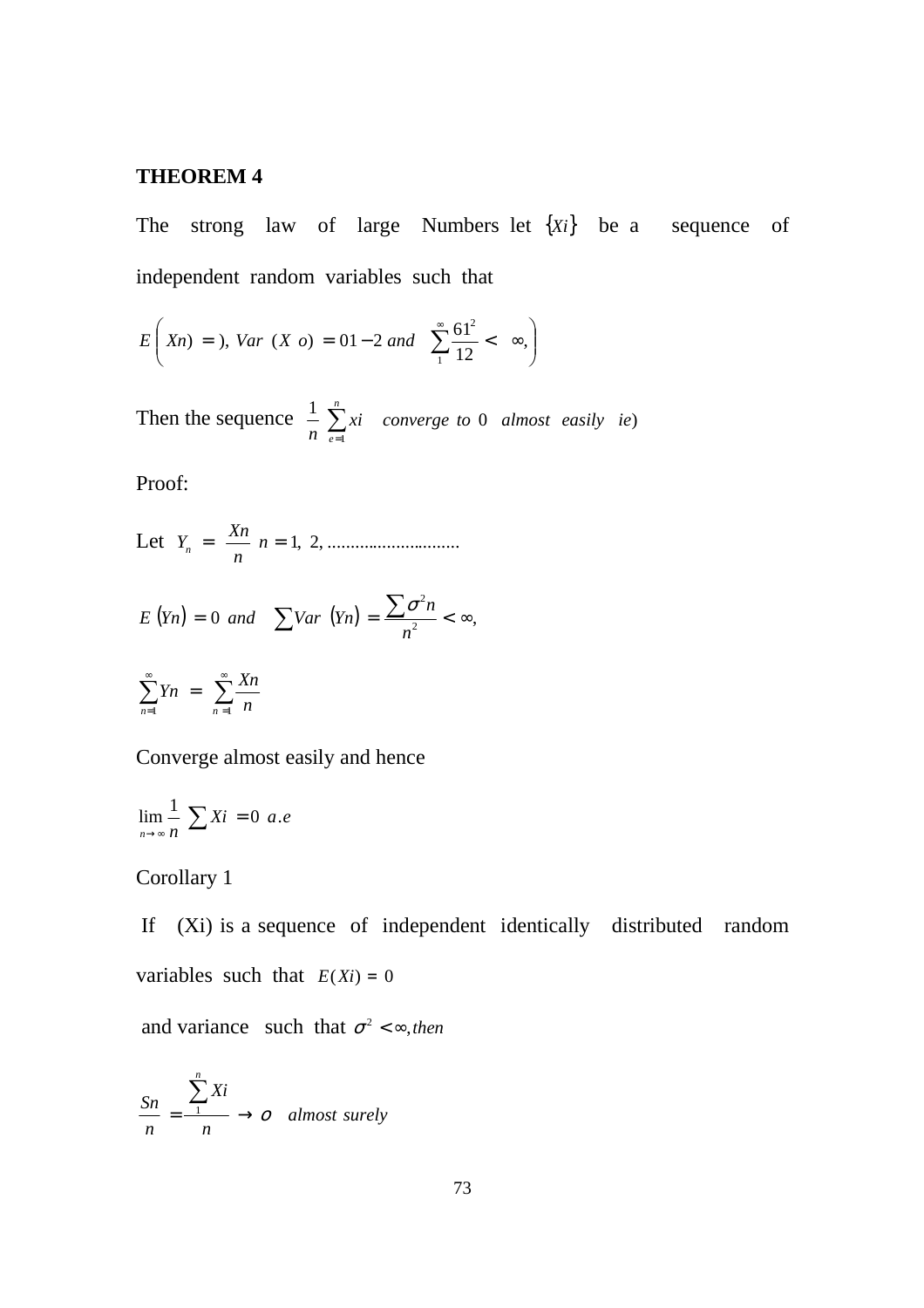**THEOREM 4**

The strong law of large Numbers let $\{Xi\}$ be a sequence of independent random variables such that

$$E\left( Xn) = ), Var\ (X\ o) = 01 - 2\ and\ \sum_{1}^{\infty} \frac{61^2}{12} < \infty, \right)$$

Then the sequence $\frac{1}{n} \sum_{e=1}^{n} xi$ *converge to* $0$ *almost easily ie)*

Proof:

Let $Y_n = \frac{Xn}{n}\ n = 1, 2, \ldots\ldots\ldots\ldots\ldots\ldots\ldots\ldots$

$$E\,(Yn) = 0\ \ and\ \ \sum Var\ (Yn) = \frac{\sum \sigma^2 n}{n^2} < \infty,$$

$$\sum_{n=1}^{\infty} Yn = \sum_{n=1}^{\infty} \frac{Xn}{n}$$

Converge almost easily and hence

$$\lim_{n \to \infty} \frac{1}{n} \sum Xi = 0\ \ a.e$$

Corollary 1

If (Xi) is a sequence of independent identically distributed random variables such that $E(Xi) = 0$

and variance such that $\sigma^2 < \infty, then$

$$\frac{Sn}{n} = \frac{\sum_{1}^{n} Xi}{n} \to o\ \ almost\ surely$$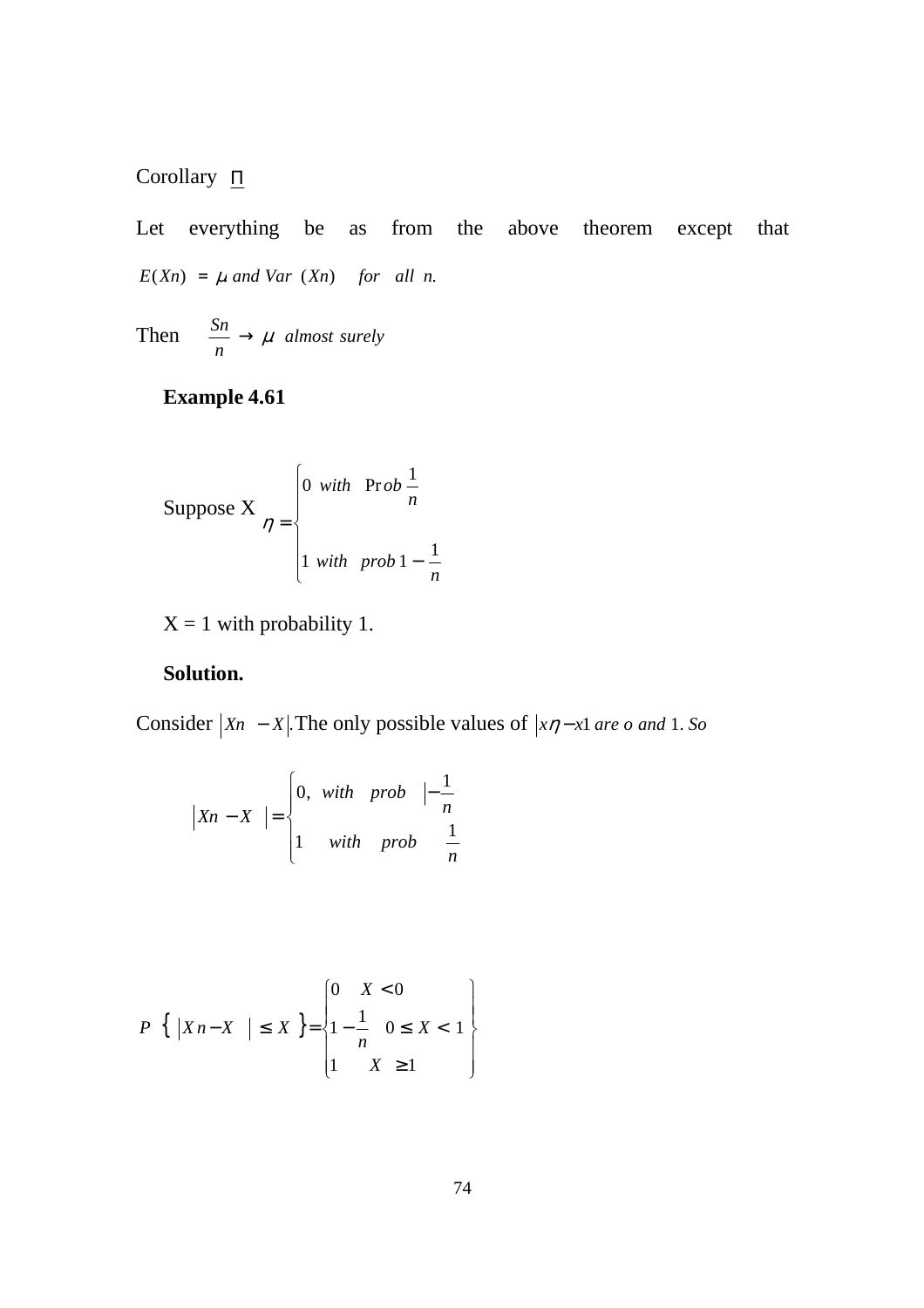Corollary $\sqcap$

Let everything be as from the above theorem except that $E(Xn) = \mu$ *and* $Var\ (Xn)$ *for all n.*

Then $\frac{Sn}{n} \rightarrow \mu$ *almost surely*

**Example 4.61**

Suppose X $\eta = \begin{cases} 0 \text{ with } \Pr ob \frac{1}{n} \\ \\ 1 \text{ with } prob\ 1 - \frac{1}{n} \end{cases}$

X = 1 with probability 1.

**Solution.**

Consider $|Xn - X|$.The only possible values of $|x\eta - x1$ *are o and* 1. *So*

$$|Xn - X| = \begin{cases} 0, \text{ with } prob\ |-\frac{1}{n} \\ 1 \quad with \quad prob \quad \frac{1}{n} \end{cases}$$

$$P\ \{\ |X\,n - X\ | \le X\ \} = \begin{Bmatrix} 0 \quad X < 0 \\ 1 - \frac{1}{n} \quad 0 \le X < 1 \\ 1 \quad X \ge 1 \end{Bmatrix}$$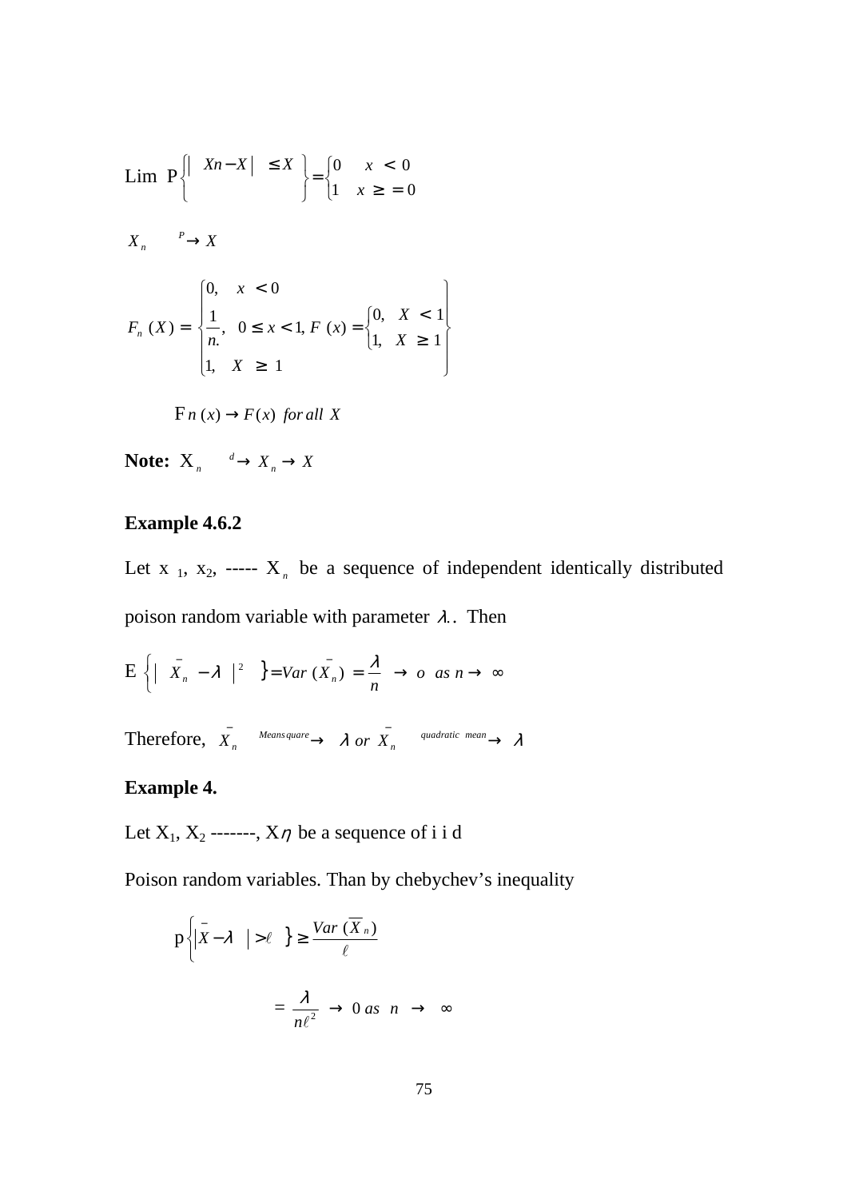$$\text{Lim } P\left\{ \left| Xn - X \right| \leq X \right\} = \begin{cases} 0 & x < 0 \\ 1 & x \geq = 0 \end{cases}$$

$$X_n \xrightarrow{P} X$$

$$F_n(X) = \begin{cases} 0, & x < 0 \\ \dfrac{1}{n.}, & 0 \leq x < 1, \; F(x) = \begin{cases} 0, & X < 1 \\ 1, & X \geq 1 \end{cases} \\ 1, & X \geq 1 \end{cases}$$

$$\text{F}n(x) \rightarrow F(x) \;\; for\, all \;\; X$$

**Note:** $\text{X}_n \xrightarrow{d} X_n \rightarrow X$

### Example 4.6.2

Let $x_1$, $x_2$, ----- $X_n$ be a sequence of independent identically distributed poison random variable with parameter $\lambda$.. Then

$$\text{E}\left\{ \left| \bar{X}_n - \lambda \right|^2 \right\} = Var(\bar{X}_n) = \frac{\lambda}{n} \rightarrow o \;\; as\; n \rightarrow \infty$$

Therefore, $\bar{X}_n \xrightarrow{Means quare} \lambda \;\; or \;\; \bar{X}_n \xrightarrow{quadratic\;\; mean} \lambda$

### Example 4.

Let $X_1$, $X_2$ -------, $X\eta$ be a sequence of i i d

Poison random variables. Than by chebychev's inequality

$$\text{p}\left\{ \left| \bar{X} - \lambda \right| > \ell \right\} \geq \frac{Var(\overline{X}_n)}{\ell}$$

$$= \frac{\lambda}{n\ell^2} \rightarrow 0 \; as \;\; n \;\; \rightarrow \;\; \infty$$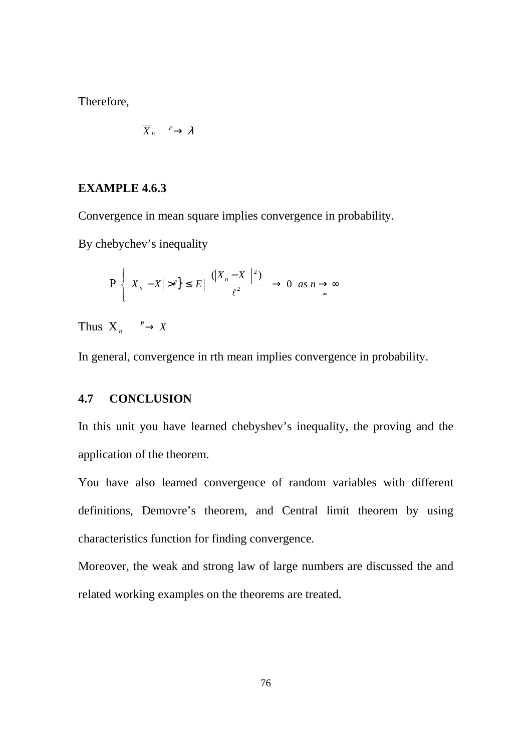Therefore,

$$\overline{X}_n \xrightarrow{P} \lambda$$

**EXAMPLE 4.6.3**

Convergence in mean square implies convergence in probability.

By chebychev's inequality

$$P\left\{ |X_n - X| > \ell \right\} \leq E\left| \frac{(|X_n - X|^2)}{\ell^2} \right. \rightarrow 0 \ \ as\ n \rightarrow \infty$$

Thus $X_n \xrightarrow{P} X$

In general, convergence in rth mean implies convergence in probability.

## 4.7 CONCLUSION

In this unit you have learned chebyshev's inequality, the proving and the application of the theorem.

You have also learned convergence of random variables with different definitions, Demovre's theorem, and Central limit theorem by using characteristics function for finding convergence.

Moreover, the weak and strong law of large numbers are discussed the and related working examples on the theorems are treated.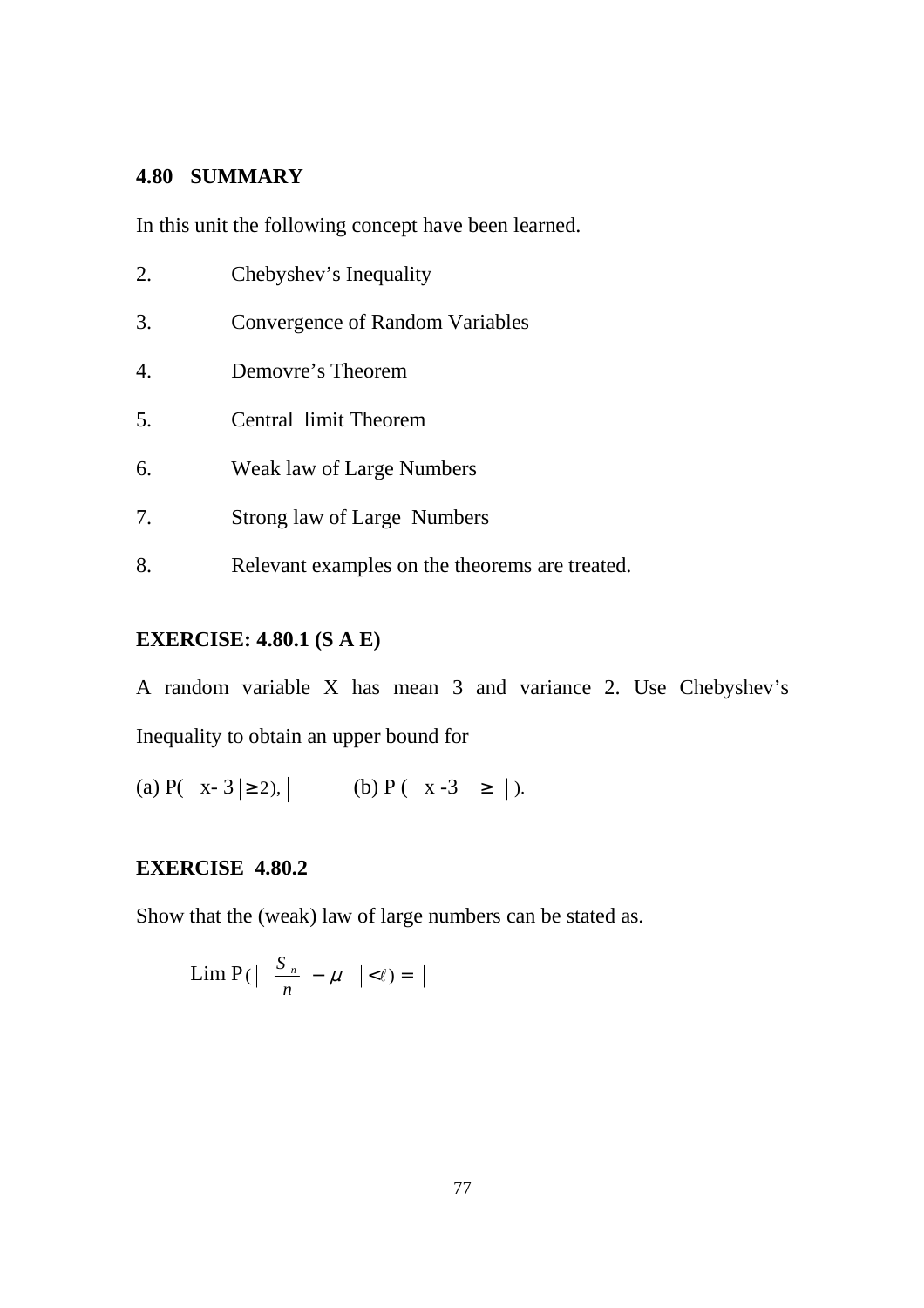#### 4.80 SUMMARY

In this unit the following concept have been learned.

2. Chebyshev's Inequality
3. Convergence of Random Variables
4. Demovre's Theorem
5. Central limit Theorem
6. Weak law of Large Numbers
7. Strong law of Large Numbers
8. Relevant examples on the theorems are treated.

#### EXERCISE: 4.80.1 (S A E)

A random variable X has mean 3 and variance 2. Use Chebyshev's Inequality to obtain an upper bound for

(a) $P(| x- 3 | \geq 2), |$ (b) $P (| x -3 | \geq |)$.

#### EXERCISE 4.80.2

Show that the (weak) law of large numbers can be stated as.

$$\text{Lim } P\left( \left| \frac{S_n}{n} - \mu \right| < \ell \right) = |$$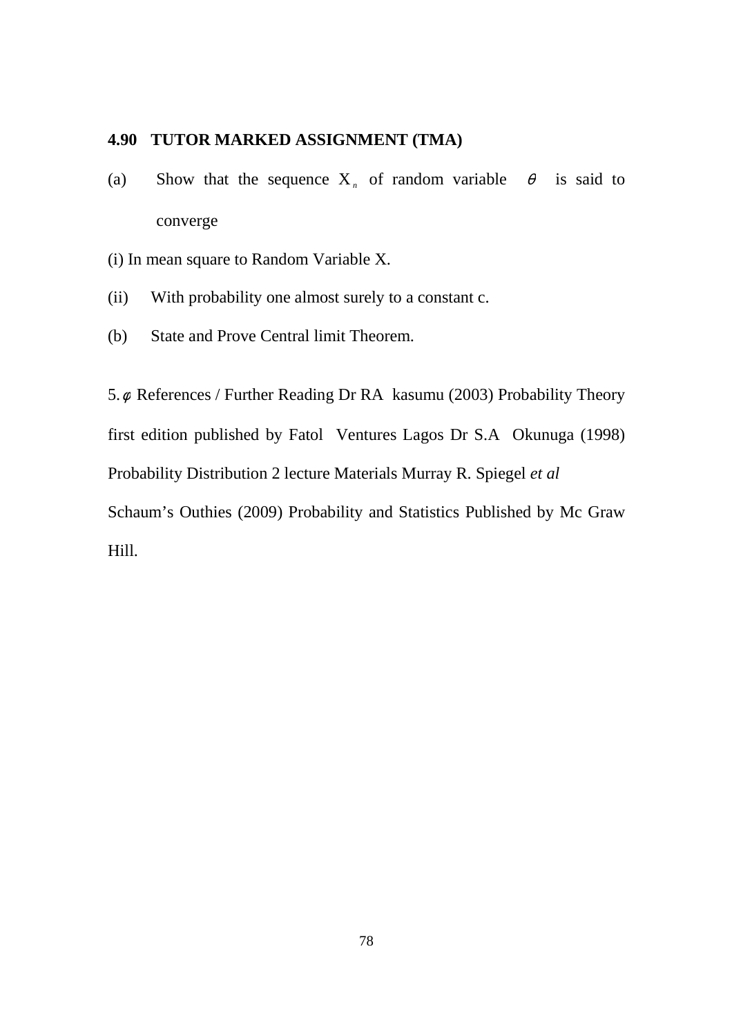### 4.90 TUTOR MARKED ASSIGNMENT (TMA)

(a) Show that the sequence $X_n$ of random variable $\theta$ is said to converge

(i) In mean square to Random Variable X.

(ii) With probability one almost surely to a constant c.

(b) State and Prove Central limit Theorem.

5.$\phi$ References / Further Reading Dr RA kasumu (2003) Probability Theory first edition published by Fatol Ventures Lagos Dr S.A Okunuga (1998) Probability Distribution 2 lecture Materials Murray R. Spiegel *et al* Schaum's Outhies (2009) Probability and Statistics Published by Mc Graw Hill.